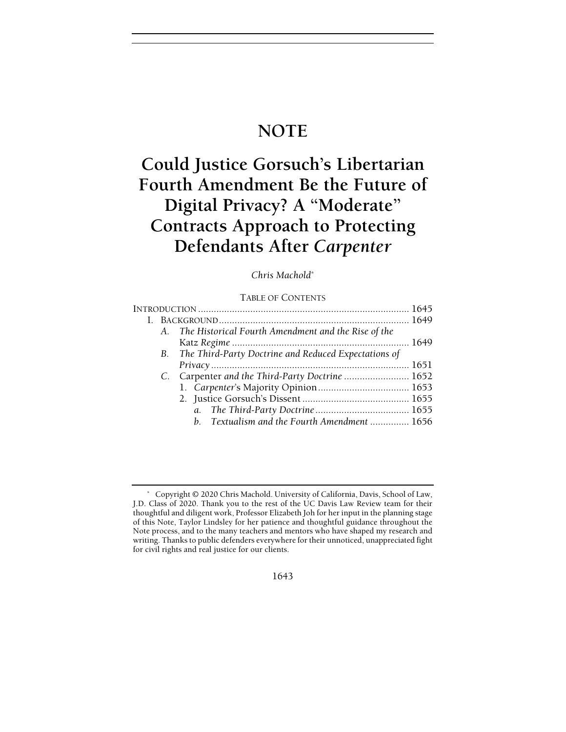# NOTE

# Could Justice Gorsuch's Libertarian Fourth Amendment Be the Future of Digital Privacy? A "Moderate" Contracts Approach to Protecting Defendants After *Carpenter*

*Chris Machold**

TABLE OF CONTENTS

INTRODUCTION ................................................................................ 1645

I. BACKGROUND ........................................................................ 1649

- A. *The Historical Fourth Amendment and the Rise of the* Katz *Regime* .................................................................... 1649
- B. *The Third-Party Doctrine and Reduced Expectations of Privacy* ........................................................................... 1651
- C. Carpenter *and the Third-Party Doctrine* ......................... 1652
  1. *Carpenter*'s Majority Opinion ................................... 1653
  2. Justice Gorsuch's Dissent ......................................... 1655
     - a. *The Third-Party Doctrine* .................................... 1655
     - b. *Textualism and the Fourth Amendment* ............... 1656

---

\* Copyright © 2020 Chris Machold. University of California, Davis, School of Law, J.D. Class of 2020. Thank you to the rest of the UC Davis Law Review team for their thoughtful and diligent work, Professor Elizabeth Joh for her input in the planning stage of this Note, Taylor Lindsley for her patience and thoughtful guidance throughout the Note process, and to the many teachers and mentors who have shaped my research and writing. Thanks to public defenders everywhere for their unnoticed, unappreciated fight for civil rights and real justice for our clients.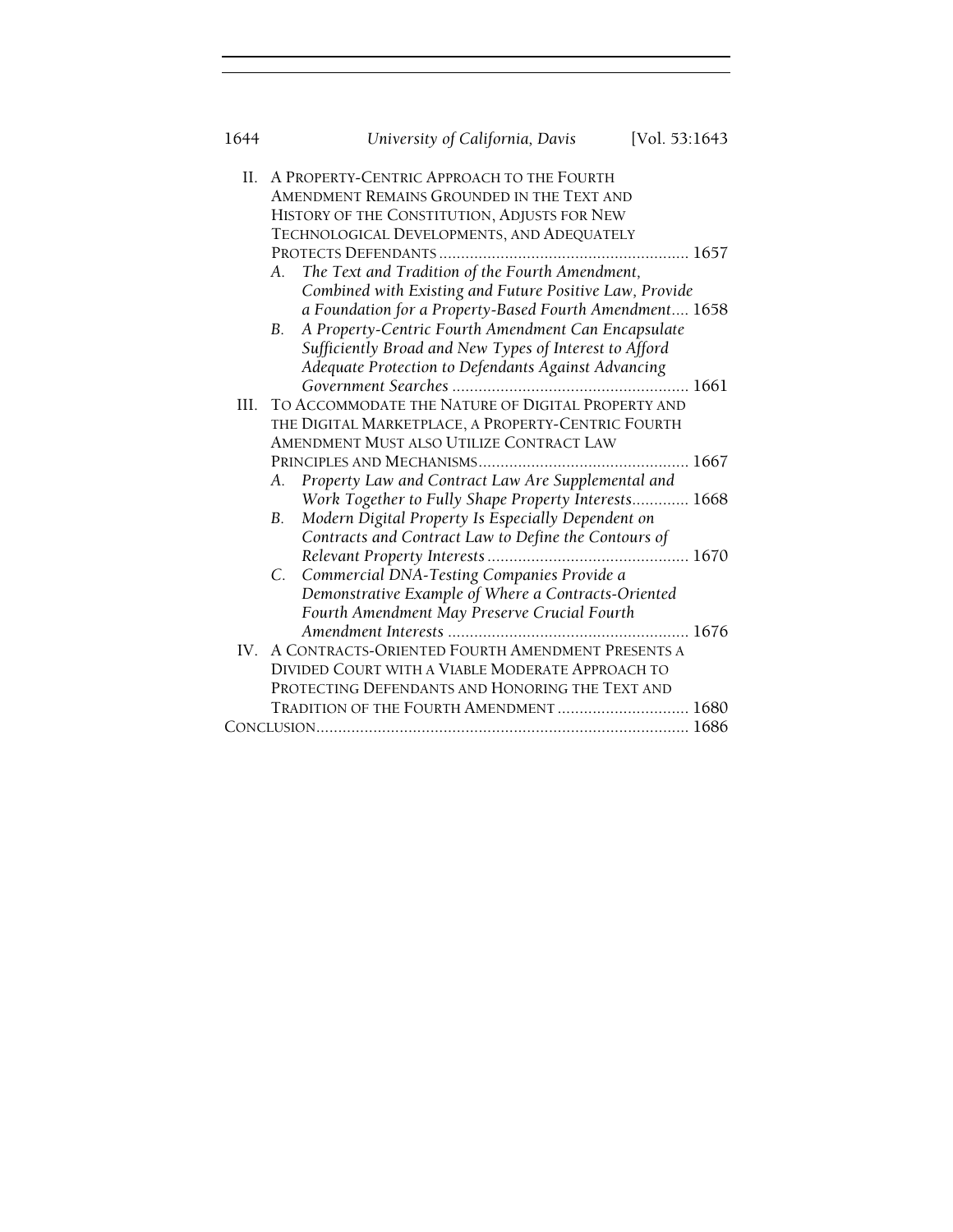II. A PROPERTY-CENTRIC APPROACH TO THE FOURTH AMENDMENT REMAINS GROUNDED IN THE TEXT AND HISTORY OF THE CONSTITUTION, ADJUSTS FOR NEW TECHNOLOGICAL DEVELOPMENTS, AND ADEQUATELY PROTECTS DEFENDANTS ......................................................... 1657

- A. *The Text and Tradition of the Fourth Amendment, Combined with Existing and Future Positive Law, Provide a Foundation for a Property-Based Fourth Amendment*.... 1658
- B. *A Property-Centric Fourth Amendment Can Encapsulate Sufficiently Broad and New Types of Interest to Afford Adequate Protection to Defendants Against Advancing Government Searches* ...................................................... 1661

III. TO ACCOMMODATE THE NATURE OF DIGITAL PROPERTY AND THE DIGITAL MARKETPLACE, A PROPERTY-CENTRIC FOURTH AMENDMENT MUST ALSO UTILIZE CONTRACT LAW PRINCIPLES AND MECHANISMS................................................ 1667

- A. *Property Law and Contract Law Are Supplemental and Work Together to Fully Shape Property Interests*............. 1668
- B. *Modern Digital Property Is Especially Dependent on Contracts and Contract Law to Define the Contours of Relevant Property Interests*............................................. 1670
- C. *Commercial DNA-Testing Companies Provide a Demonstrative Example of Where a Contracts-Oriented Fourth Amendment May Preserve Crucial Fourth Amendment Interests* ....................................................... 1676

IV. A CONTRACTS-ORIENTED FOURTH AMENDMENT PRESENTS A DIVIDED COURT WITH A VIABLE MODERATE APPROACH TO PROTECTING DEFENDANTS AND HONORING THE TEXT AND TRADITION OF THE FOURTH AMENDMENT .............................. 1680

CONCLUSION..................................................................................... 1686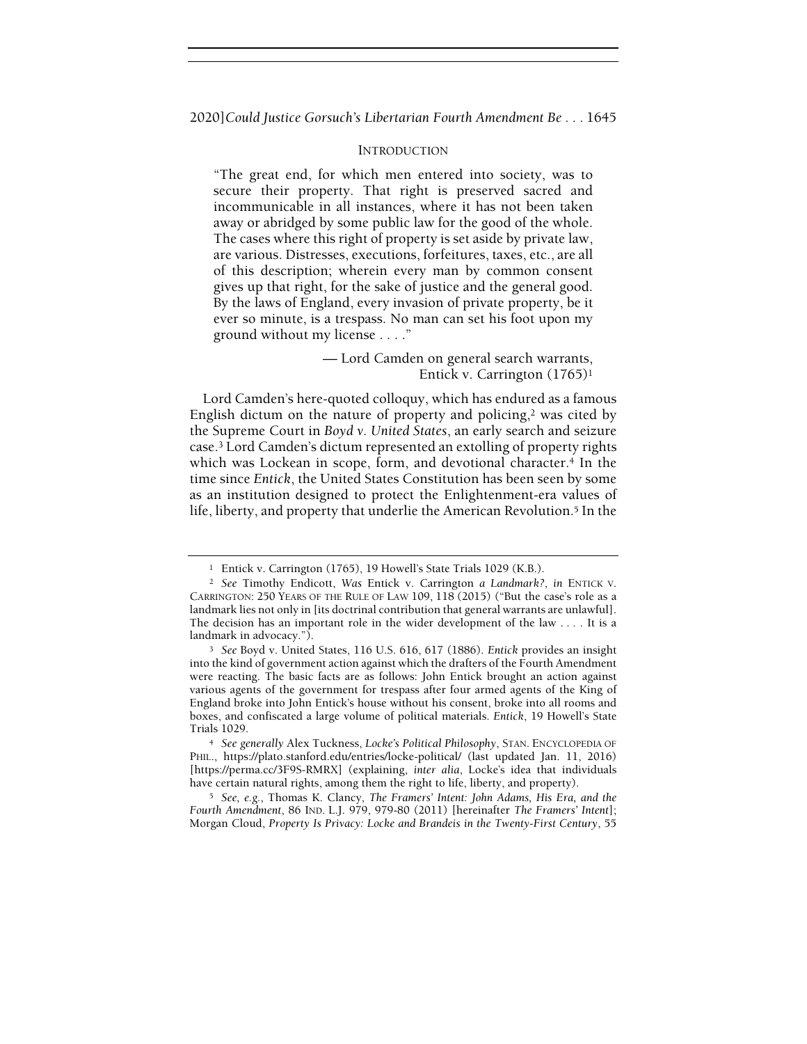## INTRODUCTION

> "The great end, for which men entered into society, was to secure their property. That right is preserved sacred and incommunicable in all instances, where it has not been taken away or abridged by some public law for the good of the whole. The cases where this right of property is set aside by private law, are various. Distresses, executions, forfeitures, taxes, etc., are all of this description; wherein every man by common consent gives up that right, for the sake of justice and the general good. By the laws of England, every invasion of private property, be it ever so minute, is a trespass. No man can set his foot upon my ground without my license . . . ."
>
> — Lord Camden on general search warrants, Entick v. Carrington (1765)[1]

Lord Camden's here-quoted colloquy, which has endured as a famous English dictum on the nature of property and policing,[2] was cited by the Supreme Court in *Boyd v. United States*, an early search and seizure case.[3] Lord Camden's dictum represented an extolling of property rights which was Lockean in scope, form, and devotional character.[4] In the time since *Entick*, the United States Constitution has been seen by some as an institution designed to protect the Enlightenment-era values of life, liberty, and property that underlie the American Revolution.[5] In the

---

[1] Entick v. Carrington (1765), 19 Howell's State Trials 1029 (K.B.).

[2] *See* Timothy Endicott, *Was* Entick v. Carrington *a Landmark?*, *in* ENTICK V. CARRINGTON: 250 YEARS OF THE RULE OF LAW 109, 118 (2015) ("But the case's role as a landmark lies not only in [its doctrinal contribution that general warrants are unlawful]. The decision has an important role in the wider development of the law . . . . It is a landmark in advocacy.").

[3] *See* Boyd v. United States, 116 U.S. 616, 617 (1886). *Entick* provides an insight into the kind of government action against which the drafters of the Fourth Amendment were reacting. The basic facts are as follows: John Entick brought an action against various agents of the government for trespass after four armed agents of the King of England broke into John Entick's house without his consent, broke into all rooms and boxes, and confiscated a large volume of political materials. *Entick*, 19 Howell's State Trials 1029.

[4] *See generally* Alex Tuckness, *Locke's Political Philosophy*, STAN. ENCYCLOPEDIA OF PHIL., https://plato.stanford.edu/entries/locke-political/ (last updated Jan. 11, 2016) [https://perma.cc/3F9S-RMRX] (explaining, *inter alia*, Locke's idea that individuals have certain natural rights, among them the right to life, liberty, and property).

[5] *See, e.g.*, Thomas K. Clancy, *The Framers' Intent: John Adams, His Era, and the Fourth Amendment*, 86 IND. L.J. 979, 979-80 (2011) [hereinafter *The Framers' Intent*]; Morgan Cloud, *Property Is Privacy: Locke and Brandeis in the Twenty-First Century*, 55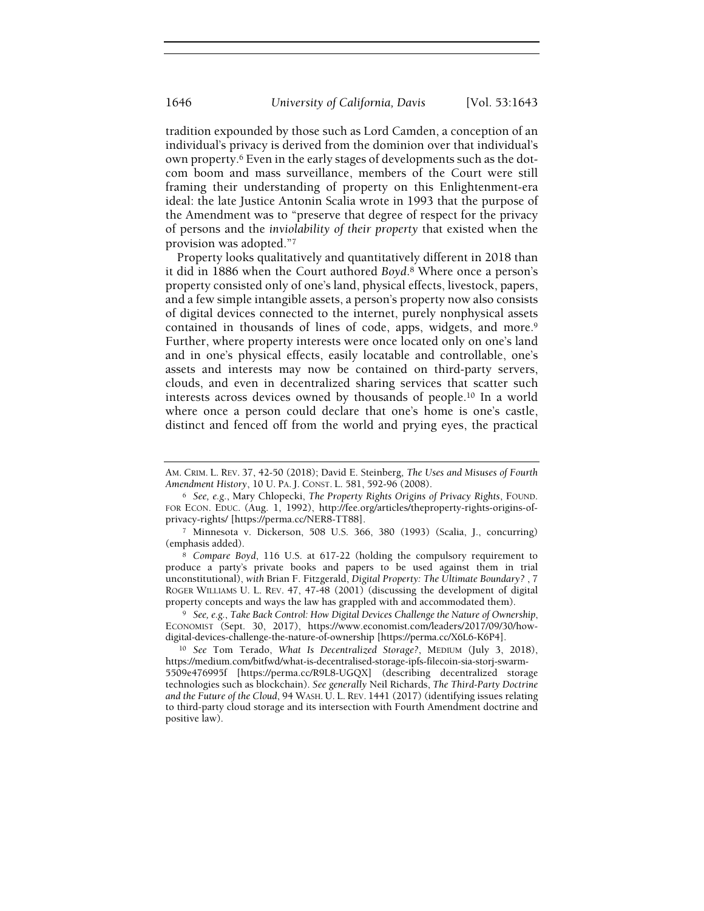tradition expounded by those such as Lord Camden, a conception of an individual's privacy is derived from the dominion over that individual's own property.[6] Even in the early stages of developments such as the dot-com boom and mass surveillance, members of the Court were still framing their understanding of property on this Enlightenment-era ideal: the late Justice Antonin Scalia wrote in 1993 that the purpose of the Amendment was to "preserve that degree of respect for the privacy of persons and the *inviolability of their property* that existed when the provision was adopted."[7]

Property looks qualitatively and quantitatively different in 2018 than it did in 1886 when the Court authored *Boyd*.[8] Where once a person's property consisted only of one's land, physical effects, livestock, papers, and a few simple intangible assets, a person's property now also consists of digital devices connected to the internet, purely nonphysical assets contained in thousands of lines of code, apps, widgets, and more.[9] Further, where property interests were once located only on one's land and in one's physical effects, easily locatable and controllable, one's assets and interests may now be contained on third-party servers, clouds, and even in decentralized sharing services that scatter such interests across devices owned by thousands of people.[10] In a world where once a person could declare that one's home is one's castle, distinct and fenced off from the world and prying eyes, the practical

---

AM. CRIM. L. REV. 37, 42-50 (2018); David E. Steinberg, *The Uses and Misuses of Fourth Amendment History*, 10 U. PA. J. CONST. L. 581, 592-96 (2008).

[6] *See, e.g.*, Mary Chlopecki, *The Property Rights Origins of Privacy Rights*, FOUND. FOR ECON. EDUC. (Aug. 1, 1992), http://fee.org/articles/theproperty-rights-origins-of-privacy-rights/ [https://perma.cc/NER8-TT88].

[7] Minnesota v. Dickerson, 508 U.S. 366, 380 (1993) (Scalia, J., concurring) (emphasis added).

[8] *Compare Boyd*, 116 U.S. at 617-22 (holding the compulsory requirement to produce a party's private books and papers to be used against them in trial unconstitutional), *with* Brian F. Fitzgerald, *Digital Property: The Ultimate Boundary?* , 7 ROGER WILLIAMS U. L. REV. 47, 47-48 (2001) (discussing the development of digital property concepts and ways the law has grappled with and accommodated them).

[9] *See, e.g.*, *Take Back Control: How Digital Devices Challenge the Nature of Ownership*, ECONOMIST (Sept. 30, 2017), https://www.economist.com/leaders/2017/09/30/how-digital-devices-challenge-the-nature-of-ownership [https://perma.cc/X6L6-K6P4].

[10] *See* Tom Terado, *What Is Decentralized Storage?*, MEDIUM (July 3, 2018), https://medium.com/bitfwd/what-is-decentralised-storage-ipfs-filecoin-sia-storj-swarm-5509e476995f [https://perma.cc/R9L8-UGQX] (describing decentralized storage technologies such as blockchain). *See generally* Neil Richards, *The Third-Party Doctrine and the Future of the Cloud*, 94 WASH. U. L. REV. 1441 (2017) (identifying issues relating to third-party cloud storage and its intersection with Fourth Amendment doctrine and positive law).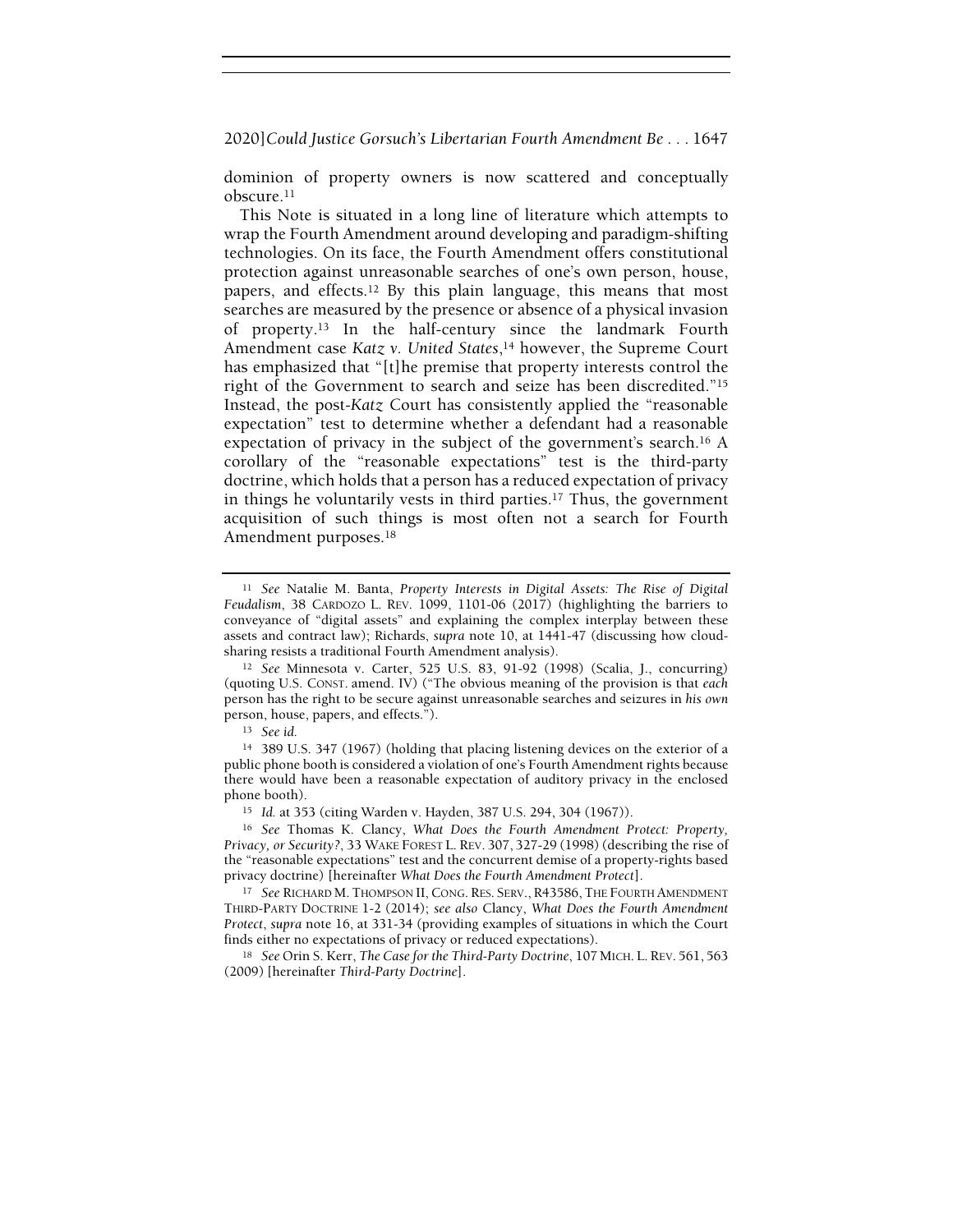dominion of property owners is now scattered and conceptually obscure.[11]

This Note is situated in a long line of literature which attempts to wrap the Fourth Amendment around developing and paradigm-shifting technologies. On its face, the Fourth Amendment offers constitutional protection against unreasonable searches of one's own person, house, papers, and effects.[12] By this plain language, this means that most searches are measured by the presence or absence of a physical invasion of property.[13] In the half-century since the landmark Fourth Amendment case *Katz v. United States*,[14] however, the Supreme Court has emphasized that "[t]he premise that property interests control the right of the Government to search and seize has been discredited."[15] Instead, the post-*Katz* Court has consistently applied the "reasonable expectation" test to determine whether a defendant had a reasonable expectation of privacy in the subject of the government's search.[16] A corollary of the "reasonable expectations" test is the third-party doctrine, which holds that a person has a reduced expectation of privacy in things he voluntarily vests in third parties.[17] Thus, the government acquisition of such things is most often not a search for Fourth Amendment purposes.[18]

---

[11] *See* Natalie M. Banta, *Property Interests in Digital Assets: The Rise of Digital Feudalism*, 38 CARDOZO L. REV. 1099, 1101-06 (2017) (highlighting the barriers to conveyance of "digital assets" and explaining the complex interplay between these assets and contract law); Richards, *supra* note 10, at 1441-47 (discussing how cloud-sharing resists a traditional Fourth Amendment analysis).

[12] *See* Minnesota v. Carter, 525 U.S. 83, 91-92 (1998) (Scalia, J., concurring) (quoting U.S. CONST. amend. IV) ("The obvious meaning of the provision is that *each* person has the right to be secure against unreasonable searches and seizures in *his own* person, house, papers, and effects.").

[13] *See id.*

[14] 389 U.S. 347 (1967) (holding that placing listening devices on the exterior of a public phone booth is considered a violation of one's Fourth Amendment rights because there would have been a reasonable expectation of auditory privacy in the enclosed phone booth).

[15] *Id.* at 353 (citing Warden v. Hayden, 387 U.S. 294, 304 (1967)).

[16] *See* Thomas K. Clancy, *What Does the Fourth Amendment Protect: Property, Privacy, or Security?*, 33 WAKE FOREST L. REV. 307, 327-29 (1998) (describing the rise of the "reasonable expectations" test and the concurrent demise of a property-rights based privacy doctrine) [hereinafter *What Does the Fourth Amendment Protect*].

[17] *See* RICHARD M. THOMPSON II, CONG. RES. SERV., R43586, THE FOURTH AMENDMENT THIRD-PARTY DOCTRINE 1-2 (2014); *see also* Clancy, *What Does the Fourth Amendment Protect*, *supra* note 16, at 331-34 (providing examples of situations in which the Court finds either no expectations of privacy or reduced expectations).

[18] *See* Orin S. Kerr, *The Case for the Third-Party Doctrine*, 107 MICH. L. REV. 561, 563 (2009) [hereinafter *Third-Party Doctrine*].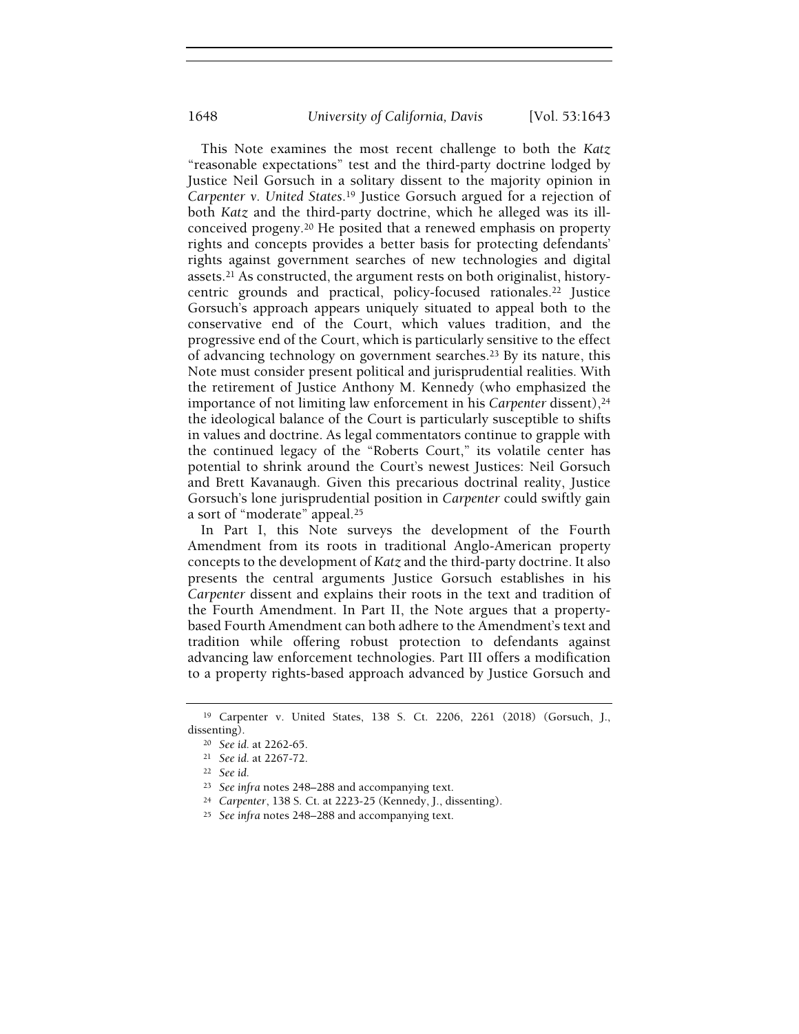This Note examines the most recent challenge to both the *Katz* "reasonable expectations" test and the third-party doctrine lodged by Justice Neil Gorsuch in a solitary dissent to the majority opinion in *Carpenter v. United States*.[19] Justice Gorsuch argued for a rejection of both *Katz* and the third-party doctrine, which he alleged was its ill-conceived progeny.[20] He posited that a renewed emphasis on property rights and concepts provides a better basis for protecting defendants' rights against government searches of new technologies and digital assets.[21] As constructed, the argument rests on both originalist, history-centric grounds and practical, policy-focused rationales.[22] Justice Gorsuch's approach appears uniquely situated to appeal both to the conservative end of the Court, which values tradition, and the progressive end of the Court, which is particularly sensitive to the effect of advancing technology on government searches.[23] By its nature, this Note must consider present political and jurisprudential realities. With the retirement of Justice Anthony M. Kennedy (who emphasized the importance of not limiting law enforcement in his *Carpenter* dissent),[24] the ideological balance of the Court is particularly susceptible to shifts in values and doctrine. As legal commentators continue to grapple with the continued legacy of the "Roberts Court," its volatile center has potential to shrink around the Court's newest Justices: Neil Gorsuch and Brett Kavanaugh. Given this precarious doctrinal reality, Justice Gorsuch's lone jurisprudential position in *Carpenter* could swiftly gain a sort of "moderate" appeal.[25]

In Part I, this Note surveys the development of the Fourth Amendment from its roots in traditional Anglo-American property concepts to the development of *Katz* and the third-party doctrine. It also presents the central arguments Justice Gorsuch establishes in his *Carpenter* dissent and explains their roots in the text and tradition of the Fourth Amendment. In Part II, the Note argues that a property-based Fourth Amendment can both adhere to the Amendment's text and tradition while offering robust protection to defendants against advancing law enforcement technologies. Part III offers a modification to a property rights-based approach advanced by Justice Gorsuch and

[19] Carpenter v. United States, 138 S. Ct. 2206, 2261 (2018) (Gorsuch, J., dissenting).

[20] *See id.* at 2262-65.

[21] *See id.* at 2267-72.

[22] *See id.*

[23] *See infra* notes 248–288 and accompanying text.

[24] *Carpenter*, 138 S. Ct. at 2223-25 (Kennedy, J., dissenting).

[25] *See infra* notes 248–288 and accompanying text.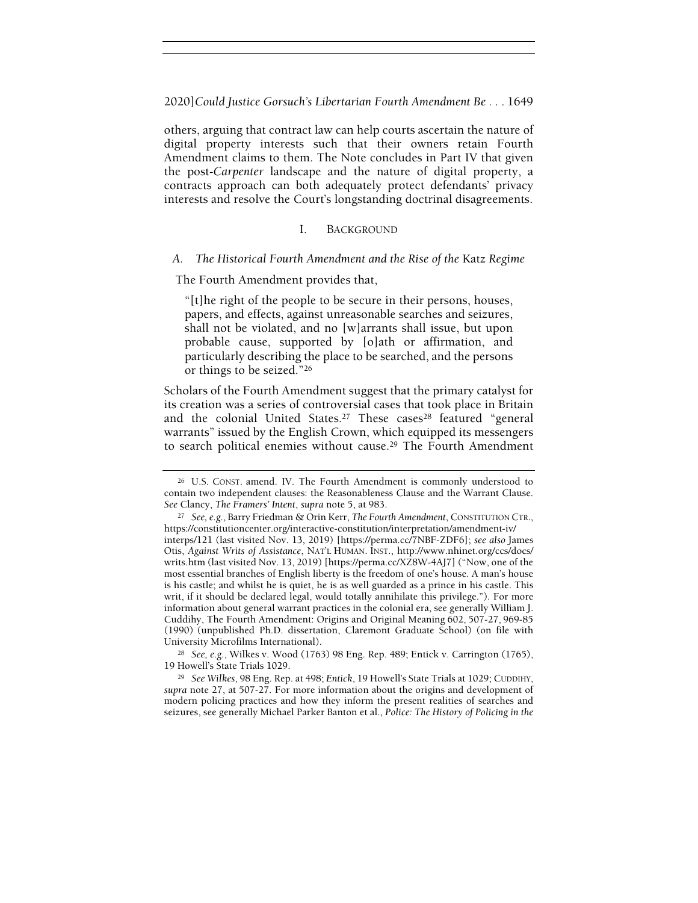others, arguing that contract law can help courts ascertain the nature of digital property interests such that their owners retain Fourth Amendment claims to them. The Note concludes in Part IV that given the post-*Carpenter* landscape and the nature of digital property, a contracts approach can both adequately protect defendants' privacy interests and resolve the Court's longstanding doctrinal disagreements.

## I. BACKGROUND

### A. *The Historical Fourth Amendment and the Rise of the* Katz *Regime*

The Fourth Amendment provides that,

> "[t]he right of the people to be secure in their persons, houses, papers, and effects, against unreasonable searches and seizures, shall not be violated, and no [w]arrants shall issue, but upon probable cause, supported by [o]ath or affirmation, and particularly describing the place to be searched, and the persons or things to be seized."[26]

Scholars of the Fourth Amendment suggest that the primary catalyst for its creation was a series of controversial cases that took place in Britain and the colonial United States.[27] These cases[28] featured "general warrants" issued by the English Crown, which equipped its messengers to search political enemies without cause.[29] The Fourth Amendment

---

[26] U.S. CONST. amend. IV. The Fourth Amendment is commonly understood to contain two independent clauses: the Reasonableness Clause and the Warrant Clause. *See* Clancy, *The Framers' Intent*, *supra* note 5, at 983.

[27] *See, e.g.*, Barry Friedman & Orin Kerr, *The Fourth Amendment*, CONSTITUTION CTR., https://constitutioncenter.org/interactive-constitution/interpretation/amendment-iv/interps/121 (last visited Nov. 13, 2019) [https://perma.cc/7NBF-ZDF6]; *see also* James Otis, *Against Writs of Assistance*, NAT'L HUMAN. INST., http://www.nhinet.org/ccs/docs/writs.htm (last visited Nov. 13, 2019) [https://perma.cc/XZ8W-4AJ7] ("Now, one of the most essential branches of English liberty is the freedom of one's house. A man's house is his castle; and whilst he is quiet, he is as well guarded as a prince in his castle. This writ, if it should be declared legal, would totally annihilate this privilege."). For more information about general warrant practices in the colonial era, see generally William J. Cuddihy, The Fourth Amendment: Origins and Original Meaning 602, 507-27, 969-85 (1990) (unpublished Ph.D. dissertation, Claremont Graduate School) (on file with University Microfilms International).

[28] *See, e.g.*, Wilkes v. Wood (1763) 98 Eng. Rep. 489; Entick v. Carrington (1765), 19 Howell's State Trials 1029.

[29] *See Wilkes*, 98 Eng. Rep. at 498; *Entick*, 19 Howell's State Trials at 1029; CUDDIHY, *supra* note 27, at 507-27. For more information about the origins and development of modern policing practices and how they inform the present realities of searches and seizures, see generally Michael Parker Banton et al., *Police: The History of Policing in the*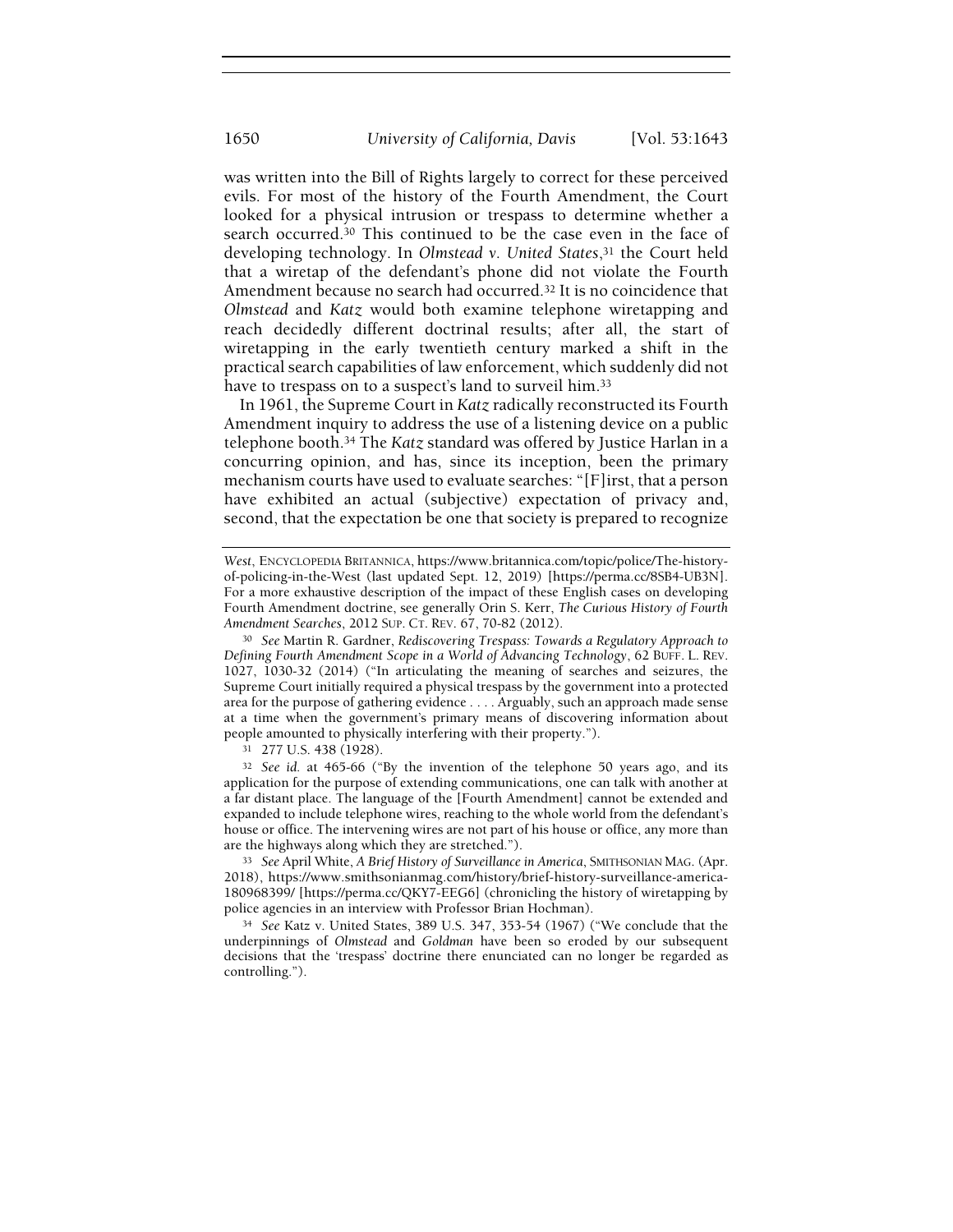was written into the Bill of Rights largely to correct for these perceived evils. For most of the history of the Fourth Amendment, the Court looked for a physical intrusion or trespass to determine whether a search occurred.[30] This continued to be the case even in the face of developing technology. In *Olmstead v. United States*,[31] the Court held that a wiretap of the defendant's phone did not violate the Fourth Amendment because no search had occurred.[32] It is no coincidence that *Olmstead* and *Katz* would both examine telephone wiretapping and reach decidedly different doctrinal results; after all, the start of wiretapping in the early twentieth century marked a shift in the practical search capabilities of law enforcement, which suddenly did not have to trespass on to a suspect's land to surveil him.[33]

In 1961, the Supreme Court in *Katz* radically reconstructed its Fourth Amendment inquiry to address the use of a listening device on a public telephone booth.[34] The *Katz* standard was offered by Justice Harlan in a concurring opinion, and has, since its inception, been the primary mechanism courts have used to evaluate searches: "[F]irst, that a person have exhibited an actual (subjective) expectation of privacy and, second, that the expectation be one that society is prepared to recognize

---

*West*, ENCYCLOPEDIA BRITANNICA, https://www.britannica.com/topic/police/The-history-of-policing-in-the-West (last updated Sept. 12, 2019) [https://perma.cc/8SB4-UB3N]. For a more exhaustive description of the impact of these English cases on developing Fourth Amendment doctrine, see generally Orin S. Kerr, *The Curious History of Fourth Amendment Searches*, 2012 SUP. CT. REV. 67, 70-82 (2012).

[30] *See* Martin R. Gardner, *Rediscovering Trespass: Towards a Regulatory Approach to Defining Fourth Amendment Scope in a World of Advancing Technology*, 62 BUFF. L. REV. 1027, 1030-32 (2014) ("In articulating the meaning of searches and seizures, the Supreme Court initially required a physical trespass by the government into a protected area for the purpose of gathering evidence . . . . Arguably, such an approach made sense at a time when the government's primary means of discovering information about people amounted to physically interfering with their property.").

[31] 277 U.S. 438 (1928).

[32] *See id.* at 465-66 ("By the invention of the telephone 50 years ago, and its application for the purpose of extending communications, one can talk with another at a far distant place. The language of the [Fourth Amendment] cannot be extended and expanded to include telephone wires, reaching to the whole world from the defendant's house or office. The intervening wires are not part of his house or office, any more than are the highways along which they are stretched.").

[33] *See* April White, *A Brief History of Surveillance in America*, SMITHSONIAN MAG. (Apr. 2018), https://www.smithsonianmag.com/history/brief-history-surveillance-america-180968399/ [https://perma.cc/QKY7-EEG6] (chronicling the history of wiretapping by police agencies in an interview with Professor Brian Hochman).

[34] *See* Katz v. United States, 389 U.S. 347, 353-54 (1967) ("We conclude that the underpinnings of *Olmstead* and *Goldman* have been so eroded by our subsequent decisions that the 'trespass' doctrine there enunciated can no longer be regarded as controlling.").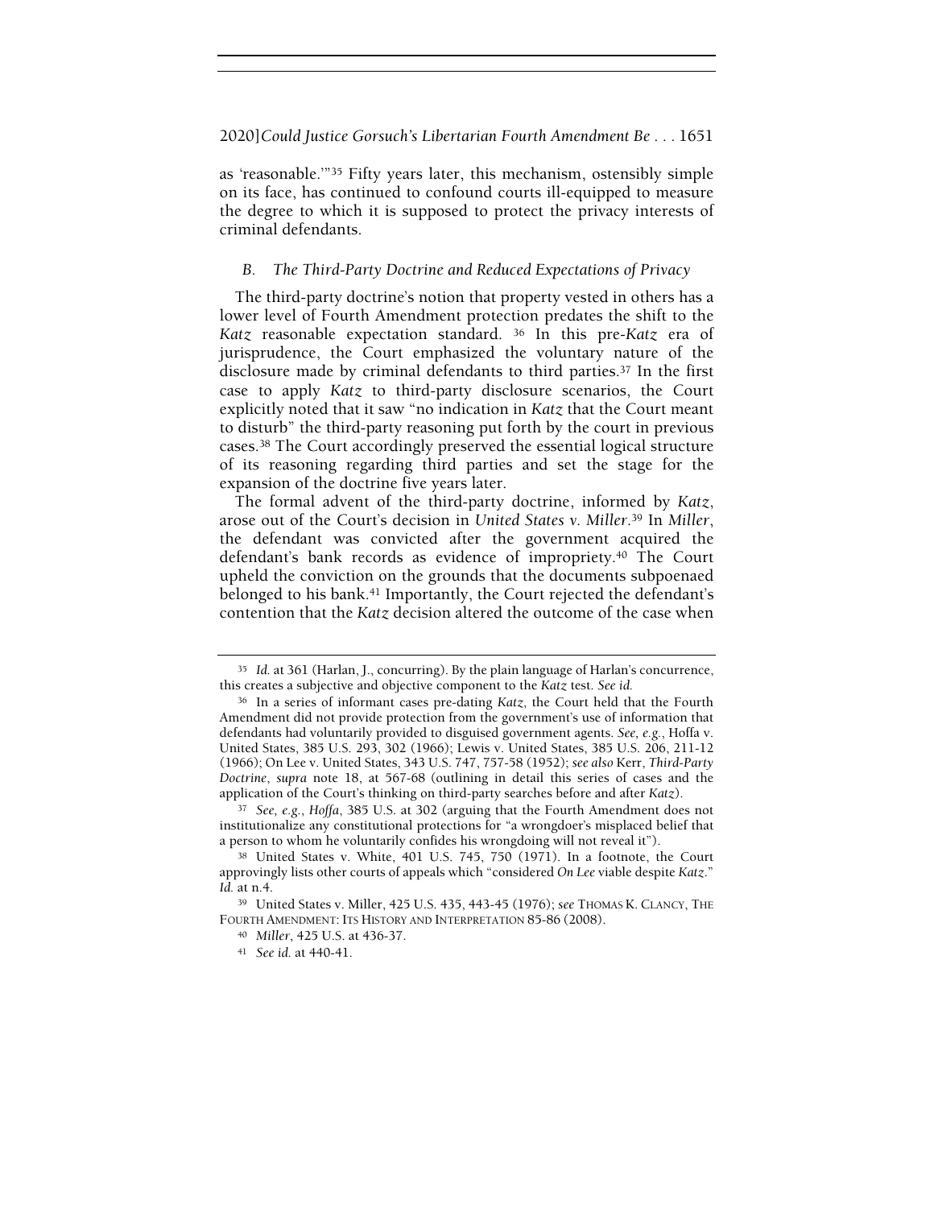as 'reasonable.'"[35] Fifty years later, this mechanism, ostensibly simple on its face, has continued to confound courts ill-equipped to measure the degree to which it is supposed to protect the privacy interests of criminal defendants.

### *B. The Third-Party Doctrine and Reduced Expectations of Privacy*

The third-party doctrine's notion that property vested in others has a lower level of Fourth Amendment protection predates the shift to the *Katz* reasonable expectation standard. [36] In this pre-*Katz* era of jurisprudence, the Court emphasized the voluntary nature of the disclosure made by criminal defendants to third parties.[37] In the first case to apply *Katz* to third-party disclosure scenarios, the Court explicitly noted that it saw "no indication in *Katz* that the Court meant to disturb" the third-party reasoning put forth by the court in previous cases.[38] The Court accordingly preserved the essential logical structure of its reasoning regarding third parties and set the stage for the expansion of the doctrine five years later.

The formal advent of the third-party doctrine, informed by *Katz*, arose out of the Court's decision in *United States v. Miller*.[39] In *Miller*, the defendant was convicted after the government acquired the defendant's bank records as evidence of impropriety.[40] The Court upheld the conviction on the grounds that the documents subpoenaed belonged to his bank.[41] Importantly, the Court rejected the defendant's contention that the *Katz* decision altered the outcome of the case when

---

[35] *Id.* at 361 (Harlan, J., concurring). By the plain language of Harlan's concurrence, this creates a subjective and objective component to the *Katz* test. *See id.*

[36] In a series of informant cases pre-dating *Katz*, the Court held that the Fourth Amendment did not provide protection from the government's use of information that defendants had voluntarily provided to disguised government agents. *See, e.g.*, Hoffa v. United States, 385 U.S. 293, 302 (1966); Lewis v. United States, 385 U.S. 206, 211-12 (1966); On Lee v. United States, 343 U.S. 747, 757-58 (1952); *see also* Kerr, *Third-Party Doctrine*, *supra* note 18, at 567-68 (outlining in detail this series of cases and the application of the Court's thinking on third-party searches before and after *Katz*).

[37] *See, e.g.*, *Hoffa*, 385 U.S. at 302 (arguing that the Fourth Amendment does not institutionalize any constitutional protections for "a wrongdoer's misplaced belief that a person to whom he voluntarily confides his wrongdoing will not reveal it").

[38] United States v. White, 401 U.S. 745, 750 (1971). In a footnote, the Court approvingly lists other courts of appeals which "considered *On Lee* viable despite *Katz*." *Id.* at n.4.

[39] United States v. Miller, 425 U.S. 435, 443-45 (1976); *see* THOMAS K. CLANCY, THE FOURTH AMENDMENT: ITS HISTORY AND INTERPRETATION 85-86 (2008).

[40] *Miller*, 425 U.S. at 436-37.

[41] *See id.* at 440-41.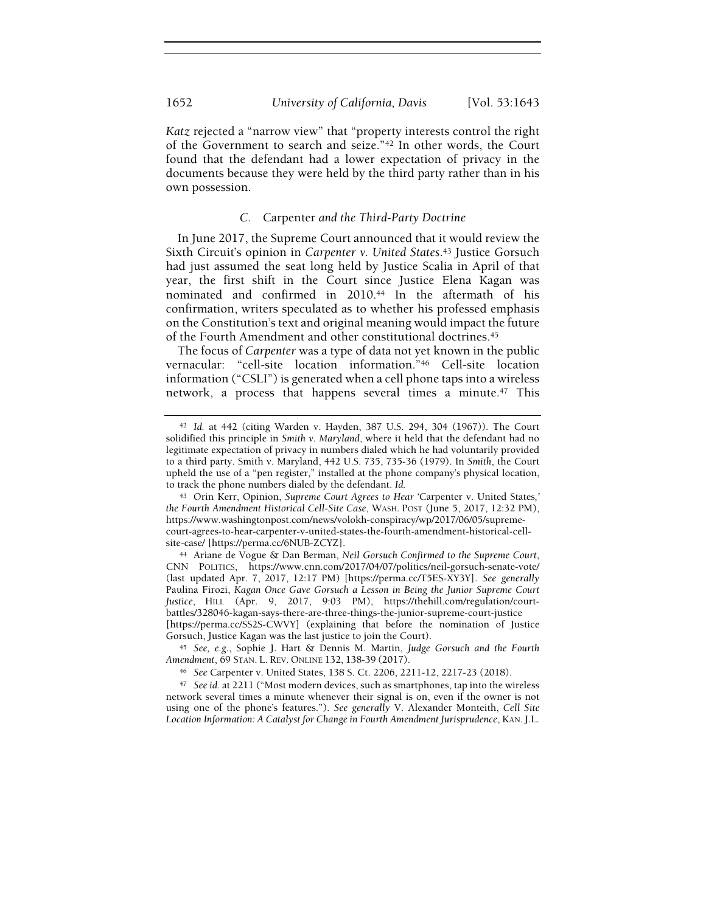*Katz* rejected a "narrow view" that "property interests control the right of the Government to search and seize."[42] In other words, the Court found that the defendant had a lower expectation of privacy in the documents because they were held by the third party rather than in his own possession.

### C. Carpenter *and the Third-Party Doctrine*

In June 2017, the Supreme Court announced that it would review the Sixth Circuit's opinion in *Carpenter v. United States*.[43] Justice Gorsuch had just assumed the seat long held by Justice Scalia in April of that year, the first shift in the Court since Justice Elena Kagan was nominated and confirmed in 2010.[44] In the aftermath of his confirmation, writers speculated as to whether his professed emphasis on the Constitution's text and original meaning would impact the future of the Fourth Amendment and other constitutional doctrines.[45]

The focus of *Carpenter* was a type of data not yet known in the public vernacular: "cell-site location information."[46] Cell-site location information ("CSLI") is generated when a cell phone taps into a wireless network, a process that happens several times a minute.[47] This

---

[42] *Id.* at 442 (citing Warden v. Hayden, 387 U.S. 294, 304 (1967)). The Court solidified this principle in *Smith v. Maryland*, where it held that the defendant had no legitimate expectation of privacy in numbers dialed which he had voluntarily provided to a third party. Smith v. Maryland, 442 U.S. 735, 735-36 (1979). In *Smith*, the Court upheld the use of a "pen register," installed at the phone company's physical location, to track the phone numbers dialed by the defendant. *Id.*

[43] Orin Kerr, Opinion, *Supreme Court Agrees to Hear 'Carpenter v. United States,' the Fourth Amendment Historical Cell-Site Case*, WASH. POST (June 5, 2017, 12:32 PM), https://www.washingtonpost.com/news/volokh-conspiracy/wp/2017/06/05/supreme-court-agrees-to-hear-carpenter-v-united-states-the-fourth-amendment-historical-cell-site-case/ [https://perma.cc/6NUB-ZCYZ].

[44] Ariane de Vogue & Dan Berman, *Neil Gorsuch Confirmed to the Supreme Court*, CNN POLITICS, https://www.cnn.com/2017/04/07/politics/neil-gorsuch-senate-vote/ (last updated Apr. 7, 2017, 12:17 PM) [https://perma.cc/T5ES-XY3Y]. *See generally* Paulina Firozi, *Kagan Once Gave Gorsuch a Lesson in Being the Junior Supreme Court Justice*, HILL (Apr. 9, 2017, 9:03 PM), https://thehill.com/regulation/court-battles/328046-kagan-says-there-are-three-things-the-junior-supreme-court-justice [https://perma.cc/SS2S-CWVY] (explaining that before the nomination of Justice Gorsuch, Justice Kagan was the last justice to join the Court).

[45] *See, e.g.*, Sophie J. Hart & Dennis M. Martin, *Judge Gorsuch and the Fourth Amendment*, 69 STAN. L. REV. ONLINE 132, 138-39 (2017).

[46] *See* Carpenter v. United States, 138 S. Ct. 2206, 2211-12, 2217-23 (2018).

[47] *See id.* at 2211 ("Most modern devices, such as smartphones, tap into the wireless network several times a minute whenever their signal is on, even if the owner is not using one of the phone's features."). *See generally* V. Alexander Monteith, *Cell Site Location Information: A Catalyst for Change in Fourth Amendment Jurisprudence*, KAN. J.L.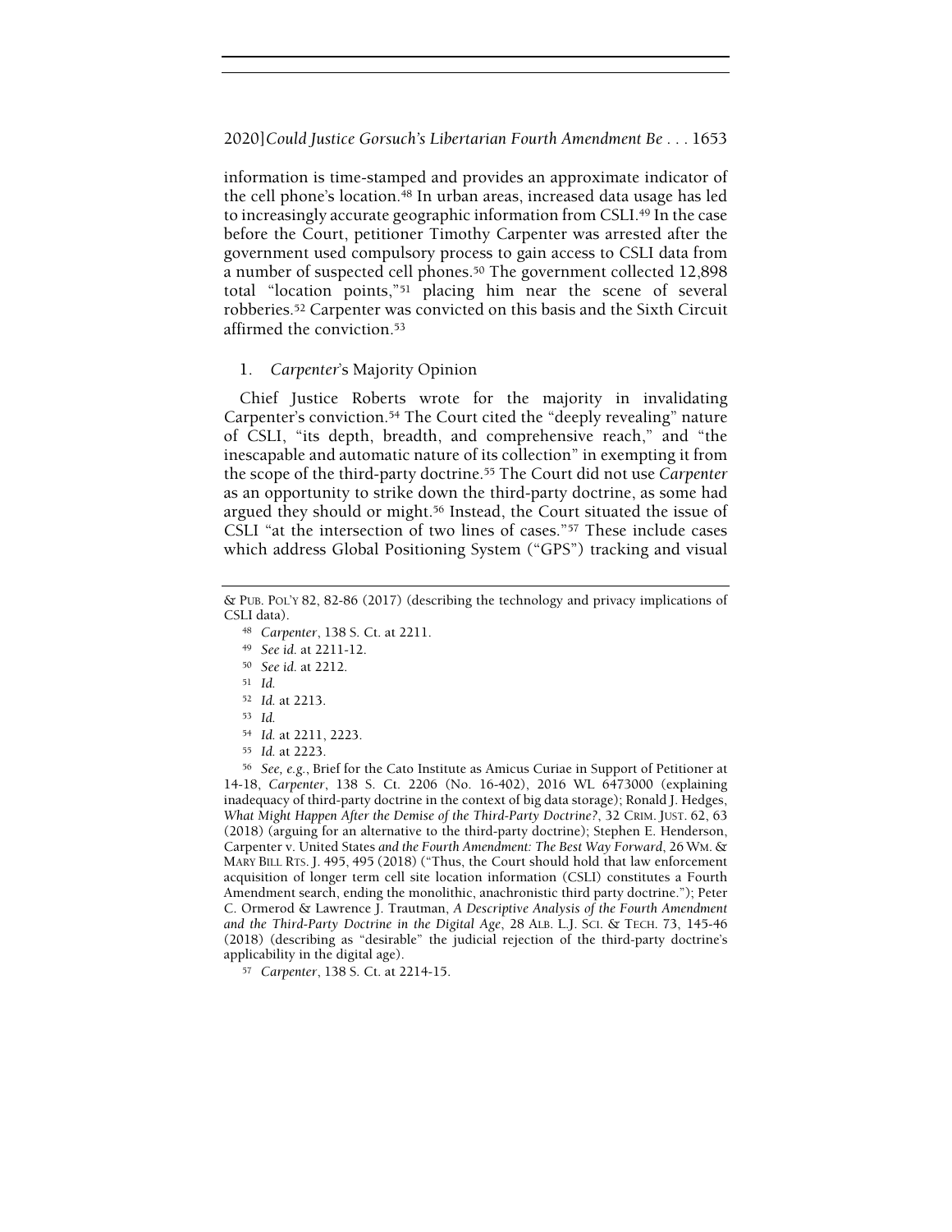information is time-stamped and provides an approximate indicator of the cell phone's location.[48] In urban areas, increased data usage has led to increasingly accurate geographic information from CSLI.[49] In the case before the Court, petitioner Timothy Carpenter was arrested after the government used compulsory process to gain access to CSLI data from a number of suspected cell phones.[50] The government collected 12,898 total "location points,"[51] placing him near the scene of several robberies.[52] Carpenter was convicted on this basis and the Sixth Circuit affirmed the conviction.[53]

### 1. *Carpenter*'s Majority Opinion

Chief Justice Roberts wrote for the majority in invalidating Carpenter's conviction.[54] The Court cited the "deeply revealing" nature of CSLI, "its depth, breadth, and comprehensive reach," and "the inescapable and automatic nature of its collection" in exempting it from the scope of the third-party doctrine.[55] The Court did not use *Carpenter* as an opportunity to strike down the third-party doctrine, as some had argued they should or might.[56] Instead, the Court situated the issue of CSLI "at the intersection of two lines of cases."[57] These include cases which address Global Positioning System ("GPS") tracking and visual

---

& PUB. POL'Y 82, 82-86 (2017) (describing the technology and privacy implications of CSLI data).

[48] *Carpenter*, 138 S. Ct. at 2211.

[49] *See id.* at 2211-12.

[50] *See id.* at 2212.

[51] *Id.*

[52] *Id.* at 2213.

[53] *Id.*

[54] *Id.* at 2211, 2223.

[55] *Id.* at 2223.

[56] *See, e.g.*, Brief for the Cato Institute as Amicus Curiae in Support of Petitioner at 14-18, *Carpenter*, 138 S. Ct. 2206 (No. 16-402), 2016 WL 6473000 (explaining inadequacy of third-party doctrine in the context of big data storage); Ronald J. Hedges, *What Might Happen After the Demise of the Third-Party Doctrine?*, 32 CRIM. JUST. 62, 63 (2018) (arguing for an alternative to the third-party doctrine); Stephen E. Henderson, *Carpenter v. United States and the Fourth Amendment: The Best Way Forward*, 26 WM. & MARY BILL RTS. J. 495, 495 (2018) ("Thus, the Court should hold that law enforcement acquisition of longer term cell site location information (CSLI) constitutes a Fourth Amendment search, ending the monolithic, anachronistic third party doctrine."); Peter C. Ormerod & Lawrence J. Trautman, *A Descriptive Analysis of the Fourth Amendment and the Third-Party Doctrine in the Digital Age*, 28 ALB. L.J. SCI. & TECH. 73, 145-46 (2018) (describing as "desirable" the judicial rejection of the third-party doctrine's applicability in the digital age).

[57] *Carpenter*, 138 S. Ct. at 2214-15.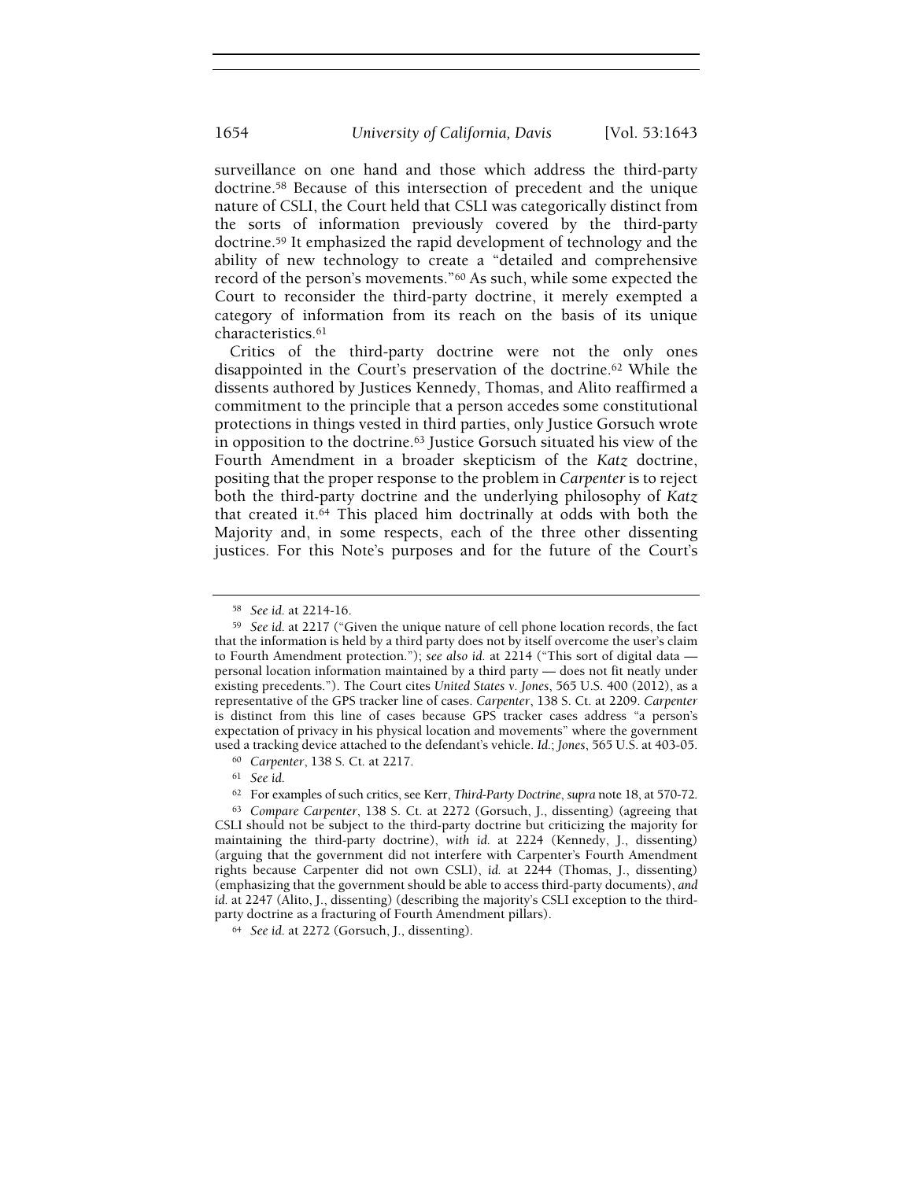surveillance on one hand and those which address the third-party doctrine.[58] Because of this intersection of precedent and the unique nature of CSLI, the Court held that CSLI was categorically distinct from the sorts of information previously covered by the third-party doctrine.[59] It emphasized the rapid development of technology and the ability of new technology to create a "detailed and comprehensive record of the person's movements."[60] As such, while some expected the Court to reconsider the third-party doctrine, it merely exempted a category of information from its reach on the basis of its unique characteristics.[61]

Critics of the third-party doctrine were not the only ones disappointed in the Court's preservation of the doctrine.[62] While the dissents authored by Justices Kennedy, Thomas, and Alito reaffirmed a commitment to the principle that a person accedes some constitutional protections in things vested in third parties, only Justice Gorsuch wrote in opposition to the doctrine.[63] Justice Gorsuch situated his view of the Fourth Amendment in a broader skepticism of the *Katz* doctrine, positing that the proper response to the problem in *Carpenter* is to reject both the third-party doctrine and the underlying philosophy of *Katz* that created it.[64] This placed him doctrinally at odds with both the Majority and, in some respects, each of the three other dissenting justices. For this Note's purposes and for the future of the Court's

---

[58] *See id.* at 2214-16.

[59] *See id.* at 2217 ("Given the unique nature of cell phone location records, the fact that the information is held by a third party does not by itself overcome the user's claim to Fourth Amendment protection."); *see also id.* at 2214 ("This sort of digital data — personal location information maintained by a third party — does not fit neatly under existing precedents."). The Court cites *United States v. Jones*, 565 U.S. 400 (2012), as a representative of the GPS tracker line of cases. *Carpenter*, 138 S. Ct. at 2209. *Carpenter* is distinct from this line of cases because GPS tracker cases address "a person's expectation of privacy in his physical location and movements" where the government used a tracking device attached to the defendant's vehicle. *Id.*; *Jones*, 565 U.S. at 403-05.

[60] *Carpenter*, 138 S. Ct. at 2217.

[61] *See id.*

[62] For examples of such critics, see Kerr, *Third-Party Doctrine*, *supra* note 18, at 570-72.

[63] *Compare Carpenter*, 138 S. Ct. at 2272 (Gorsuch, J., dissenting) (agreeing that CSLI should not be subject to the third-party doctrine but criticizing the majority for maintaining the third-party doctrine), *with id.* at 2224 (Kennedy, J., dissenting) (arguing that the government did not interfere with Carpenter's Fourth Amendment rights because Carpenter did not own CSLI), *id.* at 2244 (Thomas, J., dissenting) (emphasizing that the government should be able to access third-party documents), *and id.* at 2247 (Alito, J., dissenting) (describing the majority's CSLI exception to the third-party doctrine as a fracturing of Fourth Amendment pillars).

[64] *See id.* at 2272 (Gorsuch, J., dissenting).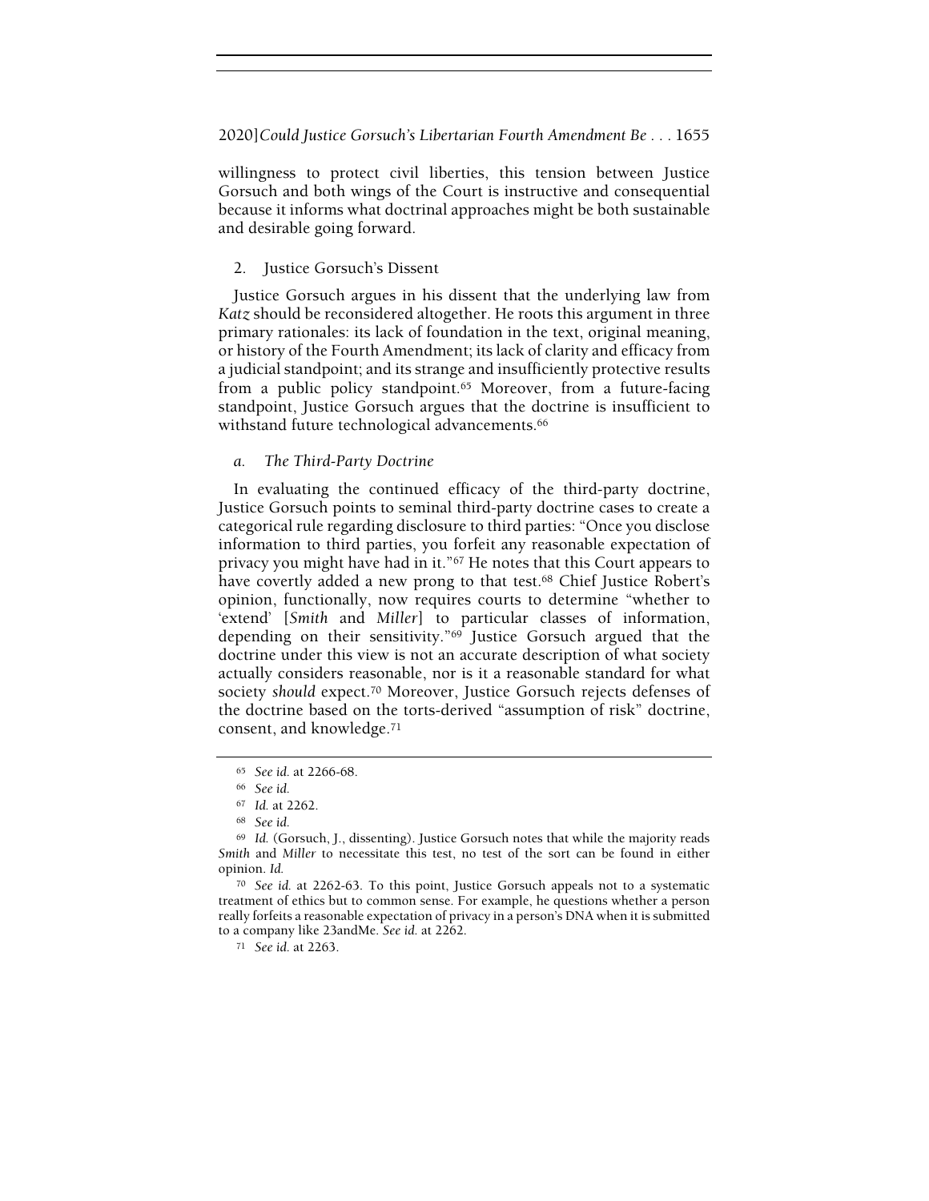willingness to protect civil liberties, this tension between Justice Gorsuch and both wings of the Court is instructive and consequential because it informs what doctrinal approaches might be both sustainable and desirable going forward.

### 2. Justice Gorsuch's Dissent

Justice Gorsuch argues in his dissent that the underlying law from *Katz* should be reconsidered altogether. He roots this argument in three primary rationales: its lack of foundation in the text, original meaning, or history of the Fourth Amendment; its lack of clarity and efficacy from a judicial standpoint; and its strange and insufficiently protective results from a public policy standpoint.[65] Moreover, from a future-facing standpoint, Justice Gorsuch argues that the doctrine is insufficient to withstand future technological advancements.[66]

#### *a. The Third-Party Doctrine*

In evaluating the continued efficacy of the third-party doctrine, Justice Gorsuch points to seminal third-party doctrine cases to create a categorical rule regarding disclosure to third parties: "Once you disclose information to third parties, you forfeit any reasonable expectation of privacy you might have had in it."[67] He notes that this Court appears to have covertly added a new prong to that test.[68] Chief Justice Robert's opinion, functionally, now requires courts to determine "whether to 'extend' [*Smith* and *Miller*] to particular classes of information, depending on their sensitivity."[69] Justice Gorsuch argued that the doctrine under this view is not an accurate description of what society actually considers reasonable, nor is it a reasonable standard for what society *should* expect.[70] Moreover, Justice Gorsuch rejects defenses of the doctrine based on the torts-derived "assumption of risk" doctrine, consent, and knowledge.[71]

---

[65] *See id.* at 2266-68.

[66] *See id.*

[67] *Id.* at 2262.

[68] *See id.*

[69] *Id.* (Gorsuch, J., dissenting). Justice Gorsuch notes that while the majority reads *Smith* and *Miller* to necessitate this test, no test of the sort can be found in either opinion. *Id.*

[70] *See id.* at 2262-63. To this point, Justice Gorsuch appeals not to a systematic treatment of ethics but to common sense. For example, he questions whether a person really forfeits a reasonable expectation of privacy in a person's DNA when it is submitted to a company like 23andMe. *See id.* at 2262.

[71] *See id.* at 2263.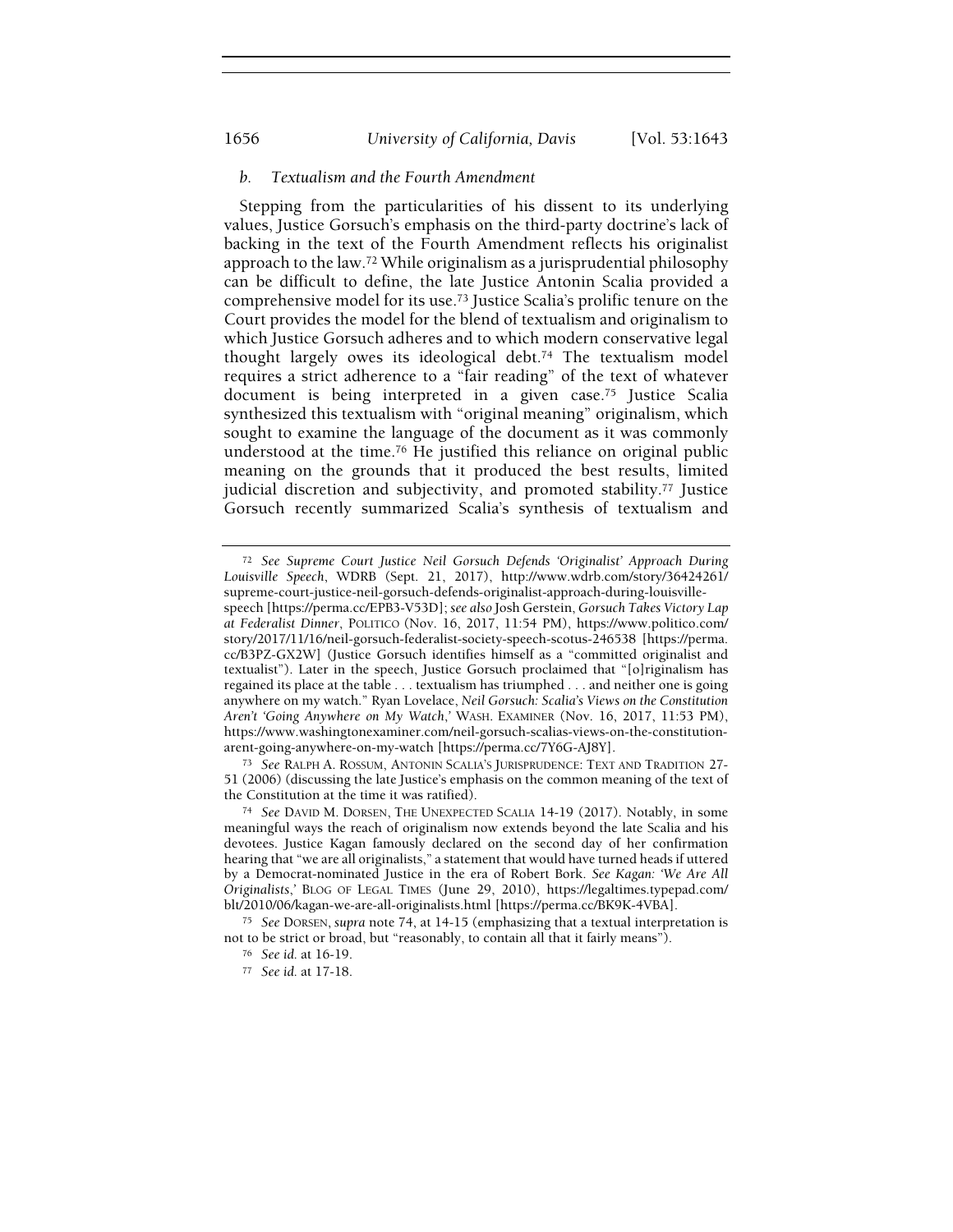#### *b. Textualism and the Fourth Amendment*

Stepping from the particularities of his dissent to its underlying values, Justice Gorsuch's emphasis on the third-party doctrine's lack of backing in the text of the Fourth Amendment reflects his originalist approach to the law.[72] While originalism as a jurisprudential philosophy can be difficult to define, the late Justice Antonin Scalia provided a comprehensive model for its use.[73] Justice Scalia's prolific tenure on the Court provides the model for the blend of textualism and originalism to which Justice Gorsuch adheres and to which modern conservative legal thought largely owes its ideological debt.[74] The textualism model requires a strict adherence to a "fair reading" of the text of whatever document is being interpreted in a given case.[75] Justice Scalia synthesized this textualism with "original meaning" originalism, which sought to examine the language of the document as it was commonly understood at the time.[76] He justified this reliance on original public meaning on the grounds that it produced the best results, limited judicial discretion and subjectivity, and promoted stability.[77] Justice Gorsuch recently summarized Scalia's synthesis of textualism and

---

[72] *See Supreme Court Justice Neil Gorsuch Defends 'Originalist' Approach During Louisville Speech*, WDRB (Sept. 21, 2017), http://www.wdrb.com/story/36424261/supreme-court-justice-neil-gorsuch-defends-originalist-approach-during-louisville-speech [https://perma.cc/EPB3-V53D]; *see also* Josh Gerstein, *Gorsuch Takes Victory Lap at Federalist Dinner*, POLITICO (Nov. 16, 2017, 11:54 PM), https://www.politico.com/story/2017/11/16/neil-gorsuch-federalist-society-speech-scotus-246538 [https://perma.cc/B3PZ-GX2W] (Justice Gorsuch identifies himself as a "committed originalist and textualist"). Later in the speech, Justice Gorsuch proclaimed that "[o]riginalism has regained its place at the table . . . textualism has triumphed . . . and neither one is going anywhere on my watch." Ryan Lovelace, *Neil Gorsuch: Scalia's Views on the Constitution Aren't 'Going Anywhere on My Watch*,*'* WASH. EXAMINER (Nov. 16, 2017, 11:53 PM), https://www.washingtonexaminer.com/neil-gorsuch-scalias-views-on-the-constitution-arent-going-anywhere-on-my-watch [https://perma.cc/7Y6G-AJ8Y].

[73] *See* RALPH A. ROSSUM, ANTONIN SCALIA'S JURISPRUDENCE: TEXT AND TRADITION 27-51 (2006) (discussing the late Justice's emphasis on the common meaning of the text of the Constitution at the time it was ratified).

[74] *See* DAVID M. DORSEN, THE UNEXPECTED SCALIA 14-19 (2017). Notably, in some meaningful ways the reach of originalism now extends beyond the late Scalia and his devotees. Justice Kagan famously declared on the second day of her confirmation hearing that "we are all originalists," a statement that would have turned heads if uttered by a Democrat-nominated Justice in the era of Robert Bork. *See Kagan: 'We Are All Originalists*,*'* BLOG OF LEGAL TIMES (June 29, 2010), https://legaltimes.typepad.com/blt/2010/06/kagan-we-are-all-originalists.html [https://perma.cc/BK9K-4VBA].

[75] *See* DORSEN, *supra* note 74, at 14-15 (emphasizing that a textual interpretation is not to be strict or broad, but "reasonably, to contain all that it fairly means").

[76] *See id.* at 16-19.

[77] *See id.* at 17-18.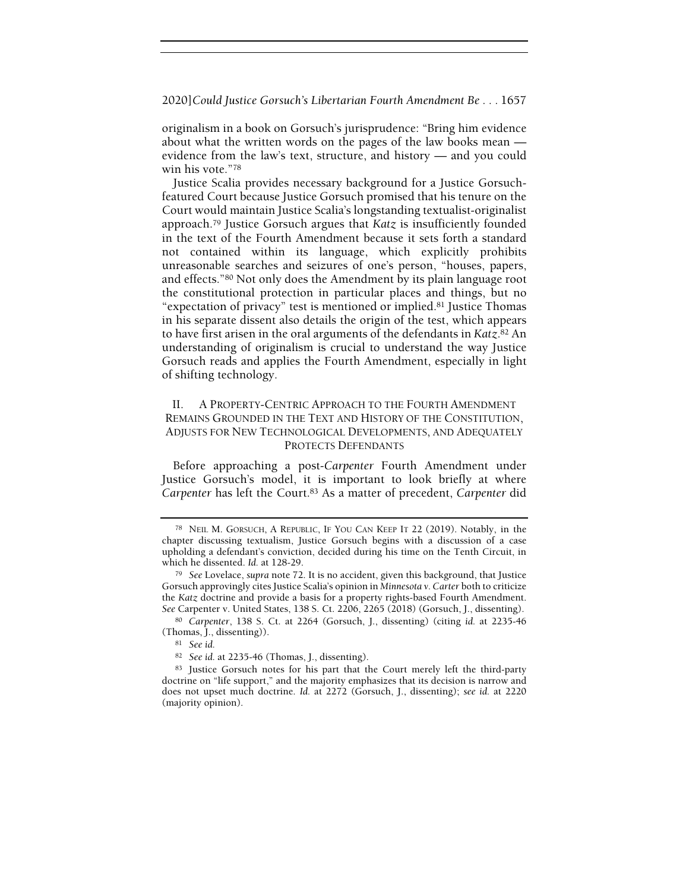originalism in a book on Gorsuch's jurisprudence: "Bring him evidence about what the written words on the pages of the law books mean — evidence from the law's text, structure, and history — and you could win his vote."[78]

Justice Scalia provides necessary background for a Justice Gorsuch-featured Court because Justice Gorsuch promised that his tenure on the Court would maintain Justice Scalia's longstanding textualist-originalist approach.[79] Justice Gorsuch argues that *Katz* is insufficiently founded in the text of the Fourth Amendment because it sets forth a standard not contained within its language, which explicitly prohibits unreasonable searches and seizures of one's person, "houses, papers, and effects."[80] Not only does the Amendment by its plain language root the constitutional protection in particular places and things, but no "expectation of privacy" test is mentioned or implied.[81] Justice Thomas in his separate dissent also details the origin of the test, which appears to have first arisen in the oral arguments of the defendants in *Katz*.[82] An understanding of originalism is crucial to understand the way Justice Gorsuch reads and applies the Fourth Amendment, especially in light of shifting technology.

## II. A Property-Centric Approach to the Fourth Amendment Remains Grounded in the Text and History of the Constitution, Adjusts for New Technological Developments, and Adequately Protects Defendants

Before approaching a post-*Carpenter* Fourth Amendment under Justice Gorsuch's model, it is important to look briefly at where *Carpenter* has left the Court.[83] As a matter of precedent, *Carpenter* did

---

[78] Neil M. Gorsuch, A Republic, If You Can Keep It 22 (2019). Notably, in the chapter discussing textualism, Justice Gorsuch begins with a discussion of a case upholding a defendant's conviction, decided during his time on the Tenth Circuit, in which he dissented. *Id.* at 128-29.

[79] *See* Lovelace, *supra* note 72. It is no accident, given this background, that Justice Gorsuch approvingly cites Justice Scalia's opinion in *Minnesota v. Carter* both to criticize the *Katz* doctrine and provide a basis for a property rights-based Fourth Amendment. *See* Carpenter v. United States, 138 S. Ct. 2206, 2265 (2018) (Gorsuch, J., dissenting).

[80] *Carpenter*, 138 S. Ct. at 2264 (Gorsuch, J., dissenting) (citing *id.* at 2235-46 (Thomas, J., dissenting)).

[81] *See id.*

[82] *See id.* at 2235-46 (Thomas, J., dissenting).

[83] Justice Gorsuch notes for his part that the Court merely left the third-party doctrine on "life support," and the majority emphasizes that its decision is narrow and does not upset much doctrine. *Id.* at 2272 (Gorsuch, J., dissenting); *see id.* at 2220 (majority opinion).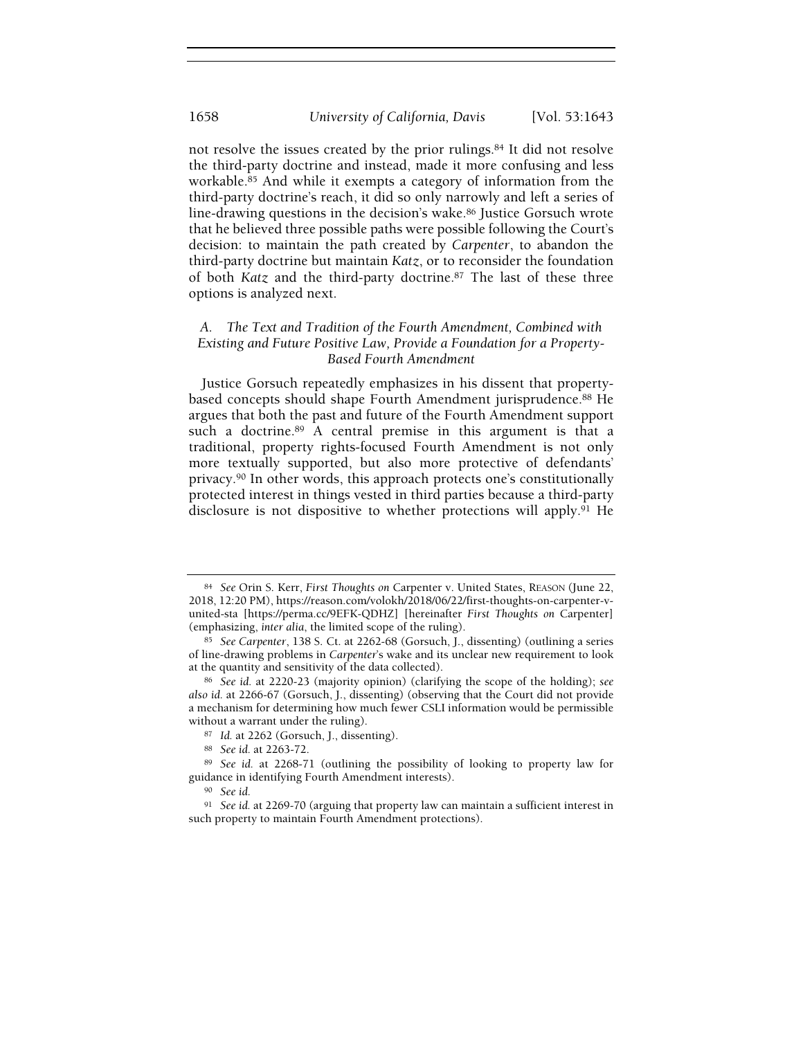not resolve the issues created by the prior rulings.[84] It did not resolve the third-party doctrine and instead, made it more confusing and less workable.[85] And while it exempts a category of information from the third-party doctrine's reach, it did so only narrowly and left a series of line-drawing questions in the decision's wake.[86] Justice Gorsuch wrote that he believed three possible paths were possible following the Court's decision: to maintain the path created by *Carpenter*, to abandon the third-party doctrine but maintain *Katz*, or to reconsider the foundation of both *Katz* and the third-party doctrine.[87] The last of these three options is analyzed next.

### *A. The Text and Tradition of the Fourth Amendment, Combined with Existing and Future Positive Law, Provide a Foundation for a Property-Based Fourth Amendment*

Justice Gorsuch repeatedly emphasizes in his dissent that property-based concepts should shape Fourth Amendment jurisprudence.[88] He argues that both the past and future of the Fourth Amendment support such a doctrine.[89] A central premise in this argument is that a traditional, property rights-focused Fourth Amendment is not only more textually supported, but also more protective of defendants' privacy.[90] In other words, this approach protects one's constitutionally protected interest in things vested in third parties because a third-party disclosure is not dispositive to whether protections will apply.[91] He

---

[84] *See* Orin S. Kerr, *First Thoughts on* Carpenter v. United States, REASON (June 22, 2018, 12:20 PM), https://reason.com/volokh/2018/06/22/first-thoughts-on-carpenter-v-united-sta [https://perma.cc/9EFK-QDHZ] [hereinafter *First Thoughts on* Carpenter] (emphasizing, *inter alia*, the limited scope of the ruling).

[85] *See Carpenter*, 138 S. Ct. at 2262-68 (Gorsuch, J., dissenting) (outlining a series of line-drawing problems in *Carpenter*'s wake and its unclear new requirement to look at the quantity and sensitivity of the data collected).

[86] *See id.* at 2220-23 (majority opinion) (clarifying the scope of the holding); *see also id.* at 2266-67 (Gorsuch, J., dissenting) (observing that the Court did not provide a mechanism for determining how much fewer CSLI information would be permissible without a warrant under the ruling).

[87] *Id.* at 2262 (Gorsuch, J., dissenting).

[88] *See id.* at 2263-72.

[89] *See id.* at 2268-71 (outlining the possibility of looking to property law for guidance in identifying Fourth Amendment interests).

[90] *See id.*

[91] *See id.* at 2269-70 (arguing that property law can maintain a sufficient interest in such property to maintain Fourth Amendment protections).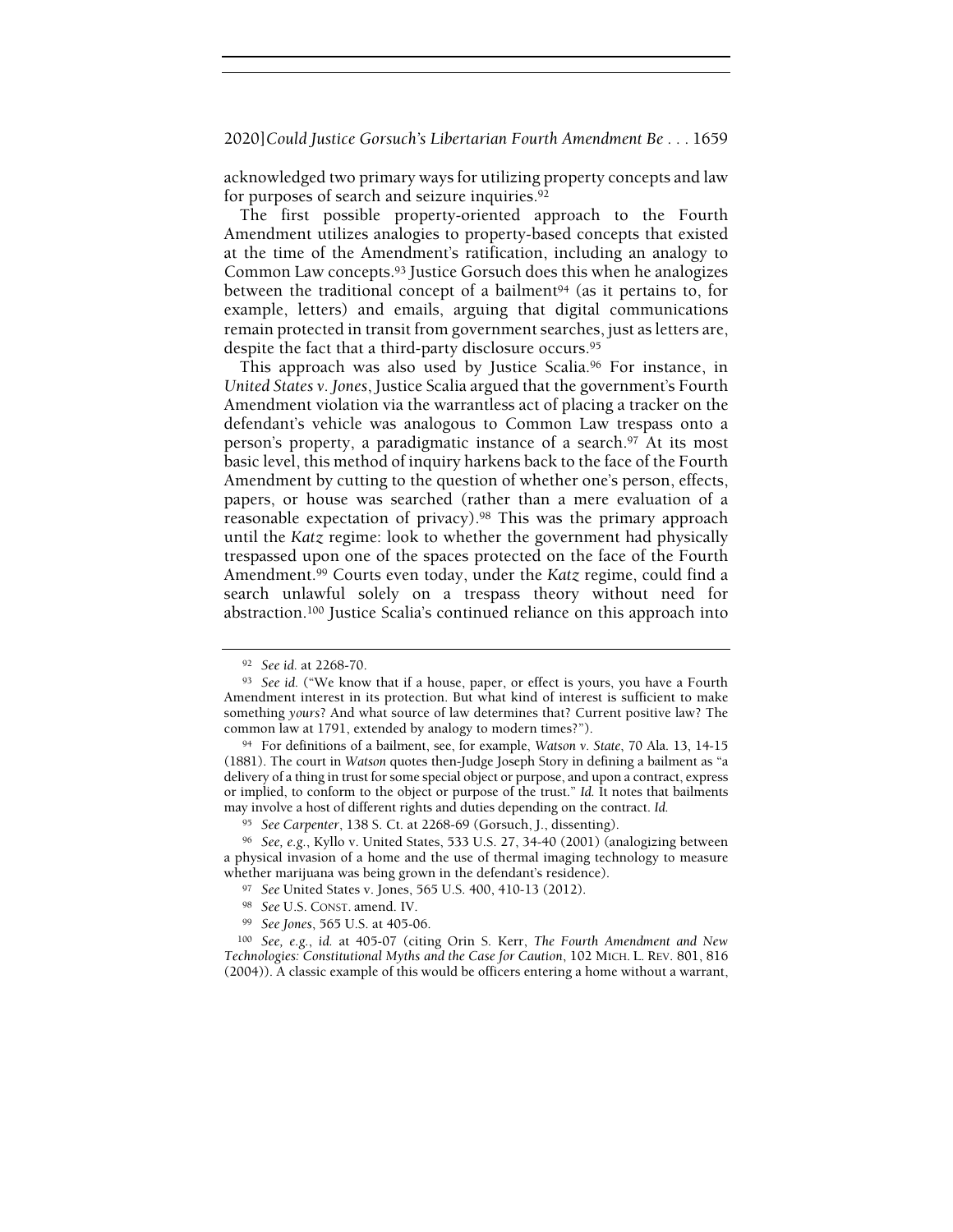acknowledged two primary ways for utilizing property concepts and law for purposes of search and seizure inquiries.[92]

The first possible property-oriented approach to the Fourth Amendment utilizes analogies to property-based concepts that existed at the time of the Amendment's ratification, including an analogy to Common Law concepts.[93] Justice Gorsuch does this when he analogizes between the traditional concept of a bailment[94] (as it pertains to, for example, letters) and emails, arguing that digital communications remain protected in transit from government searches, just as letters are, despite the fact that a third-party disclosure occurs.[95]

This approach was also used by Justice Scalia.[96] For instance, in *United States v. Jones*, Justice Scalia argued that the government's Fourth Amendment violation via the warrantless act of placing a tracker on the defendant's vehicle was analogous to Common Law trespass onto a person's property, a paradigmatic instance of a search.[97] At its most basic level, this method of inquiry harkens back to the face of the Fourth Amendment by cutting to the question of whether one's person, effects, papers, or house was searched (rather than a mere evaluation of a reasonable expectation of privacy).[98] This was the primary approach until the *Katz* regime: look to whether the government had physically trespassed upon one of the spaces protected on the face of the Fourth Amendment.[99] Courts even today, under the *Katz* regime, could find a search unlawful solely on a trespass theory without need for abstraction.[100] Justice Scalia's continued reliance on this approach into

---

[92] *See id.* at 2268-70.

[93] *See id.* ("We know that if a house, paper, or effect is yours, you have a Fourth Amendment interest in its protection. But what kind of interest is sufficient to make something *yours*? And what source of law determines that? Current positive law? The common law at 1791, extended by analogy to modern times?").

[94] For definitions of a bailment, see, for example, *Watson v. State*, 70 Ala. 13, 14-15 (1881). The court in *Watson* quotes then-Judge Joseph Story in defining a bailment as "a delivery of a thing in trust for some special object or purpose, and upon a contract, express or implied, to conform to the object or purpose of the trust." *Id.* It notes that bailments may involve a host of different rights and duties depending on the contract. *Id.*

[95] *See Carpenter*, 138 S. Ct. at 2268-69 (Gorsuch, J., dissenting).

[96] *See, e.g.*, Kyllo v. United States, 533 U.S. 27, 34-40 (2001) (analogizing between a physical invasion of a home and the use of thermal imaging technology to measure whether marijuana was being grown in the defendant's residence).

[97] *See* United States v. Jones, 565 U.S. 400, 410-13 (2012).

[98] *See* U.S. CONST. amend. IV.

[99] *See Jones*, 565 U.S. at 405-06.

[100] *See, e.g.*, *id.* at 405-07 (citing Orin S. Kerr, *The Fourth Amendment and New Technologies: Constitutional Myths and the Case for Caution*, 102 MICH. L. REV. 801, 816 (2004)). A classic example of this would be officers entering a home without a warrant,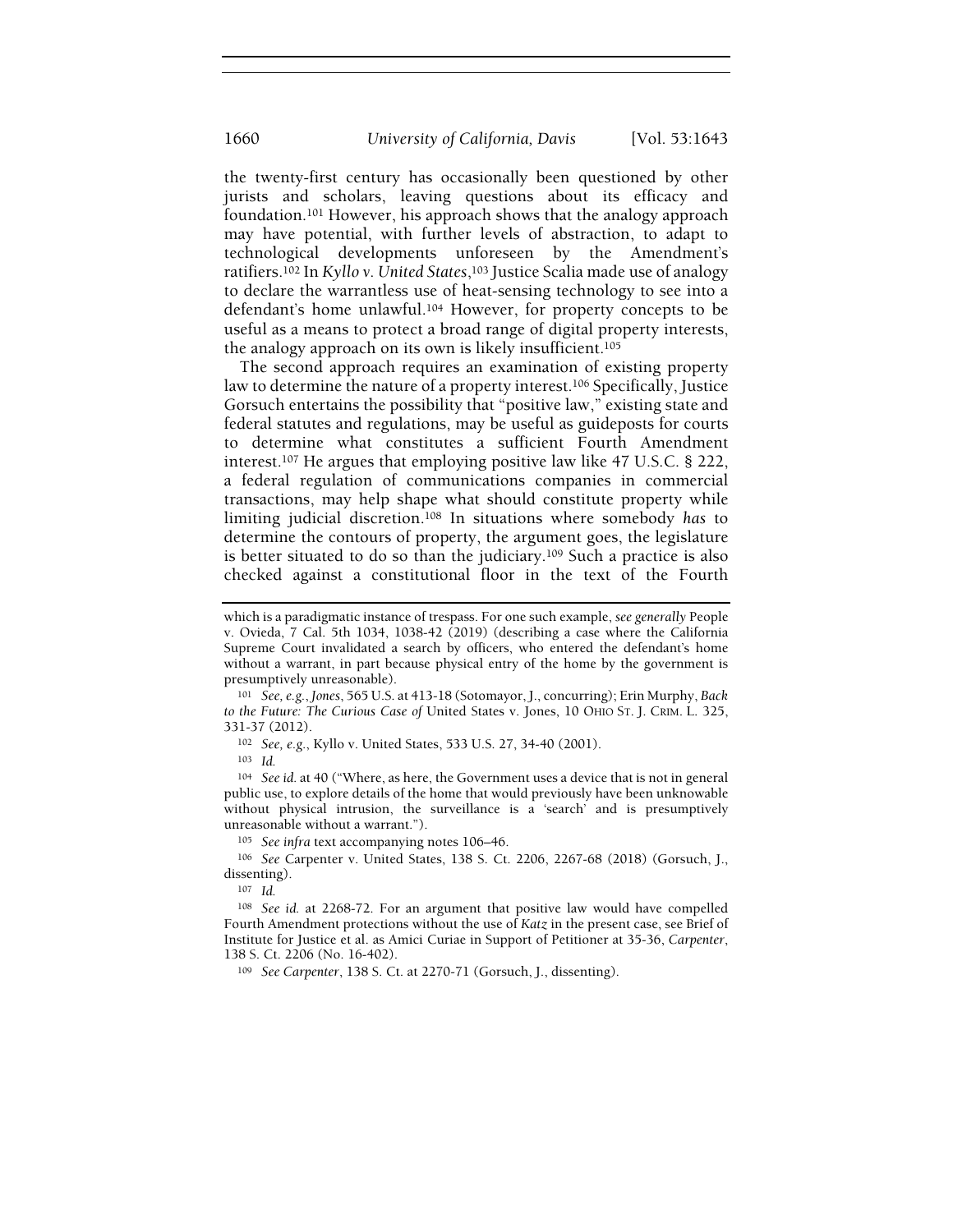the twenty-first century has occasionally been questioned by other jurists and scholars, leaving questions about its efficacy and foundation.[101] However, his approach shows that the analogy approach may have potential, with further levels of abstraction, to adapt to technological developments unforeseen by the Amendment's ratifiers.[102] In *Kyllo v. United States*,[103] Justice Scalia made use of analogy to declare the warrantless use of heat-sensing technology to see into a defendant's home unlawful.[104] However, for property concepts to be useful as a means to protect a broad range of digital property interests, the analogy approach on its own is likely insufficient.[105]

The second approach requires an examination of existing property law to determine the nature of a property interest.[106] Specifically, Justice Gorsuch entertains the possibility that "positive law," existing state and federal statutes and regulations, may be useful as guideposts for courts to determine what constitutes a sufficient Fourth Amendment interest.[107] He argues that employing positive law like 47 U.S.C. § 222, a federal regulation of communications companies in commercial transactions, may help shape what should constitute property while limiting judicial discretion.[108] In situations where somebody *has* to determine the contours of property, the argument goes, the legislature is better situated to do so than the judiciary.[109] Such a practice is also checked against a constitutional floor in the text of the Fourth

---

which is a paradigmatic instance of trespass. For one such example, *see generally* People v. Ovieda, 7 Cal. 5th 1034, 1038-42 (2019) (describing a case where the California Supreme Court invalidated a search by officers, who entered the defendant's home without a warrant, in part because physical entry of the home by the government is presumptively unreasonable).

[101] *See, e.g.*, *Jones*, 565 U.S. at 413-18 (Sotomayor, J., concurring); Erin Murphy, *Back to the Future: The Curious Case of* United States v. Jones, 10 OHIO ST. J. CRIM. L. 325, 331-37 (2012).

[102] *See, e.g.*, Kyllo v. United States, 533 U.S. 27, 34-40 (2001).

[103] *Id.*

[104] *See id.* at 40 ("Where, as here, the Government uses a device that is not in general public use, to explore details of the home that would previously have been unknowable without physical intrusion, the surveillance is a 'search' and is presumptively unreasonable without a warrant.").

[105] *See infra* text accompanying notes 106–46.

[106] *See* Carpenter v. United States, 138 S. Ct. 2206, 2267-68 (2018) (Gorsuch, J., dissenting).

[107] *Id.*

[108] *See id.* at 2268-72. For an argument that positive law would have compelled Fourth Amendment protections without the use of *Katz* in the present case, see Brief of Institute for Justice et al. as Amici Curiae in Support of Petitioner at 35-36, *Carpenter*, 138 S. Ct. 2206 (No. 16-402).

[109] *See Carpenter*, 138 S. Ct. at 2270-71 (Gorsuch, J., dissenting).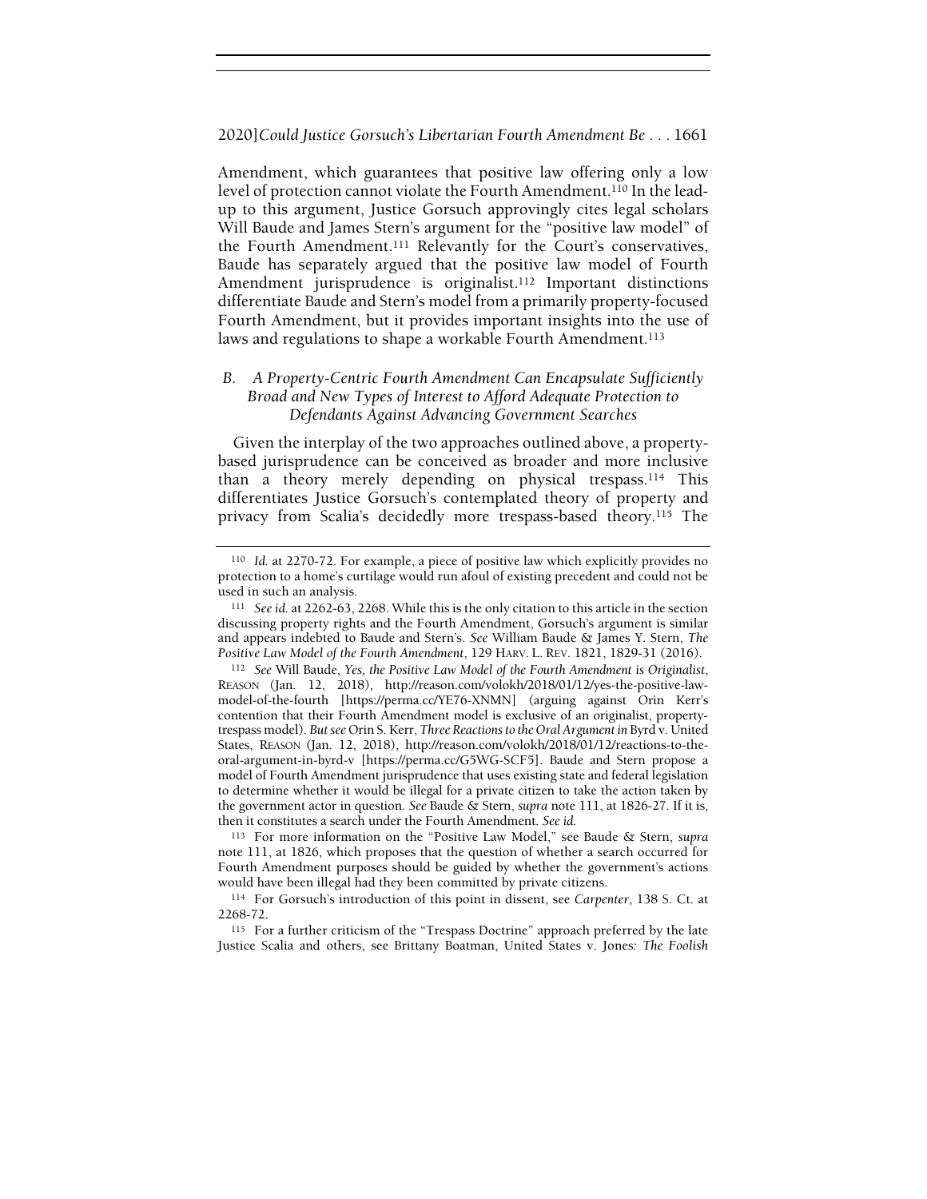Amendment, which guarantees that positive law offering only a low level of protection cannot violate the Fourth Amendment.[110] In the lead-up to this argument, Justice Gorsuch approvingly cites legal scholars Will Baude and James Stern's argument for the "positive law model" of the Fourth Amendment.[111] Relevantly for the Court's conservatives, Baude has separately argued that the positive law model of Fourth Amendment jurisprudence is originalist.[112] Important distinctions differentiate Baude and Stern's model from a primarily property-focused Fourth Amendment, but it provides important insights into the use of laws and regulations to shape a workable Fourth Amendment.[113]

### *B. A Property-Centric Fourth Amendment Can Encapsulate Sufficiently Broad and New Types of Interest to Afford Adequate Protection to Defendants Against Advancing Government Searches*

Given the interplay of the two approaches outlined above, a property-based jurisprudence can be conceived as broader and more inclusive than a theory merely depending on physical trespass.[114] This differentiates Justice Gorsuch's contemplated theory of property and privacy from Scalia's decidedly more trespass-based theory.[115] The

---

[110] *Id.* at 2270-72. For example, a piece of positive law which explicitly provides no protection to a home's curtilage would run afoul of existing precedent and could not be used in such an analysis.

[111] *See id.* at 2262-63, 2268. While this is the only citation to this article in the section discussing property rights and the Fourth Amendment, Gorsuch's argument is similar and appears indebted to Baude and Stern's. *See* William Baude & James Y. Stern, *The Positive Law Model of the Fourth Amendment*, 129 HARV. L. REV. 1821, 1829-31 (2016).

[112] *See* Will Baude, *Yes, the Positive Law Model of the Fourth Amendment is Originalist*, REASON (Jan. 12, 2018), http://reason.com/volokh/2018/01/12/yes-the-positive-law-model-of-the-fourth [https://perma.cc/YE76-XNMN] (arguing against Orin Kerr's contention that their Fourth Amendment model is exclusive of an originalist, property-trespass model). *But see* Orin S. Kerr, *Three Reactions to the Oral Argument in* Byrd v. United States, REASON (Jan. 12, 2018), http://reason.com/volokh/2018/01/12/reactions-to-the-oral-argument-in-byrd-v [https://perma.cc/G5WG-SCF5]. Baude and Stern propose a model of Fourth Amendment jurisprudence that uses existing state and federal legislation to determine whether it would be illegal for a private citizen to take the action taken by the government actor in question. *See* Baude & Stern, *supra* note 111, at 1826-27. If it is, then it constitutes a search under the Fourth Amendment. *See id.*

[113] For more information on the "Positive Law Model," see Baude & Stern, *supra* note 111, at 1826, which proposes that the question of whether a search occurred for Fourth Amendment purposes should be guided by whether the government's actions would have been illegal had they been committed by private citizens.

[114] For Gorsuch's introduction of this point in dissent, see *Carpenter*, 138 S. Ct. at 2268-72.

[115] For a further criticism of the "Trespass Doctrine" approach preferred by the late Justice Scalia and others, see Brittany Boatman, United States v. Jones*: The Foolish*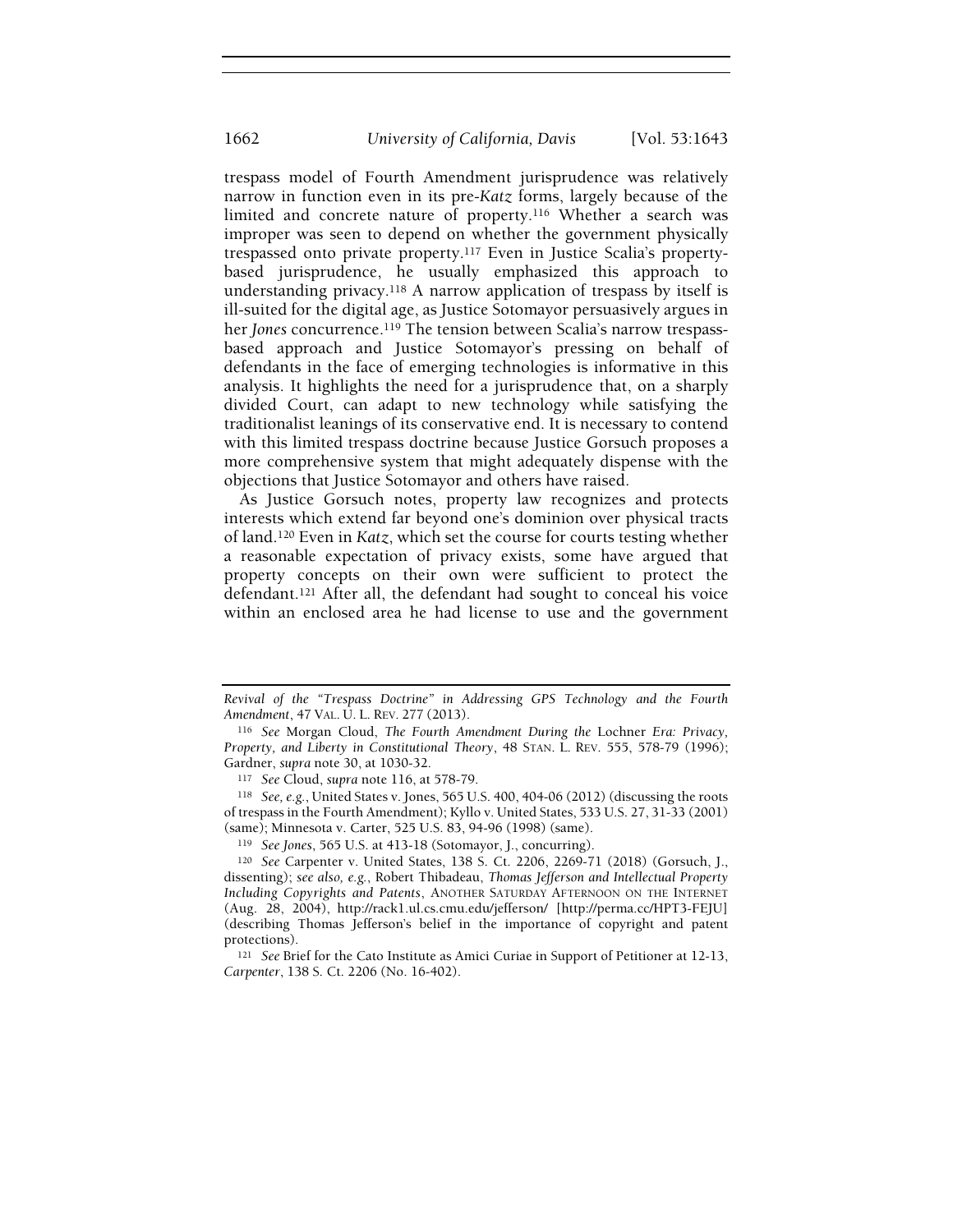trespass model of Fourth Amendment jurisprudence was relatively narrow in function even in its pre-*Katz* forms, largely because of the limited and concrete nature of property.[116] Whether a search was improper was seen to depend on whether the government physically trespassed onto private property.[117] Even in Justice Scalia's property-based jurisprudence, he usually emphasized this approach to understanding privacy.[118] A narrow application of trespass by itself is ill-suited for the digital age, as Justice Sotomayor persuasively argues in her *Jones* concurrence.[119] The tension between Scalia's narrow trespass-based approach and Justice Sotomayor's pressing on behalf of defendants in the face of emerging technologies is informative in this analysis. It highlights the need for a jurisprudence that, on a sharply divided Court, can adapt to new technology while satisfying the traditionalist leanings of its conservative end. It is necessary to contend with this limited trespass doctrine because Justice Gorsuch proposes a more comprehensive system that might adequately dispense with the objections that Justice Sotomayor and others have raised.

As Justice Gorsuch notes, property law recognizes and protects interests which extend far beyond one's dominion over physical tracts of land.[120] Even in *Katz*, which set the course for courts testing whether a reasonable expectation of privacy exists, some have argued that property concepts on their own were sufficient to protect the defendant.[121] After all, the defendant had sought to conceal his voice within an enclosed area he had license to use and the government

---

*Revival of the "Trespass Doctrine" in Addressing GPS Technology and the Fourth Amendment*, 47 VAL. U. L. REV. 277 (2013).

[116] *See* Morgan Cloud, *The Fourth Amendment During the* Lochner *Era: Privacy, Property, and Liberty in Constitutional Theory*, 48 STAN. L. REV. 555, 578-79 (1996); Gardner, *supra* note 30, at 1030-32.

[117] *See* Cloud, *supra* note 116, at 578-79.

[118] *See, e.g.*, United States v. Jones, 565 U.S. 400, 404-06 (2012) (discussing the roots of trespass in the Fourth Amendment); Kyllo v. United States, 533 U.S. 27, 31-33 (2001) (same); Minnesota v. Carter, 525 U.S. 83, 94-96 (1998) (same).

[119] *See Jones*, 565 U.S. at 413-18 (Sotomayor, J., concurring).

[120] *See* Carpenter v. United States, 138 S. Ct. 2206, 2269-71 (2018) (Gorsuch, J., dissenting); *see also, e.g.*, Robert Thibadeau, *Thomas Jefferson and Intellectual Property Including Copyrights and Patents*, ANOTHER SATURDAY AFTERNOON ON THE INTERNET (Aug. 28, 2004), http://rack1.ul.cs.cmu.edu/jefferson/ [http://perma.cc/HPT3-FEJU] (describing Thomas Jefferson's belief in the importance of copyright and patent protections).

[121] *See* Brief for the Cato Institute as Amici Curiae in Support of Petitioner at 12-13, *Carpenter*, 138 S. Ct. 2206 (No. 16-402).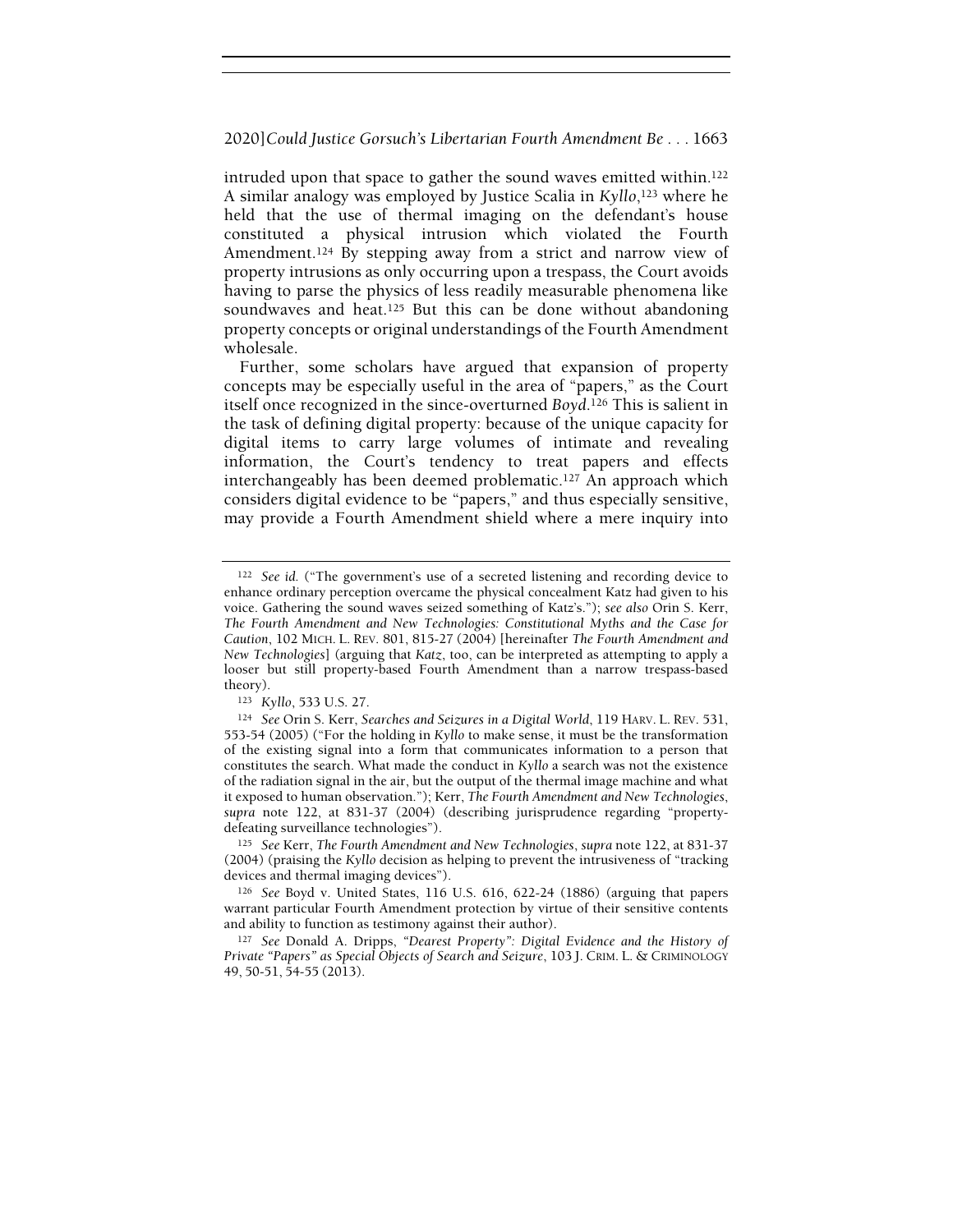intruded upon that space to gather the sound waves emitted within.[122] A similar analogy was employed by Justice Scalia in *Kyllo*,[123] where he held that the use of thermal imaging on the defendant's house constituted a physical intrusion which violated the Fourth Amendment.[124] By stepping away from a strict and narrow view of property intrusions as only occurring upon a trespass, the Court avoids having to parse the physics of less readily measurable phenomena like soundwaves and heat.[125] But this can be done without abandoning property concepts or original understandings of the Fourth Amendment wholesale.

Further, some scholars have argued that expansion of property concepts may be especially useful in the area of "papers," as the Court itself once recognized in the since-overturned *Boyd*.[126] This is salient in the task of defining digital property: because of the unique capacity for digital items to carry large volumes of intimate and revealing information, the Court's tendency to treat papers and effects interchangeably has been deemed problematic.[127] An approach which considers digital evidence to be "papers," and thus especially sensitive, may provide a Fourth Amendment shield where a mere inquiry into

---

[122] *See id.* ("The government's use of a secreted listening and recording device to enhance ordinary perception overcame the physical concealment Katz had given to his voice. Gathering the sound waves seized something of Katz's."); *see also* Orin S. Kerr, *The Fourth Amendment and New Technologies: Constitutional Myths and the Case for Caution*, 102 MICH. L. REV. 801, 815-27 (2004) [hereinafter *The Fourth Amendment and New Technologies*] (arguing that *Katz*, too, can be interpreted as attempting to apply a looser but still property-based Fourth Amendment than a narrow trespass-based theory).

[123] *Kyllo*, 533 U.S. 27.

[124] *See* Orin S. Kerr, *Searches and Seizures in a Digital World*, 119 HARV. L. REV. 531, 553-54 (2005) ("For the holding in *Kyllo* to make sense, it must be the transformation of the existing signal into a form that communicates information to a person that constitutes the search. What made the conduct in *Kyllo* a search was not the existence of the radiation signal in the air, but the output of the thermal image machine and what it exposed to human observation."); Kerr, *The Fourth Amendment and New Technologies*, *supra* note 122, at 831-37 (2004) (describing jurisprudence regarding "property-defeating surveillance technologies").

[125] *See* Kerr, *The Fourth Amendment and New Technologies*, *supra* note 122, at 831-37 (2004) (praising the *Kyllo* decision as helping to prevent the intrusiveness of "tracking devices and thermal imaging devices").

[126] *See* Boyd v. United States, 116 U.S. 616, 622-24 (1886) (arguing that papers warrant particular Fourth Amendment protection by virtue of their sensitive contents and ability to function as testimony against their author).

[127] *See* Donald A. Dripps, *"Dearest Property": Digital Evidence and the History of Private "Papers" as Special Objects of Search and Seizure*, 103 J. CRIM. L. & CRIMINOLOGY 49, 50-51, 54-55 (2013).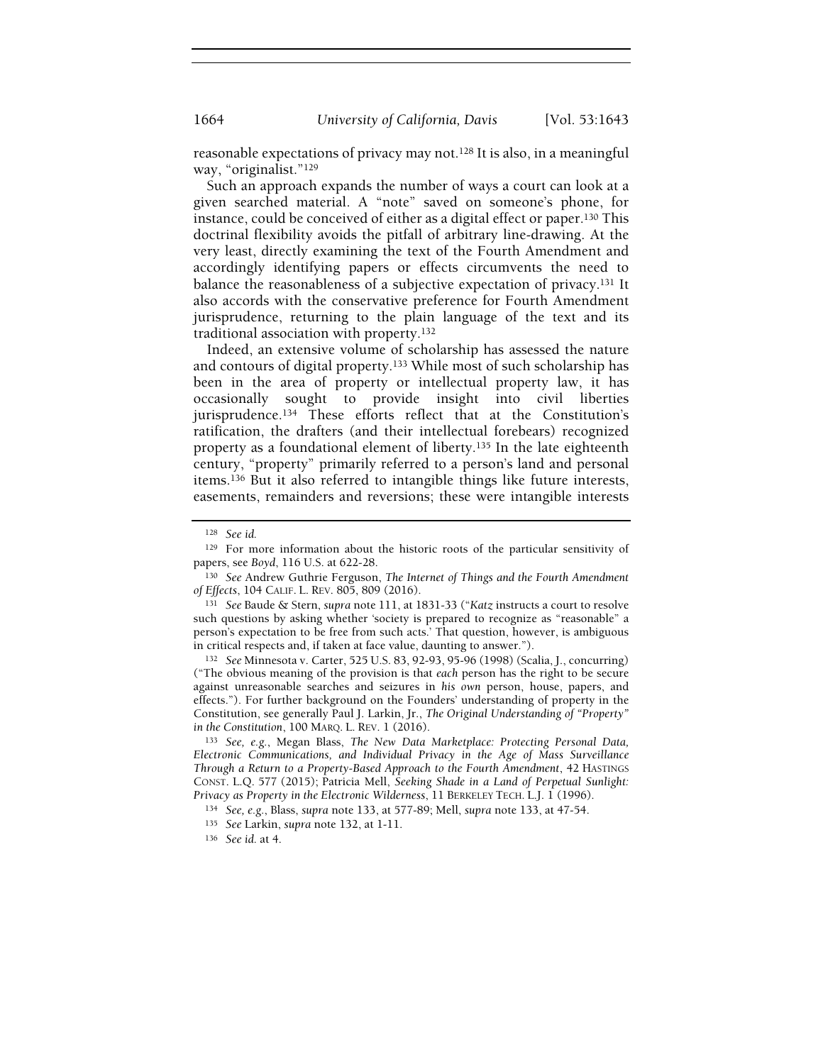reasonable expectations of privacy may not.[128] It is also, in a meaningful way, "originalist."[129]

Such an approach expands the number of ways a court can look at a given searched material. A "note" saved on someone's phone, for instance, could be conceived of either as a digital effect or paper.[130] This doctrinal flexibility avoids the pitfall of arbitrary line-drawing. At the very least, directly examining the text of the Fourth Amendment and accordingly identifying papers or effects circumvents the need to balance the reasonableness of a subjective expectation of privacy.[131] It also accords with the conservative preference for Fourth Amendment jurisprudence, returning to the plain language of the text and its traditional association with property.[132]

Indeed, an extensive volume of scholarship has assessed the nature and contours of digital property.[133] While most of such scholarship has been in the area of property or intellectual property law, it has occasionally sought to provide insight into civil liberties jurisprudence.[134] These efforts reflect that at the Constitution's ratification, the drafters (and their intellectual forebears) recognized property as a foundational element of liberty.[135] In the late eighteenth century, "property" primarily referred to a person's land and personal items.[136] But it also referred to intangible things like future interests, easements, remainders and reversions; these were intangible interests

---

[128] *See id.*

[129] For more information about the historic roots of the particular sensitivity of papers, see *Boyd*, 116 U.S. at 622-28.

[130] *See* Andrew Guthrie Ferguson, *The Internet of Things and the Fourth Amendment of Effects*, 104 CALIF. L. REV. 805, 809 (2016).

[131] *See* Baude & Stern, *supra* note 111, at 1831-33 ("*Katz* instructs a court to resolve such questions by asking whether 'society is prepared to recognize as "reasonable" a person's expectation to be free from such acts.' That question, however, is ambiguous in critical respects and, if taken at face value, daunting to answer.").

[132] *See* Minnesota v. Carter, 525 U.S. 83, 92-93, 95-96 (1998) (Scalia, J., concurring) ("The obvious meaning of the provision is that *each* person has the right to be secure against unreasonable searches and seizures in *his own* person, house, papers, and effects."). For further background on the Founders' understanding of property in the Constitution, see generally Paul J. Larkin, Jr., *The Original Understanding of "Property" in the Constitution*, 100 MARQ. L. REV. 1 (2016).

[133] *See, e.g.*, Megan Blass, *The New Data Marketplace: Protecting Personal Data, Electronic Communications, and Individual Privacy in the Age of Mass Surveillance Through a Return to a Property-Based Approach to the Fourth Amendment*, 42 HASTINGS CONST. L.Q. 577 (2015); Patricia Mell, *Seeking Shade in a Land of Perpetual Sunlight: Privacy as Property in the Electronic Wilderness*, 11 BERKELEY TECH. L.J. 1 (1996).

[134] *See, e.g.*, Blass, *supra* note 133, at 577-89; Mell, *supra* note 133, at 47-54.

[135] *See* Larkin, *supra* note 132, at 1-11.

[136] *See id.* at 4.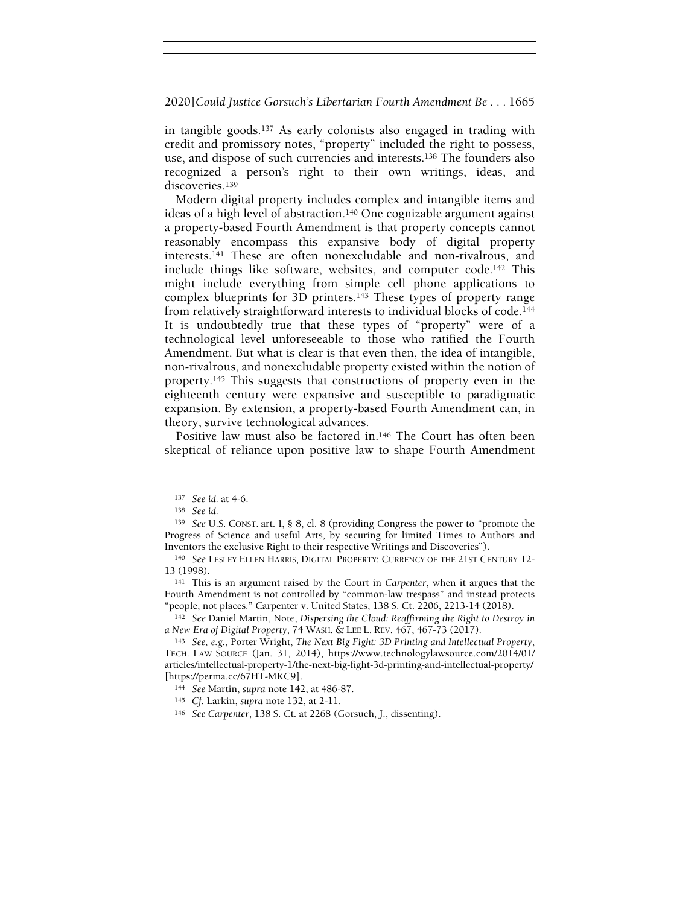in tangible goods.[137] As early colonists also engaged in trading with credit and promissory notes, "property" included the right to possess, use, and dispose of such currencies and interests.[138] The founders also recognized a person's right to their own writings, ideas, and discoveries.[139]

Modern digital property includes complex and intangible items and ideas of a high level of abstraction.[140] One cognizable argument against a property-based Fourth Amendment is that property concepts cannot reasonably encompass this expansive body of digital property interests.[141] These are often nonexcludable and non-rivalrous, and include things like software, websites, and computer code.[142] This might include everything from simple cell phone applications to complex blueprints for 3D printers.[143] These types of property range from relatively straightforward interests to individual blocks of code.[144] It is undoubtedly true that these types of "property" were of a technological level unforeseeable to those who ratified the Fourth Amendment. But what is clear is that even then, the idea of intangible, non-rivalrous, and nonexcludable property existed within the notion of property.[145] This suggests that constructions of property even in the eighteenth century were expansive and susceptible to paradigmatic expansion. By extension, a property-based Fourth Amendment can, in theory, survive technological advances.

Positive law must also be factored in.[146] The Court has often been skeptical of reliance upon positive law to shape Fourth Amendment

---

[137] *See id.* at 4-6.

[138] *See id.*

[139] *See* U.S. CONST. art. I, § 8, cl. 8 (providing Congress the power to "promote the Progress of Science and useful Arts, by securing for limited Times to Authors and Inventors the exclusive Right to their respective Writings and Discoveries").

[140] *See* LESLEY ELLEN HARRIS, DIGITAL PROPERTY: CURRENCY OF THE 21ST CENTURY 12-13 (1998).

[141] This is an argument raised by the Court in *Carpenter*, when it argues that the Fourth Amendment is not controlled by "common-law trespass" and instead protects "people, not places." Carpenter v. United States, 138 S. Ct. 2206, 2213-14 (2018).

[142] *See* Daniel Martin, Note, *Dispersing the Cloud: Reaffirming the Right to Destroy in a New Era of Digital Property*, 74 WASH. & LEE L. REV. 467, 467-73 (2017).

[143] *See, e.g.*, Porter Wright, *The Next Big Fight: 3D Printing and Intellectual Property*, TECH. LAW SOURCE (Jan. 31, 2014), https://www.technologylawsource.com/2014/01/articles/intellectual-property-1/the-next-big-fight-3d-printing-and-intellectual-property/ [https://perma.cc/67HT-MKC9].

[144] *See* Martin, *supra* note 142, at 486-87.

[145] *Cf.* Larkin, *supra* note 132, at 2-11.

[146] *See Carpenter*, 138 S. Ct. at 2268 (Gorsuch, J., dissenting).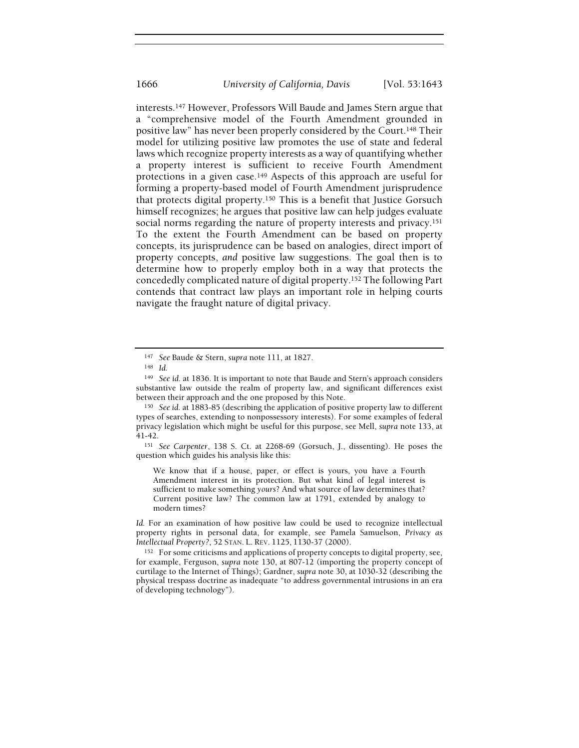interests.[147] However, Professors Will Baude and James Stern argue that a "comprehensive model of the Fourth Amendment grounded in positive law" has never been properly considered by the Court.[148] Their model for utilizing positive law promotes the use of state and federal laws which recognize property interests as a way of quantifying whether a property interest is sufficient to receive Fourth Amendment protections in a given case.[149] Aspects of this approach are useful for forming a property-based model of Fourth Amendment jurisprudence that protects digital property.[150] This is a benefit that Justice Gorsuch himself recognizes; he argues that positive law can help judges evaluate social norms regarding the nature of property interests and privacy.[151] To the extent the Fourth Amendment can be based on property concepts, its jurisprudence can be based on analogies, direct import of property concepts, *and* positive law suggestions. The goal then is to determine how to properly employ both in a way that protects the concededly complicated nature of digital property.[152] The following Part contends that contract law plays an important role in helping courts navigate the fraught nature of digital privacy.

---

[147] *See* Baude & Stern, *supra* note 111, at 1827.

[148] *Id.*

[149] *See id.* at 1836. It is important to note that Baude and Stern's approach considers substantive law outside the realm of property law, and significant differences exist between their approach and the one proposed by this Note.

[150] *See id.* at 1883-85 (describing the application of positive property law to different types of searches, extending to nonpossessory interests). For some examples of federal privacy legislation which might be useful for this purpose, see Mell, *supra* note 133, at 41-42.

[151] *See Carpenter*, 138 S. Ct. at 2268-69 (Gorsuch, J., dissenting). He poses the question which guides his analysis like this:

> We know that if a house, paper, or effect is yours, you have a Fourth Amendment interest in its protection. But what kind of legal interest is sufficient to make something *yours*? And what source of law determines that? Current positive law? The common law at 1791, extended by analogy to modern times?

*Id.* For an examination of how positive law could be used to recognize intellectual property rights in personal data, for example, see Pamela Samuelson, *Privacy as Intellectual Property?*, 52 STAN. L. REV. 1125, 1130-37 (2000).

[152] For some criticisms and applications of property concepts to digital property, see, for example, Ferguson, *supra* note 130, at 807-12 (importing the property concept of curtilage to the Internet of Things); Gardner, *supra* note 30, at 1030-32 (describing the physical trespass doctrine as inadequate "to address governmental intrusions in an era of developing technology").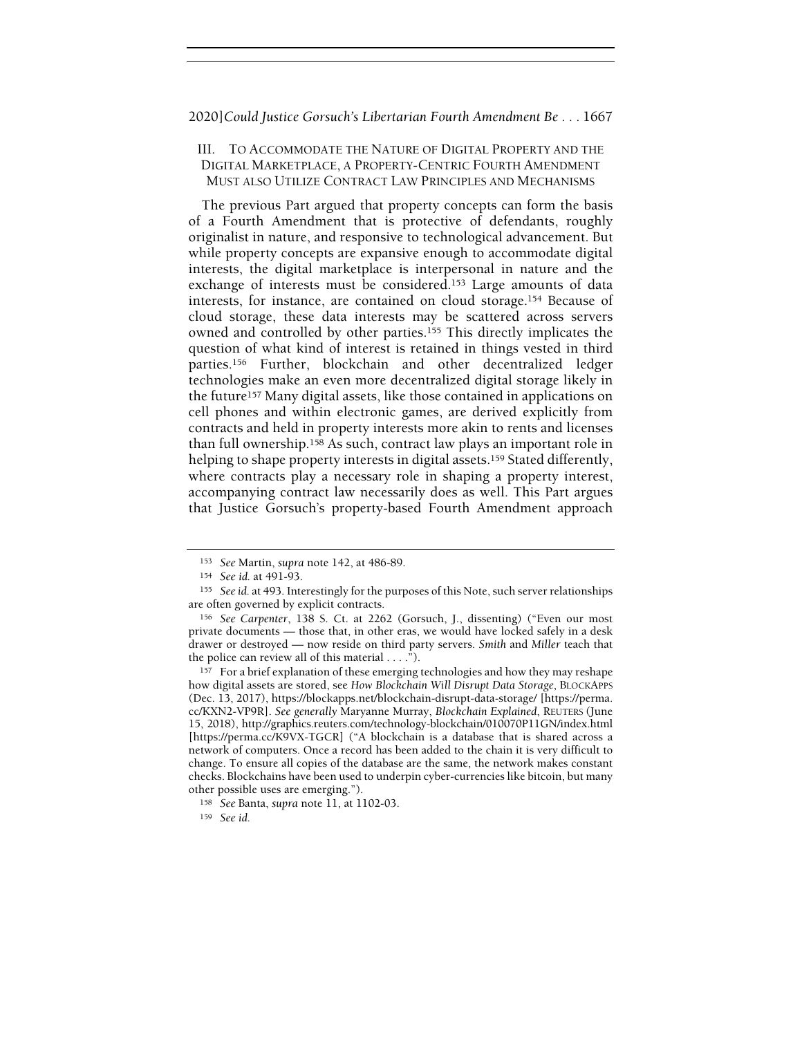## III. To Accommodate the Nature of Digital Property and the Digital Marketplace, a Property-Centric Fourth Amendment Must also Utilize Contract Law Principles and Mechanisms

The previous Part argued that property concepts can form the basis of a Fourth Amendment that is protective of defendants, roughly originalist in nature, and responsive to technological advancement. But while property concepts are expansive enough to accommodate digital interests, the digital marketplace is interpersonal in nature and the exchange of interests must be considered.[153] Large amounts of data interests, for instance, are contained on cloud storage.[154] Because of cloud storage, these data interests may be scattered across servers owned and controlled by other parties.[155] This directly implicates the question of what kind of interest is retained in things vested in third parties.[156] Further, blockchain and other decentralized ledger technologies make an even more decentralized digital storage likely in the future[157] Many digital assets, like those contained in applications on cell phones and within electronic games, are derived explicitly from contracts and held in property interests more akin to rents and licenses than full ownership.[158] As such, contract law plays an important role in helping to shape property interests in digital assets.[159] Stated differently, where contracts play a necessary role in shaping a property interest, accompanying contract law necessarily does as well. This Part argues that Justice Gorsuch's property-based Fourth Amendment approach

---

[153] *See* Martin, *supra* note 142, at 486-89.

[154] *See id.* at 491-93.

[155] *See id.* at 493. Interestingly for the purposes of this Note, such server relationships are often governed by explicit contracts.

[156] *See Carpenter*, 138 S. Ct. at 2262 (Gorsuch, J., dissenting) ("Even our most private documents — those that, in other eras, we would have locked safely in a desk drawer or destroyed — now reside on third party servers. *Smith* and *Miller* teach that the police can review all of this material . . . .").

[157] For a brief explanation of these emerging technologies and how they may reshape how digital assets are stored, see *How Blockchain Will Disrupt Data Storage*, BLOCKAPPS (Dec. 13, 2017), https://blockapps.net/blockchain-disrupt-data-storage/ [https://perma.cc/KXN2-VP9R]. *See generally* Maryanne Murray, *Blockchain Explained*, REUTERS (June 15, 2018), http://graphics.reuters.com/technology-blockchain/010070P11GN/index.html [https://perma.cc/K9VX-TGCR] ("A blockchain is a database that is shared across a network of computers. Once a record has been added to the chain it is very difficult to change. To ensure all copies of the database are the same, the network makes constant checks. Blockchains have been used to underpin cyber-currencies like bitcoin, but many other possible uses are emerging.").

[158] *See* Banta, *supra* note 11, at 1102-03.

[159] *See id.*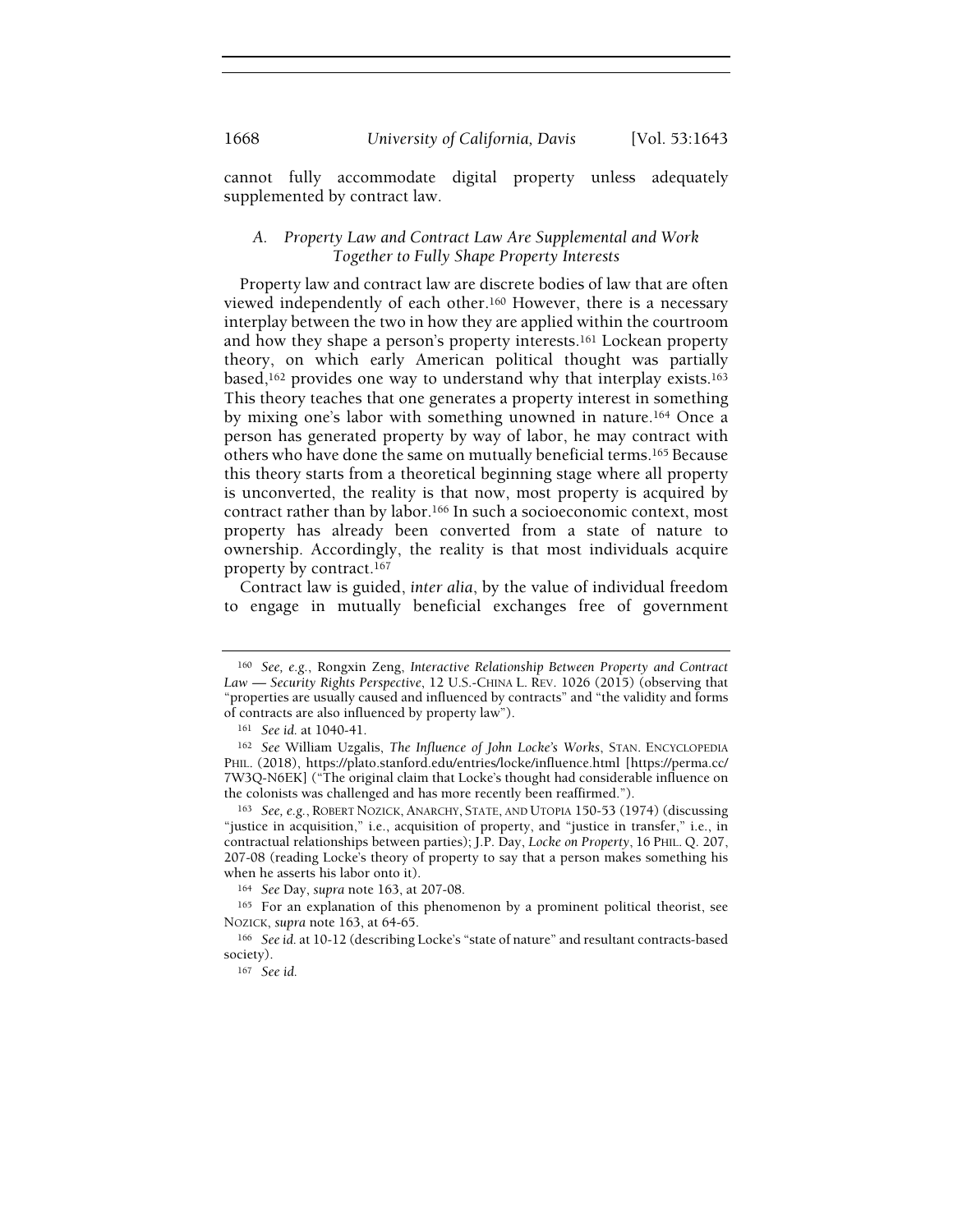cannot fully accommodate digital property unless adequately supplemented by contract law.

### *A. Property Law and Contract Law Are Supplemental and Work Together to Fully Shape Property Interests*

Property law and contract law are discrete bodies of law that are often viewed independently of each other.[160] However, there is a necessary interplay between the two in how they are applied within the courtroom and how they shape a person's property interests.[161] Lockean property theory, on which early American political thought was partially based,[162] provides one way to understand why that interplay exists.[163] This theory teaches that one generates a property interest in something by mixing one's labor with something unowned in nature.[164] Once a person has generated property by way of labor, he may contract with others who have done the same on mutually beneficial terms.[165] Because this theory starts from a theoretical beginning stage where all property is unconverted, the reality is that now, most property is acquired by contract rather than by labor.[166] In such a socioeconomic context, most property has already been converted from a state of nature to ownership. Accordingly, the reality is that most individuals acquire property by contract.[167]

Contract law is guided, *inter alia*, by the value of individual freedom to engage in mutually beneficial exchanges free of government

---

[160] *See, e.g.*, Rongxin Zeng, *Interactive Relationship Between Property and Contract Law — Security Rights Perspective*, 12 U.S.-CHINA L. REV. 1026 (2015) (observing that "properties are usually caused and influenced by contracts" and "the validity and forms of contracts are also influenced by property law").

[161] *See id.* at 1040-41.

[162] *See* William Uzgalis, *The Influence of John Locke's Works*, STAN. ENCYCLOPEDIA PHIL. (2018), https://plato.stanford.edu/entries/locke/influence.html [https://perma.cc/7W3Q-N6EK] ("The original claim that Locke's thought had considerable influence on the colonists was challenged and has more recently been reaffirmed.").

[163] *See, e.g.*, ROBERT NOZICK, ANARCHY, STATE, AND UTOPIA 150-53 (1974) (discussing "justice in acquisition," i.e., acquisition of property, and "justice in transfer," i.e., in contractual relationships between parties); J.P. Day, *Locke on Property*, 16 PHIL. Q. 207, 207-08 (reading Locke's theory of property to say that a person makes something his when he asserts his labor onto it).

[164] *See* Day, *supra* note 163, at 207-08.

[165] For an explanation of this phenomenon by a prominent political theorist, see NOZICK, *supra* note 163, at 64-65.

[166] *See id.* at 10-12 (describing Locke's "state of nature" and resultant contracts-based society).

[167] *See id.*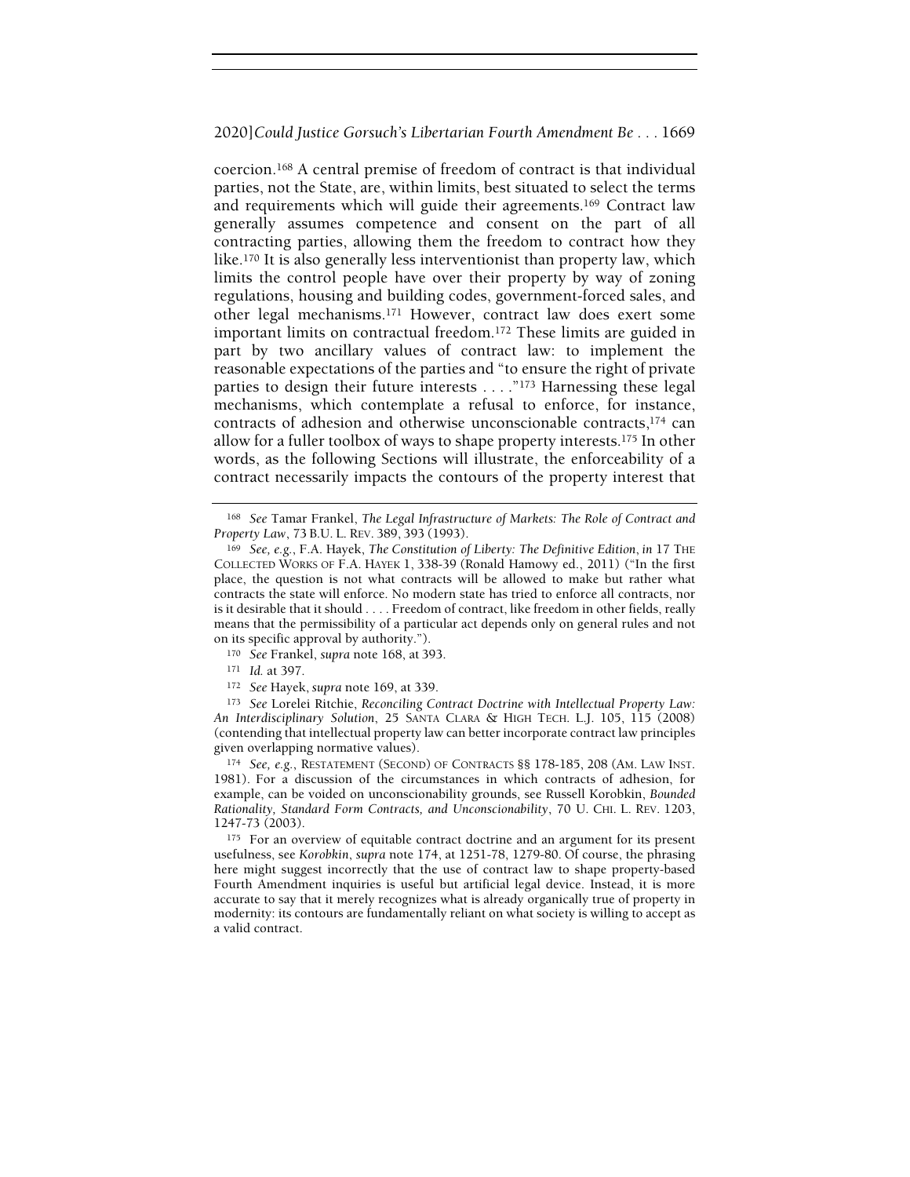coercion.[168] A central premise of freedom of contract is that individual parties, not the State, are, within limits, best situated to select the terms and requirements which will guide their agreements.[169] Contract law generally assumes competence and consent on the part of all contracting parties, allowing them the freedom to contract how they like.[170] It is also generally less interventionist than property law, which limits the control people have over their property by way of zoning regulations, housing and building codes, government-forced sales, and other legal mechanisms.[171] However, contract law does exert some important limits on contractual freedom.[172] These limits are guided in part by two ancillary values of contract law: to implement the reasonable expectations of the parties and "to ensure the right of private parties to design their future interests . . . ."[173] Harnessing these legal mechanisms, which contemplate a refusal to enforce, for instance, contracts of adhesion and otherwise unconscionable contracts,[174] can allow for a fuller toolbox of ways to shape property interests.[175] In other words, as the following Sections will illustrate, the enforceability of a contract necessarily impacts the contours of the property interest that

---

[168] *See* Tamar Frankel, *The Legal Infrastructure of Markets: The Role of Contract and Property Law*, 73 B.U. L. REV. 389, 393 (1993).

[169] *See, e.g.*, F.A. Hayek, *The Constitution of Liberty: The Definitive Edition*, *in* 17 THE COLLECTED WORKS OF F.A. HAYEK 1, 338-39 (Ronald Hamowy ed., 2011) ("In the first place, the question is not what contracts will be allowed to make but rather what contracts the state will enforce. No modern state has tried to enforce all contracts, nor is it desirable that it should . . . . Freedom of contract, like freedom in other fields, really means that the permissibility of a particular act depends only on general rules and not on its specific approval by authority.").

[170] *See* Frankel, *supra* note 168, at 393.

[171] *Id.* at 397.

[172] *See* Hayek, *supra* note 169, at 339.

[173] *See* Lorelei Ritchie, *Reconciling Contract Doctrine with Intellectual Property Law: An Interdisciplinary Solution*, 25 SANTA CLARA & HIGH TECH. L.J. 105, 115 (2008) (contending that intellectual property law can better incorporate contract law principles given overlapping normative values).

[174] *See, e.g.*, RESTATEMENT (SECOND) OF CONTRACTS §§ 178-185, 208 (AM. LAW INST. 1981). For a discussion of the circumstances in which contracts of adhesion, for example, can be voided on unconscionability grounds, see Russell Korobkin, *Bounded Rationality, Standard Form Contracts, and Unconscionability*, 70 U. CHI. L. REV. 1203, 1247-73 (2003).

[175] For an overview of equitable contract doctrine and an argument for its present usefulness, see *Korobkin*, *supra* note 174, at 1251-78, 1279-80. Of course, the phrasing here might suggest incorrectly that the use of contract law to shape property-based Fourth Amendment inquiries is useful but artificial legal device. Instead, it is more accurate to say that it merely recognizes what is already organically true of property in modernity: its contours are fundamentally reliant on what society is willing to accept as a valid contract.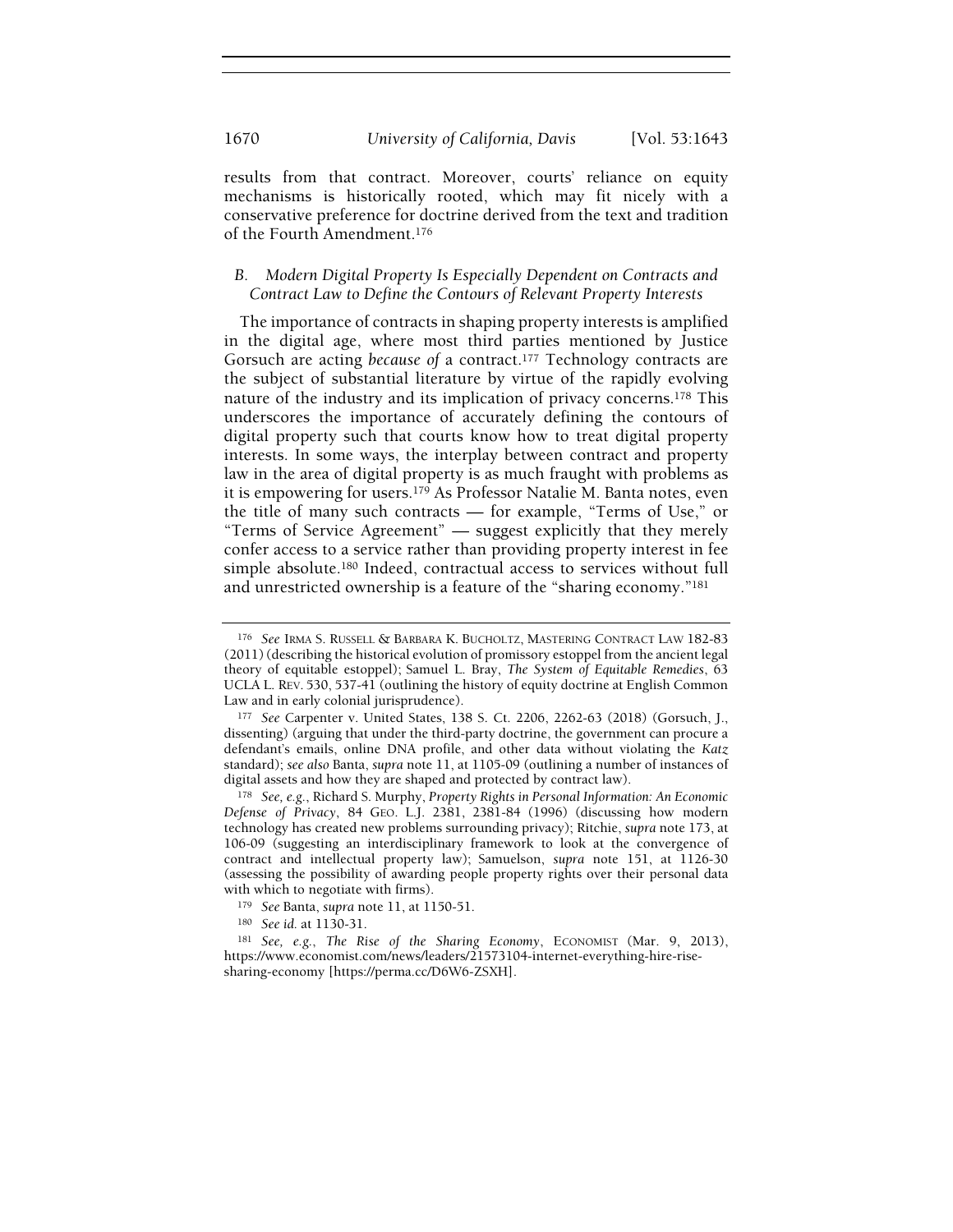results from that contract. Moreover, courts' reliance on equity mechanisms is historically rooted, which may fit nicely with a conservative preference for doctrine derived from the text and tradition of the Fourth Amendment.[176]

### *B. Modern Digital Property Is Especially Dependent on Contracts and Contract Law to Define the Contours of Relevant Property Interests*

The importance of contracts in shaping property interests is amplified in the digital age, where most third parties mentioned by Justice Gorsuch are acting *because of* a contract.[177] Technology contracts are the subject of substantial literature by virtue of the rapidly evolving nature of the industry and its implication of privacy concerns.[178] This underscores the importance of accurately defining the contours of digital property such that courts know how to treat digital property interests. In some ways, the interplay between contract and property law in the area of digital property is as much fraught with problems as it is empowering for users.[179] As Professor Natalie M. Banta notes, even the title of many such contracts — for example, "Terms of Use," or "Terms of Service Agreement" — suggest explicitly that they merely confer access to a service rather than providing property interest in fee simple absolute.[180] Indeed, contractual access to services without full and unrestricted ownership is a feature of the "sharing economy."[181]

---

[176] *See* IRMA S. RUSSELL & BARBARA K. BUCHOLTZ, MASTERING CONTRACT LAW 182-83 (2011) (describing the historical evolution of promissory estoppel from the ancient legal theory of equitable estoppel); Samuel L. Bray, *The System of Equitable Remedies*, 63 UCLA L. REV. 530, 537-41 (outlining the history of equity doctrine at English Common Law and in early colonial jurisprudence).

[177] *See* Carpenter v. United States, 138 S. Ct. 2206, 2262-63 (2018) (Gorsuch, J., dissenting) (arguing that under the third-party doctrine, the government can procure a defendant's emails, online DNA profile, and other data without violating the *Katz* standard); *see also* Banta, *supra* note 11, at 1105-09 (outlining a number of instances of digital assets and how they are shaped and protected by contract law).

[178] *See, e.g.*, Richard S. Murphy, *Property Rights in Personal Information: An Economic Defense of Privacy*, 84 GEO. L.J. 2381, 2381-84 (1996) (discussing how modern technology has created new problems surrounding privacy); Ritchie, *supra* note 173, at 106-09 (suggesting an interdisciplinary framework to look at the convergence of contract and intellectual property law); Samuelson, *supra* note 151, at 1126-30 (assessing the possibility of awarding people property rights over their personal data with which to negotiate with firms).

[179] *See* Banta, *supra* note 11, at 1150-51.

[180] *See id.* at 1130-31.

[181] *See, e.g.*, *The Rise of the Sharing Economy*, ECONOMIST (Mar. 9, 2013), https://www.economist.com/news/leaders/21573104-internet-everything-hire-rise-sharing-economy [https://perma.cc/D6W6-ZSXH].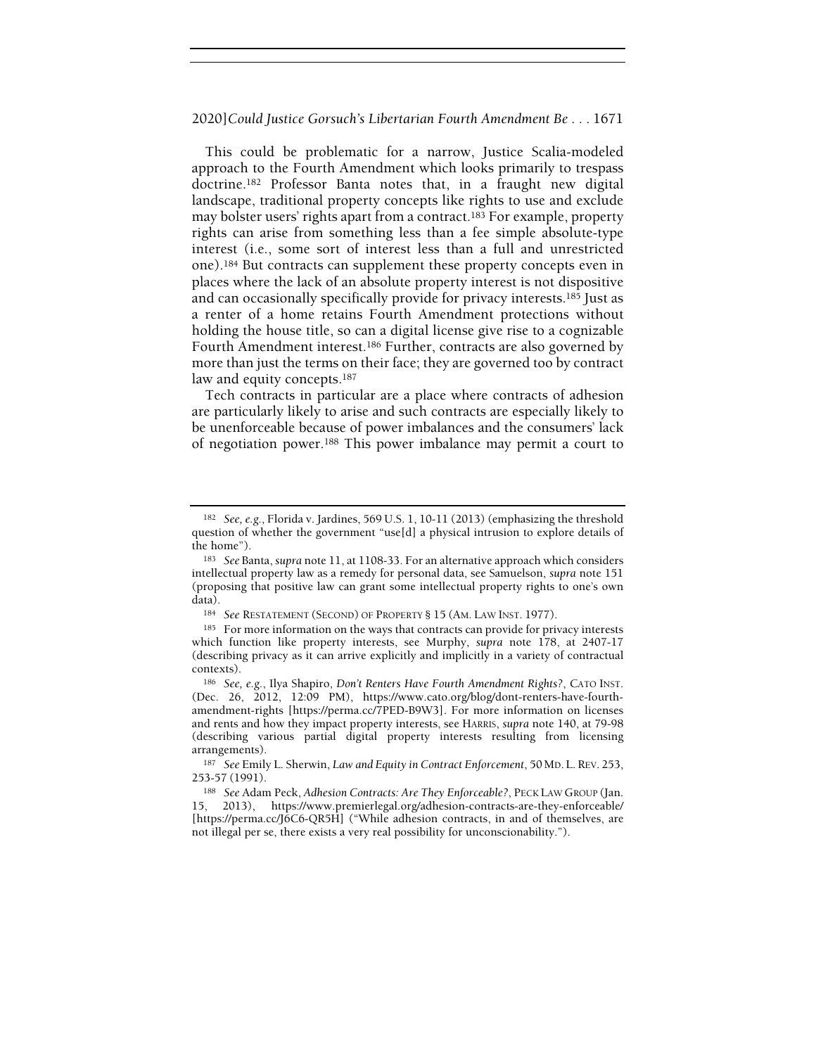This could be problematic for a narrow, Justice Scalia-modeled approach to the Fourth Amendment which looks primarily to trespass doctrine.[182] Professor Banta notes that, in a fraught new digital landscape, traditional property concepts like rights to use and exclude may bolster users' rights apart from a contract.[183] For example, property rights can arise from something less than a fee simple absolute-type interest (i.e., some sort of interest less than a full and unrestricted one).[184] But contracts can supplement these property concepts even in places where the lack of an absolute property interest is not dispositive and can occasionally specifically provide for privacy interests.[185] Just as a renter of a home retains Fourth Amendment protections without holding the house title, so can a digital license give rise to a cognizable Fourth Amendment interest.[186] Further, contracts are also governed by more than just the terms on their face; they are governed too by contract law and equity concepts.[187]

Tech contracts in particular are a place where contracts of adhesion are particularly likely to arise and such contracts are especially likely to be unenforceable because of power imbalances and the consumers' lack of negotiation power.[188] This power imbalance may permit a court to

---

[182] *See, e.g.*, Florida v. Jardines, 569 U.S. 1, 10-11 (2013) (emphasizing the threshold question of whether the government "use[d] a physical intrusion to explore details of the home").

[183] *See* Banta, *supra* note 11, at 1108-33. For an alternative approach which considers intellectual property law as a remedy for personal data, see Samuelson, *supra* note 151 (proposing that positive law can grant some intellectual property rights to one's own data).

[184] *See* RESTATEMENT (SECOND) OF PROPERTY § 15 (AM. LAW INST. 1977).

[185] For more information on the ways that contracts can provide for privacy interests which function like property interests, see Murphy, *supra* note 178, at 2407-17 (describing privacy as it can arrive explicitly and implicitly in a variety of contractual contexts).

[186] *See, e.g.*, Ilya Shapiro, *Don't Renters Have Fourth Amendment Rights?*, CATO INST. (Dec. 26, 2012, 12:09 PM), https://www.cato.org/blog/dont-renters-have-fourth-amendment-rights [https://perma.cc/7PED-B9W3]. For more information on licenses and rents and how they impact property interests, see HARRIS, *supra* note 140, at 79-98 (describing various partial digital property interests resulting from licensing arrangements).

[187] *See* Emily L. Sherwin, *Law and Equity in Contract Enforcement*, 50 MD. L. REV. 253, 253-57 (1991).

[188] *See* Adam Peck, *Adhesion Contracts: Are They Enforceable?*, PECK LAW GROUP (Jan. 15, 2013), https://www.premierlegal.org/adhesion-contracts-are-they-enforceable/ [https://perma.cc/J6C6-QR5H] ("While adhesion contracts, in and of themselves, are not illegal per se, there exists a very real possibility for unconscionability.").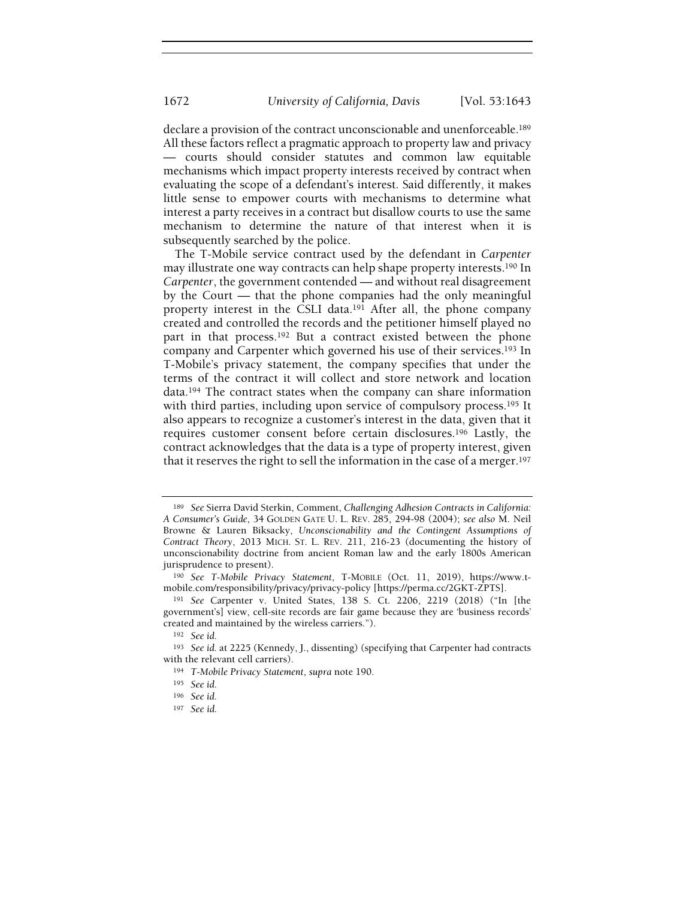declare a provision of the contract unconscionable and unenforceable.[189] All these factors reflect a pragmatic approach to property law and privacy — courts should consider statutes and common law equitable mechanisms which impact property interests received by contract when evaluating the scope of a defendant's interest. Said differently, it makes little sense to empower courts with mechanisms to determine what interest a party receives in a contract but disallow courts to use the same mechanism to determine the nature of that interest when it is subsequently searched by the police.

The T-Mobile service contract used by the defendant in *Carpenter* may illustrate one way contracts can help shape property interests.[190] In *Carpenter*, the government contended — and without real disagreement by the Court — that the phone companies had the only meaningful property interest in the CSLI data.[191] After all, the phone company created and controlled the records and the petitioner himself played no part in that process.[192] But a contract existed between the phone company and Carpenter which governed his use of their services.[193] In T-Mobile's privacy statement, the company specifies that under the terms of the contract it will collect and store network and location data.[194] The contract states when the company can share information with third parties, including upon service of compulsory process.[195] It also appears to recognize a customer's interest in the data, given that it requires customer consent before certain disclosures.[196] Lastly, the contract acknowledges that the data is a type of property interest, given that it reserves the right to sell the information in the case of a merger.[197]

---

[189] *See* Sierra David Sterkin, Comment, *Challenging Adhesion Contracts in California: A Consumer's Guide*, 34 GOLDEN GATE U. L. REV. 285, 294-98 (2004); *see also* M. Neil Browne & Lauren Biksacky, *Unconscionability and the Contingent Assumptions of Contract Theory*, 2013 MICH. ST. L. REV. 211, 216-23 (documenting the history of unconscionability doctrine from ancient Roman law and the early 1800s American jurisprudence to present).

[190] *See T-Mobile Privacy Statement*, T-MOBILE (Oct. 11, 2019), https://www.t-mobile.com/responsibility/privacy/privacy-policy [https://perma.cc/2GKT-ZPTS].

[191] *See* Carpenter v. United States, 138 S. Ct. 2206, 2219 (2018) ("In [the government's] view, cell-site records are fair game because they are 'business records' created and maintained by the wireless carriers.").

[192] *See id.*

[193] *See id.* at 2225 (Kennedy, J., dissenting) (specifying that Carpenter had contracts with the relevant cell carriers).

[194] *T-Mobile Privacy Statement*, *supra* note 190.

[195] *See id.*

[196] *See id.*

[197] *See id.*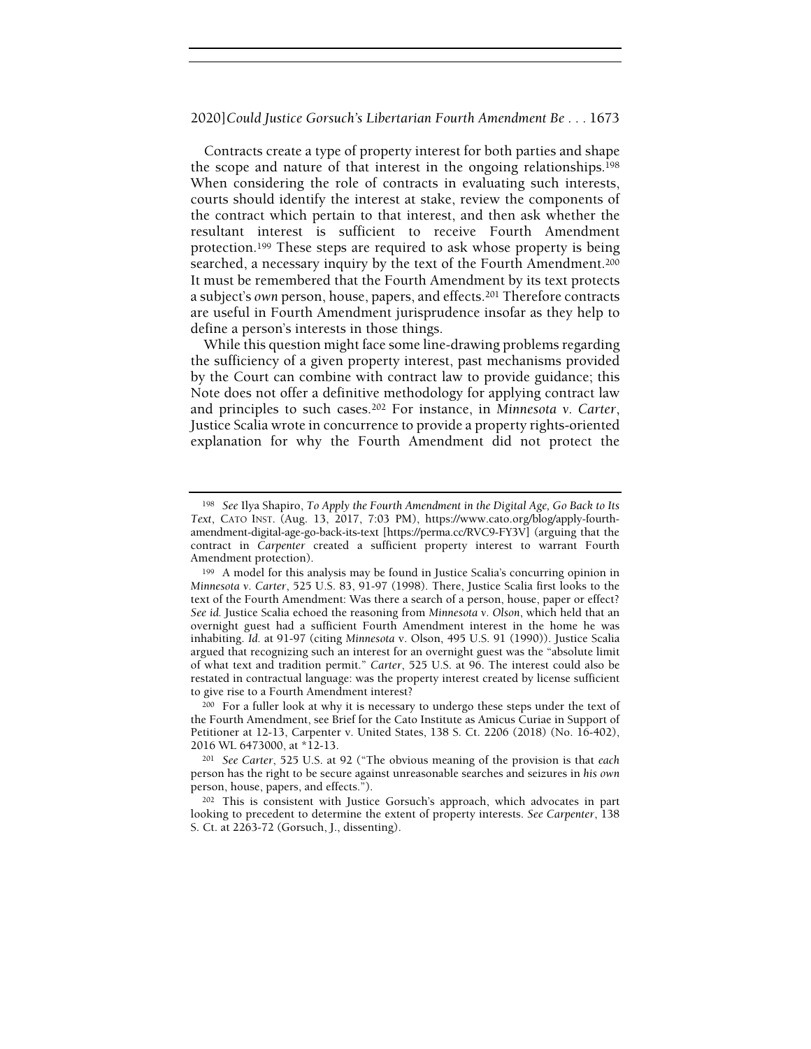Contracts create a type of property interest for both parties and shape the scope and nature of that interest in the ongoing relationships.[198] When considering the role of contracts in evaluating such interests, courts should identify the interest at stake, review the components of the contract which pertain to that interest, and then ask whether the resultant interest is sufficient to receive Fourth Amendment protection.[199] These steps are required to ask whose property is being searched, a necessary inquiry by the text of the Fourth Amendment.[200] It must be remembered that the Fourth Amendment by its text protects a subject's *own* person, house, papers, and effects.[201] Therefore contracts are useful in Fourth Amendment jurisprudence insofar as they help to define a person's interests in those things.

While this question might face some line-drawing problems regarding the sufficiency of a given property interest, past mechanisms provided by the Court can combine with contract law to provide guidance; this Note does not offer a definitive methodology for applying contract law and principles to such cases.[202] For instance, in *Minnesota v. Carter*, Justice Scalia wrote in concurrence to provide a property rights-oriented explanation for why the Fourth Amendment did not protect the

---

[198] *See* Ilya Shapiro, *To Apply the Fourth Amendment in the Digital Age, Go Back to Its Text*, CATO INST. (Aug. 13, 2017, 7:03 PM), https://www.cato.org/blog/apply-fourth-amendment-digital-age-go-back-its-text [https://perma.cc/RVC9-FY3V] (arguing that the contract in *Carpenter* created a sufficient property interest to warrant Fourth Amendment protection).

[199] A model for this analysis may be found in Justice Scalia's concurring opinion in *Minnesota v. Carter*, 525 U.S. 83, 91-97 (1998). There, Justice Scalia first looks to the text of the Fourth Amendment: Was there a search of a person, house, paper or effect? *See id.* Justice Scalia echoed the reasoning from *Minnesota v. Olson*, which held that an overnight guest had a sufficient Fourth Amendment interest in the home he was inhabiting. *Id.* at 91-97 (citing *Minnesota* v. Olson, 495 U.S. 91 (1990)). Justice Scalia argued that recognizing such an interest for an overnight guest was the "absolute limit of what text and tradition permit." *Carter*, 525 U.S. at 96. The interest could also be restated in contractual language: was the property interest created by license sufficient to give rise to a Fourth Amendment interest?

[200] For a fuller look at why it is necessary to undergo these steps under the text of the Fourth Amendment, see Brief for the Cato Institute as Amicus Curiae in Support of Petitioner at 12-13, Carpenter v. United States, 138 S. Ct. 2206 (2018) (No. 16-402), 2016 WL 6473000, at *12-13.

[201] *See Carter*, 525 U.S. at 92 ("The obvious meaning of the provision is that *each* person has the right to be secure against unreasonable searches and seizures in *his own* person, house, papers, and effects.").

[202] This is consistent with Justice Gorsuch's approach, which advocates in part looking to precedent to determine the extent of property interests. *See Carpenter*, 138 S. Ct. at 2263-72 (Gorsuch, J., dissenting).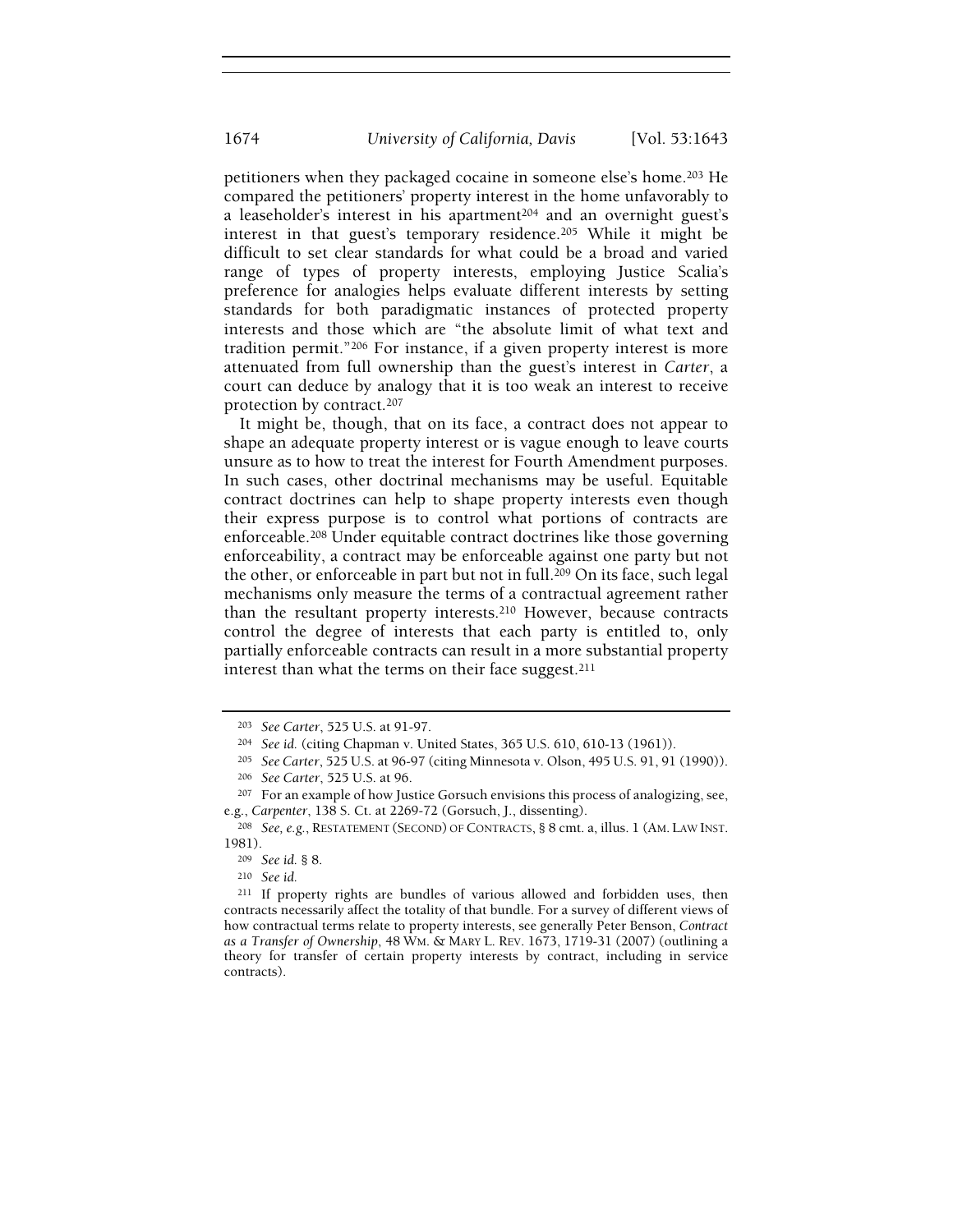petitioners when they packaged cocaine in someone else's home.[203] He compared the petitioners' property interest in the home unfavorably to a leaseholder's interest in his apartment[204] and an overnight guest's interest in that guest's temporary residence.[205] While it might be difficult to set clear standards for what could be a broad and varied range of types of property interests, employing Justice Scalia's preference for analogies helps evaluate different interests by setting standards for both paradigmatic instances of protected property interests and those which are "the absolute limit of what text and tradition permit."[206] For instance, if a given property interest is more attenuated from full ownership than the guest's interest in *Carter*, a court can deduce by analogy that it is too weak an interest to receive protection by contract.[207]

It might be, though, that on its face, a contract does not appear to shape an adequate property interest or is vague enough to leave courts unsure as to how to treat the interest for Fourth Amendment purposes. In such cases, other doctrinal mechanisms may be useful. Equitable contract doctrines can help to shape property interests even though their express purpose is to control what portions of contracts are enforceable.[208] Under equitable contract doctrines like those governing enforceability, a contract may be enforceable against one party but not the other, or enforceable in part but not in full.[209] On its face, such legal mechanisms only measure the terms of a contractual agreement rather than the resultant property interests.[210] However, because contracts control the degree of interests that each party is entitled to, only partially enforceable contracts can result in a more substantial property interest than what the terms on their face suggest.[211]

---

[203] *See Carter*, 525 U.S. at 91-97.

[204] *See id.* (citing Chapman v. United States, 365 U.S. 610, 610-13 (1961)).

[205] *See Carter*, 525 U.S. at 96-97 (citing Minnesota v. Olson, 495 U.S. 91, 91 (1990)).

[206] *See Carter*, 525 U.S. at 96.

[207] For an example of how Justice Gorsuch envisions this process of analogizing, see, e.g., *Carpenter*, 138 S. Ct. at 2269-72 (Gorsuch, J., dissenting).

[208] *See, e.g.*, RESTATEMENT (SECOND) OF CONTRACTS, § 8 cmt. a, illus. 1 (AM. LAW INST. 1981).

[209] *See id.* § 8.

[210] *See id.*

[211] If property rights are bundles of various allowed and forbidden uses, then contracts necessarily affect the totality of that bundle. For a survey of different views of how contractual terms relate to property interests, see generally Peter Benson, *Contract as a Transfer of Ownership*, 48 WM. & MARY L. REV. 1673, 1719-31 (2007) (outlining a theory for transfer of certain property interests by contract, including in service contracts).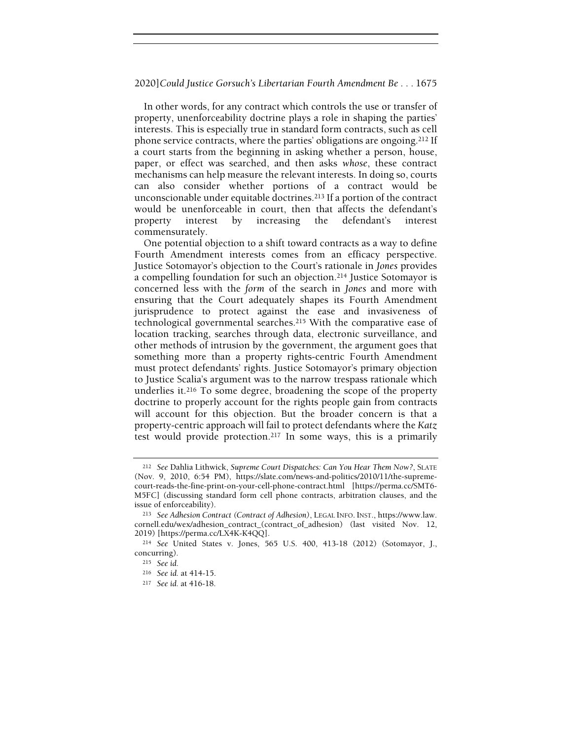In other words, for any contract which controls the use or transfer of property, unenforceability doctrine plays a role in shaping the parties' interests. This is especially true in standard form contracts, such as cell phone service contracts, where the parties' obligations are ongoing.[212] If a court starts from the beginning in asking whether a person, house, paper, or effect was searched, and then asks *whose*, these contract mechanisms can help measure the relevant interests. In doing so, courts can also consider whether portions of a contract would be unconscionable under equitable doctrines.[213] If a portion of the contract would be unenforceable in court, then that affects the defendant's property interest by increasing the defendant's interest commensurately.

One potential objection to a shift toward contracts as a way to define Fourth Amendment interests comes from an efficacy perspective. Justice Sotomayor's objection to the Court's rationale in *Jones* provides a compelling foundation for such an objection.[214] Justice Sotomayor is concerned less with the *form* of the search in *Jones* and more with ensuring that the Court adequately shapes its Fourth Amendment jurisprudence to protect against the ease and invasiveness of technological governmental searches.[215] With the comparative ease of location tracking, searches through data, electronic surveillance, and other methods of intrusion by the government, the argument goes that something more than a property rights-centric Fourth Amendment must protect defendants' rights. Justice Sotomayor's primary objection to Justice Scalia's argument was to the narrow trespass rationale which underlies it.[216] To some degree, broadening the scope of the property doctrine to properly account for the rights people gain from contracts will account for this objection. But the broader concern is that a property-centric approach will fail to protect defendants where the *Katz* test would provide protection.[217] In some ways, this is a primarily

---

[212] *See* Dahlia Lithwick, *Supreme Court Dispatches: Can You Hear Them Now?*, SLATE (Nov. 9, 2010, 6:54 PM), https://slate.com/news-and-politics/2010/11/the-supreme-court-reads-the-fine-print-on-your-cell-phone-contract.html [https://perma.cc/SMT6-M5FC] (discussing standard form cell phone contracts, arbitration clauses, and the issue of enforceability).

[213] *See Adhesion Contract (Contract of Adhesion)*, LEGAL INFO. INST., https://www.law.cornell.edu/wex/adhesion_contract_(contract_of_adhesion) (last visited Nov. 12, 2019) [https://perma.cc/LX4K-K4QQ].

[214] *See* United States v. Jones, 565 U.S. 400, 413-18 (2012) (Sotomayor, J., concurring).

[215] *See id.*

[216] *See id.* at 414-15.

[217] *See id.* at 416-18.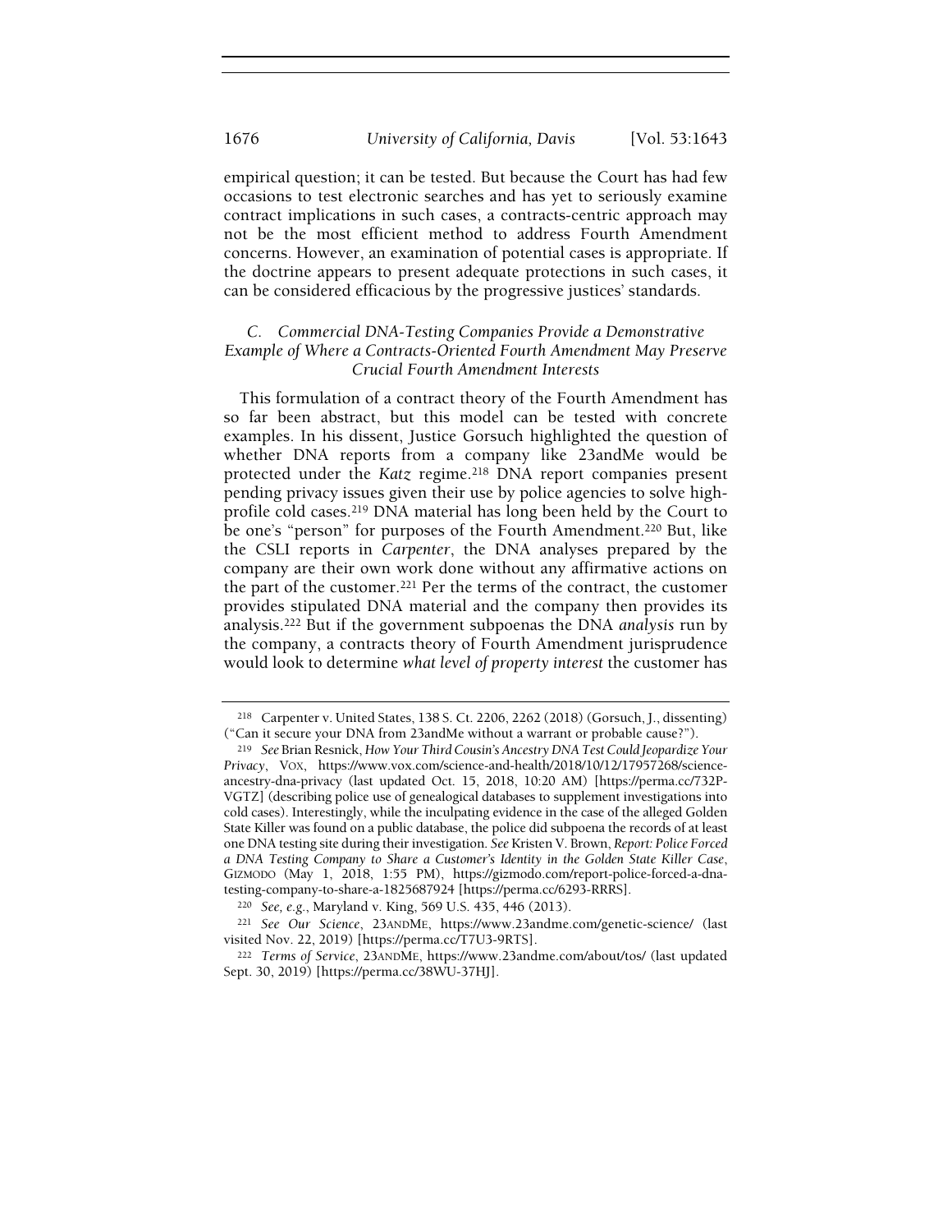empirical question; it can be tested. But because the Court has had few occasions to test electronic searches and has yet to seriously examine contract implications in such cases, a contracts-centric approach may not be the most efficient method to address Fourth Amendment concerns. However, an examination of potential cases is appropriate. If the doctrine appears to present adequate protections in such cases, it can be considered efficacious by the progressive justices' standards.

### *C. Commercial DNA-Testing Companies Provide a Demonstrative Example of Where a Contracts-Oriented Fourth Amendment May Preserve Crucial Fourth Amendment Interests*

This formulation of a contract theory of the Fourth Amendment has so far been abstract, but this model can be tested with concrete examples. In his dissent, Justice Gorsuch highlighted the question of whether DNA reports from a company like 23andMe would be protected under the *Katz* regime.[218] DNA report companies present pending privacy issues given their use by police agencies to solve high-profile cold cases.[219] DNA material has long been held by the Court to be one's "person" for purposes of the Fourth Amendment.[220] But, like the CSLI reports in *Carpenter*, the DNA analyses prepared by the company are their own work done without any affirmative actions on the part of the customer.[221] Per the terms of the contract, the customer provides stipulated DNA material and the company then provides its analysis.[222] But if the government subpoenas the DNA *analysis* run by the company, a contracts theory of Fourth Amendment jurisprudence would look to determine *what level of property interest* the customer has

---

[218] Carpenter v. United States, 138 S. Ct. 2206, 2262 (2018) (Gorsuch, J., dissenting) ("Can it secure your DNA from 23andMe without a warrant or probable cause?").

[219] *See* Brian Resnick, *How Your Third Cousin's Ancestry DNA Test Could Jeopardize Your Privacy*, VOX, https://www.vox.com/science-and-health/2018/10/12/17957268/science-ancestry-dna-privacy (last updated Oct. 15, 2018, 10:20 AM) [https://perma.cc/732P-VGTZ] (describing police use of genealogical databases to supplement investigations into cold cases). Interestingly, while the inculpating evidence in the case of the alleged Golden State Killer was found on a public database, the police did subpoena the records of at least one DNA testing site during their investigation. *See* Kristen V. Brown, *Report: Police Forced a DNA Testing Company to Share a Customer's Identity in the Golden State Killer Case*, GIZMODO (May 1, 2018, 1:55 PM), https://gizmodo.com/report-police-forced-a-dna-testing-company-to-share-a-1825687924 [https://perma.cc/6293-RRRS].

[220] *See, e.g.*, Maryland v. King, 569 U.S. 435, 446 (2013).

[221] *See Our Science*, 23ANDME, https://www.23andme.com/genetic-science/ (last visited Nov. 22, 2019) [https://perma.cc/T7U3-9RTS].

[222] *Terms of Service*, 23ANDME, https://www.23andme.com/about/tos/ (last updated Sept. 30, 2019) [https://perma.cc/38WU-37HJ].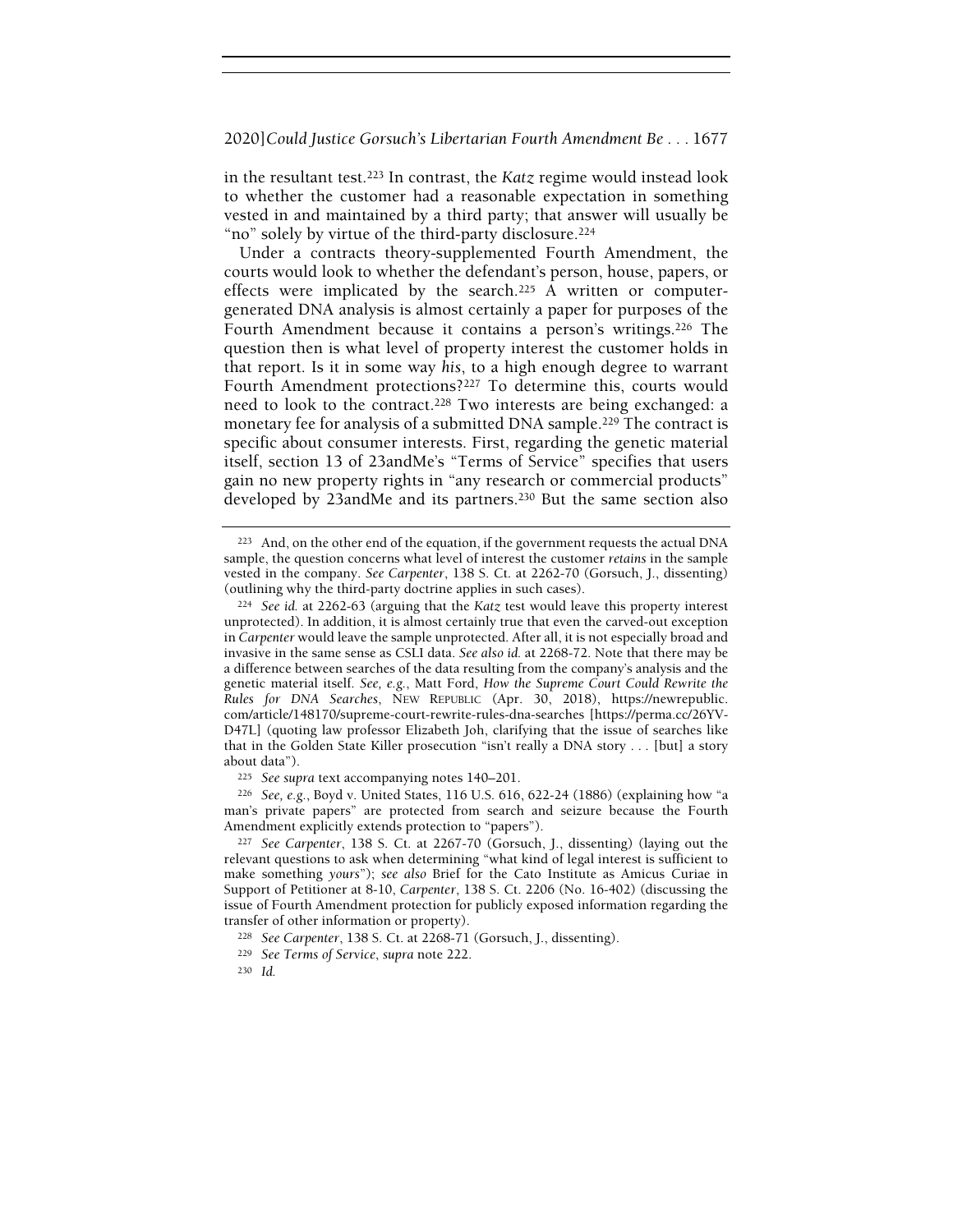in the resultant test.[223] In contrast, the *Katz* regime would instead look to whether the customer had a reasonable expectation in something vested in and maintained by a third party; that answer will usually be "no" solely by virtue of the third-party disclosure.[224]

Under a contracts theory-supplemented Fourth Amendment, the courts would look to whether the defendant's person, house, papers, or effects were implicated by the search.[225] A written or computer-generated DNA analysis is almost certainly a paper for purposes of the Fourth Amendment because it contains a person's writings.[226] The question then is what level of property interest the customer holds in that report. Is it in some way *his*, to a high enough degree to warrant Fourth Amendment protections?[227] To determine this, courts would need to look to the contract.[228] Two interests are being exchanged: a monetary fee for analysis of a submitted DNA sample.[229] The contract is specific about consumer interests. First, regarding the genetic material itself, section 13 of 23andMe's "Terms of Service" specifies that users gain no new property rights in "any research or commercial products" developed by 23andMe and its partners.[230] But the same section also

---

[223] And, on the other end of the equation, if the government requests the actual DNA sample, the question concerns what level of interest the customer *retains* in the sample vested in the company. *See Carpenter*, 138 S. Ct. at 2262-70 (Gorsuch, J., dissenting) (outlining why the third-party doctrine applies in such cases).

[224] *See id.* at 2262-63 (arguing that the *Katz* test would leave this property interest unprotected). In addition, it is almost certainly true that even the carved-out exception in *Carpenter* would leave the sample unprotected. After all, it is not especially broad and invasive in the same sense as CSLI data. *See also id.* at 2268-72. Note that there may be a difference between searches of the data resulting from the company's analysis and the genetic material itself. *See, e.g.*, Matt Ford, *How the Supreme Court Could Rewrite the Rules for DNA Searches*, NEW REPUBLIC (Apr. 30, 2018), https://newrepublic.com/article/148170/supreme-court-rewrite-rules-dna-searches [https://perma.cc/26YV-D47L] (quoting law professor Elizabeth Joh, clarifying that the issue of searches like that in the Golden State Killer prosecution "isn't really a DNA story . . . [but] a story about data").

[225] *See supra* text accompanying notes 140–201.

[226] *See, e.g.*, Boyd v. United States, 116 U.S. 616, 622-24 (1886) (explaining how "a man's private papers" are protected from search and seizure because the Fourth Amendment explicitly extends protection to "papers").

[227] *See Carpenter*, 138 S. Ct. at 2267-70 (Gorsuch, J., dissenting) (laying out the relevant questions to ask when determining "what kind of legal interest is sufficient to make something *yours*"); *see also* Brief for the Cato Institute as Amicus Curiae in Support of Petitioner at 8-10, *Carpenter*, 138 S. Ct. 2206 (No. 16-402) (discussing the issue of Fourth Amendment protection for publicly exposed information regarding the transfer of other information or property).

[228] *See Carpenter*, 138 S. Ct. at 2268-71 (Gorsuch, J., dissenting).

[229] *See Terms of Service*, *supra* note 222.

[230] *Id.*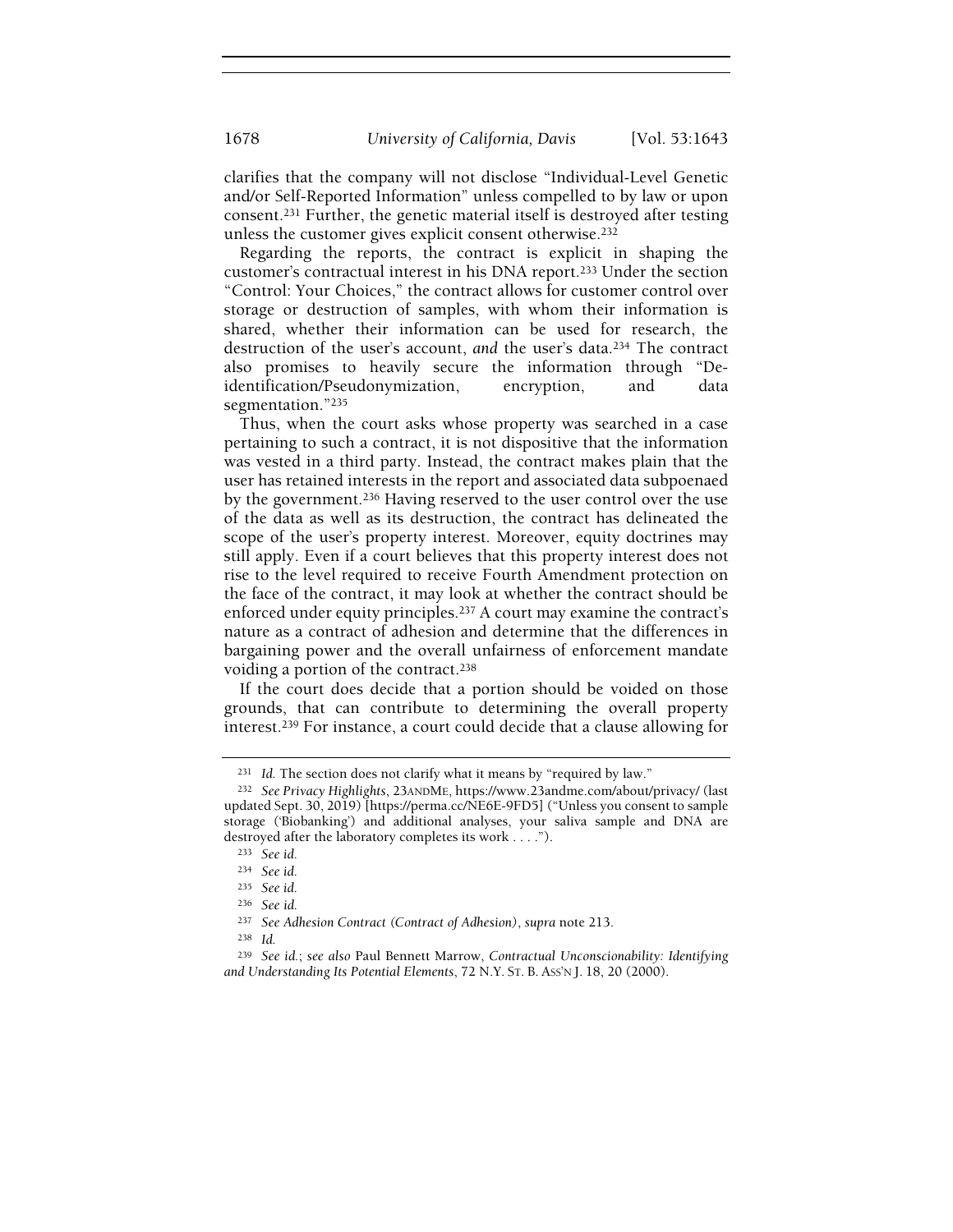clarifies that the company will not disclose "Individual-Level Genetic and/or Self-Reported Information" unless compelled to by law or upon consent.[231] Further, the genetic material itself is destroyed after testing unless the customer gives explicit consent otherwise.[232]

Regarding the reports, the contract is explicit in shaping the customer's contractual interest in his DNA report.[233] Under the section "Control: Your Choices," the contract allows for customer control over storage or destruction of samples, with whom their information is shared, whether their information can be used for research, the destruction of the user's account, *and* the user's data.[234] The contract also promises to heavily secure the information through "De-identification/Pseudonymization, encryption, and data segmentation."[235]

Thus, when the court asks whose property was searched in a case pertaining to such a contract, it is not dispositive that the information was vested in a third party. Instead, the contract makes plain that the user has retained interests in the report and associated data subpoenaed by the government.[236] Having reserved to the user control over the use of the data as well as its destruction, the contract has delineated the scope of the user's property interest. Moreover, equity doctrines may still apply. Even if a court believes that this property interest does not rise to the level required to receive Fourth Amendment protection on the face of the contract, it may look at whether the contract should be enforced under equity principles.[237] A court may examine the contract's nature as a contract of adhesion and determine that the differences in bargaining power and the overall unfairness of enforcement mandate voiding a portion of the contract.[238]

If the court does decide that a portion should be voided on those grounds, that can contribute to determining the overall property interest.[239] For instance, a court could decide that a clause allowing for

---

[231] *Id.* The section does not clarify what it means by "required by law."

[232] *See Privacy Highlights*, 23ANDME, https://www.23andme.com/about/privacy/ (last updated Sept. 30, 2019) [https://perma.cc/NE6E-9FD5] ("Unless you consent to sample storage ('Biobanking') and additional analyses, your saliva sample and DNA are destroyed after the laboratory completes its work . . . .").

[233] *See id.*

[234] *See id.*

[235] *See id.*

[236] *See id.*

[237] *See Adhesion Contract (Contract of Adhesion)*, *supra* note 213.

[238] *Id.*

[239] *See id.*; *see also* Paul Bennett Marrow, *Contractual Unconscionability: Identifying and Understanding Its Potential Elements*, 72 N.Y. ST. B. ASS'N J. 18, 20 (2000).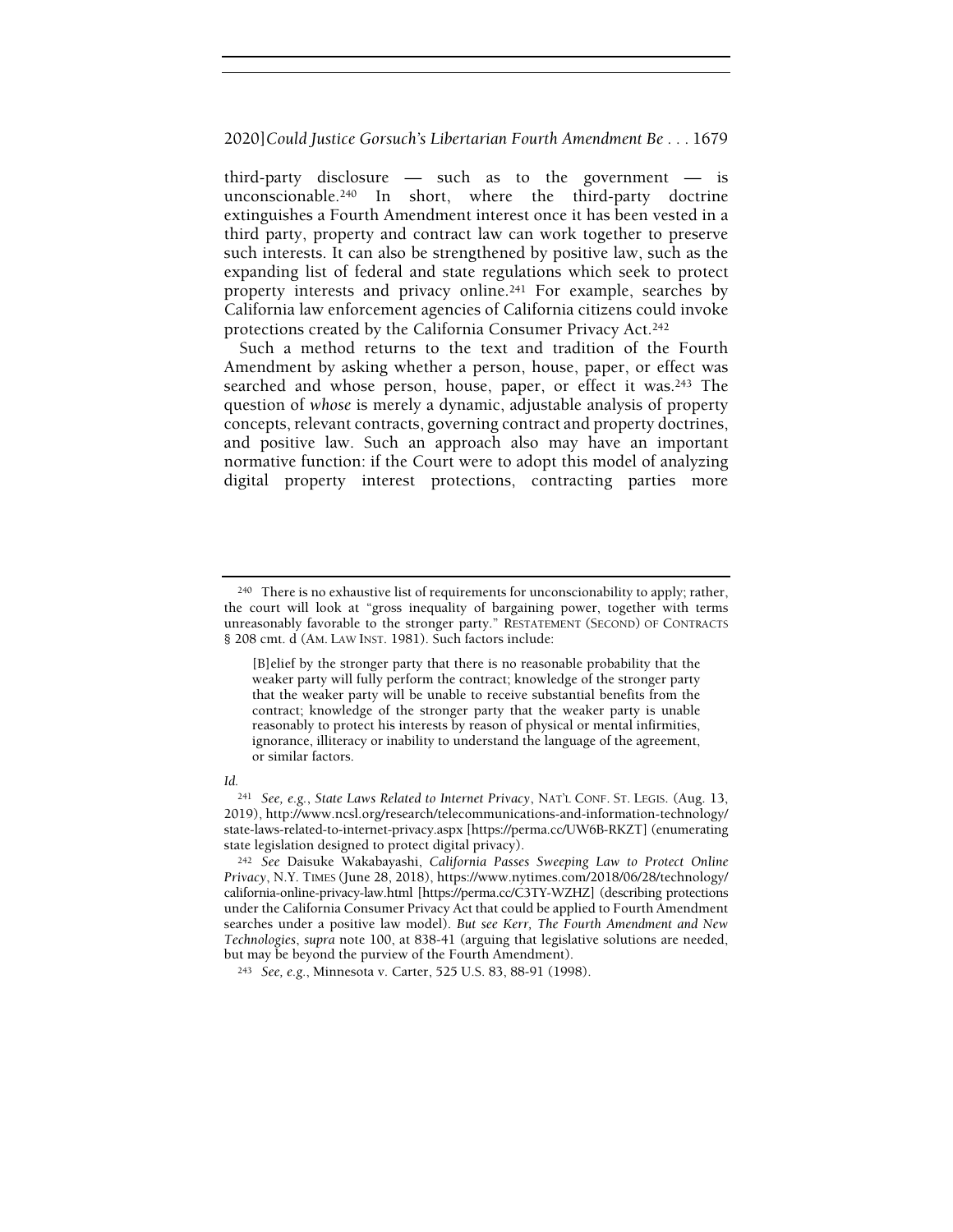third-party disclosure — such as to the government — is unconscionable.[240] In short, where the third-party doctrine extinguishes a Fourth Amendment interest once it has been vested in a third party, property and contract law can work together to preserve such interests. It can also be strengthened by positive law, such as the expanding list of federal and state regulations which seek to protect property interests and privacy online.[241] For example, searches by California law enforcement agencies of California citizens could invoke protections created by the California Consumer Privacy Act.[242]

Such a method returns to the text and tradition of the Fourth Amendment by asking whether a person, house, paper, or effect was searched and whose person, house, paper, or effect it was.[243] The question of *whose* is merely a dynamic, adjustable analysis of property concepts, relevant contracts, governing contract and property doctrines, and positive law. Such an approach also may have an important normative function: if the Court were to adopt this model of analyzing digital property interest protections, contracting parties more

---

[240] There is no exhaustive list of requirements for unconscionability to apply; rather, the court will look at "gross inequality of bargaining power, together with terms unreasonably favorable to the stronger party." RESTATEMENT (SECOND) OF CONTRACTS § 208 cmt. d (AM. LAW INST. 1981). Such factors include:

> [B]elief by the stronger party that there is no reasonable probability that the weaker party will fully perform the contract; knowledge of the stronger party that the weaker party will be unable to receive substantial benefits from the contract; knowledge of the stronger party that the weaker party is unable reasonably to protect his interests by reason of physical or mental infirmities, ignorance, illiteracy or inability to understand the language of the agreement, or similar factors.

*Id.*

[241] *See, e.g.*, *State Laws Related to Internet Privacy*, NAT'L CONF. ST. LEGIS. (Aug. 13, 2019), http://www.ncsl.org/research/telecommunications-and-information-technology/state-laws-related-to-internet-privacy.aspx [https://perma.cc/UW6B-RKZT] (enumerating state legislation designed to protect digital privacy).

[242] *See* Daisuke Wakabayashi, *California Passes Sweeping Law to Protect Online Privacy*, N.Y. TIMES (June 28, 2018), https://www.nytimes.com/2018/06/28/technology/california-online-privacy-law.html [https://perma.cc/C3TY-WZHZ] (describing protections under the California Consumer Privacy Act that could be applied to Fourth Amendment searches under a positive law model). *But see Kerr, The Fourth Amendment and New Technologies*, *supra* note 100, at 838-41 (arguing that legislative solutions are needed, but may be beyond the purview of the Fourth Amendment).

[243] *See, e.g.*, Minnesota v. Carter, 525 U.S. 83, 88-91 (1998).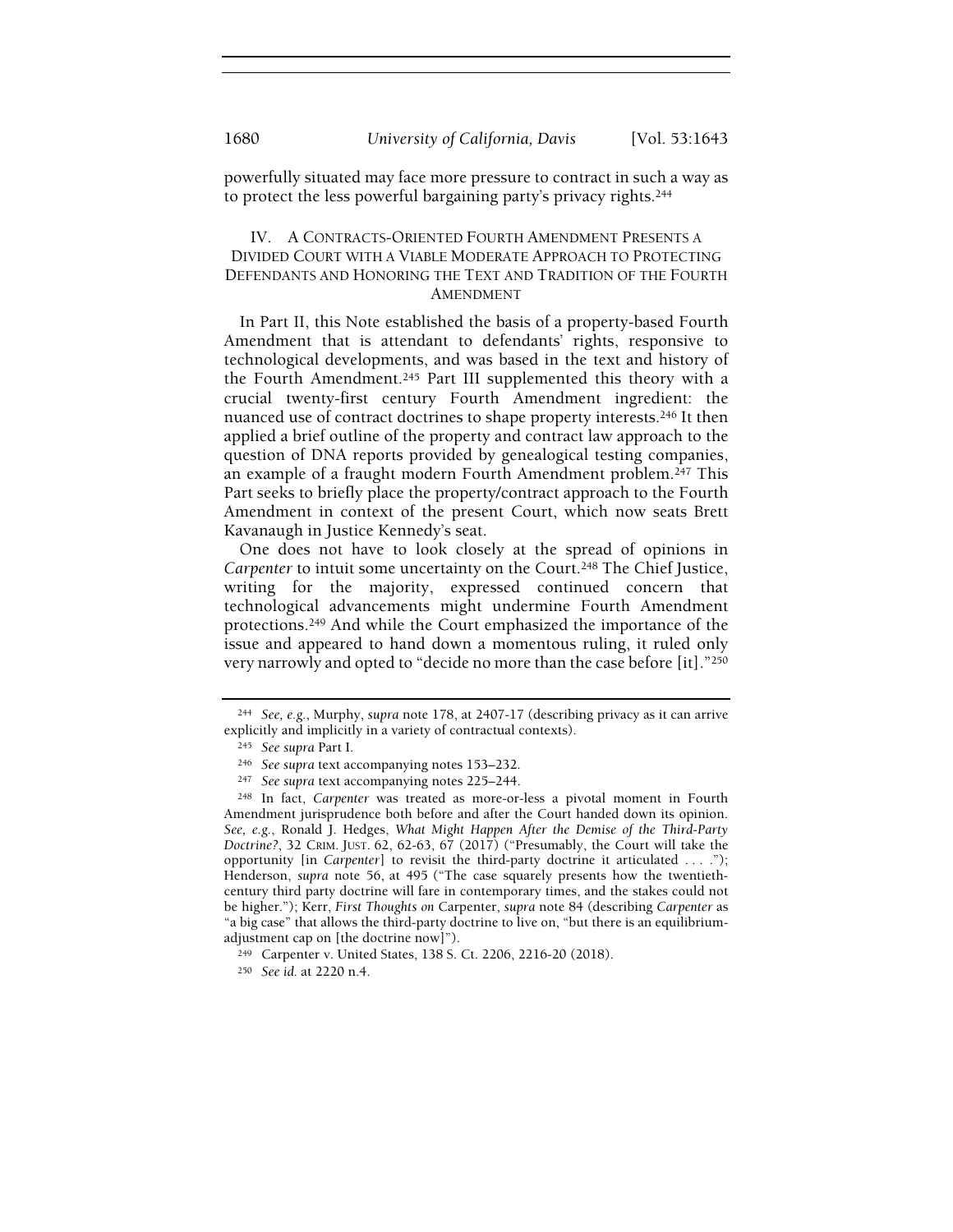powerfully situated may face more pressure to contract in such a way as to protect the less powerful bargaining party's privacy rights.[244]

## IV. A CONTRACTS-ORIENTED FOURTH AMENDMENT PRESENTS A DIVIDED COURT WITH A VIABLE MODERATE APPROACH TO PROTECTING DEFENDANTS AND HONORING THE TEXT AND TRADITION OF THE FOURTH AMENDMENT

In Part II, this Note established the basis of a property-based Fourth Amendment that is attendant to defendants' rights, responsive to technological developments, and was based in the text and history of the Fourth Amendment.[245] Part III supplemented this theory with a crucial twenty-first century Fourth Amendment ingredient: the nuanced use of contract doctrines to shape property interests.[246] It then applied a brief outline of the property and contract law approach to the question of DNA reports provided by genealogical testing companies, an example of a fraught modern Fourth Amendment problem.[247] This Part seeks to briefly place the property/contract approach to the Fourth Amendment in context of the present Court, which now seats Brett Kavanaugh in Justice Kennedy's seat.

One does not have to look closely at the spread of opinions in *Carpenter* to intuit some uncertainty on the Court.[248] The Chief Justice, writing for the majority, expressed continued concern that technological advancements might undermine Fourth Amendment protections.[249] And while the Court emphasized the importance of the issue and appeared to hand down a momentous ruling, it ruled only very narrowly and opted to "decide no more than the case before [it]."[250]

---

[244] *See, e.g.*, Murphy, *supra* note 178, at 2407-17 (describing privacy as it can arrive explicitly and implicitly in a variety of contractual contexts).

[245] *See supra* Part I.

[246] *See supra* text accompanying notes 153–232.

[247] *See supra* text accompanying notes 225–244.

[248] In fact, *Carpenter* was treated as more-or-less a pivotal moment in Fourth Amendment jurisprudence both before and after the Court handed down its opinion. *See, e.g.*, Ronald J. Hedges, *What Might Happen After the Demise of the Third-Party Doctrine?*, 32 CRIM. JUST. 62, 62-63, 67 (2017) ("Presumably, the Court will take the opportunity [in *Carpenter*] to revisit the third-party doctrine it articulated . . . ."); Henderson, *supra* note 56, at 495 ("The case squarely presents how the twentieth-century third party doctrine will fare in contemporary times, and the stakes could not be higher."); Kerr, *First Thoughts on* Carpenter, *supra* note 84 (describing *Carpenter* as "a big case" that allows the third-party doctrine to live on, "but there is an equilibrium-adjustment cap on [the doctrine now]").

[249] Carpenter v. United States, 138 S. Ct. 2206, 2216-20 (2018).

[250] *See id.* at 2220 n.4.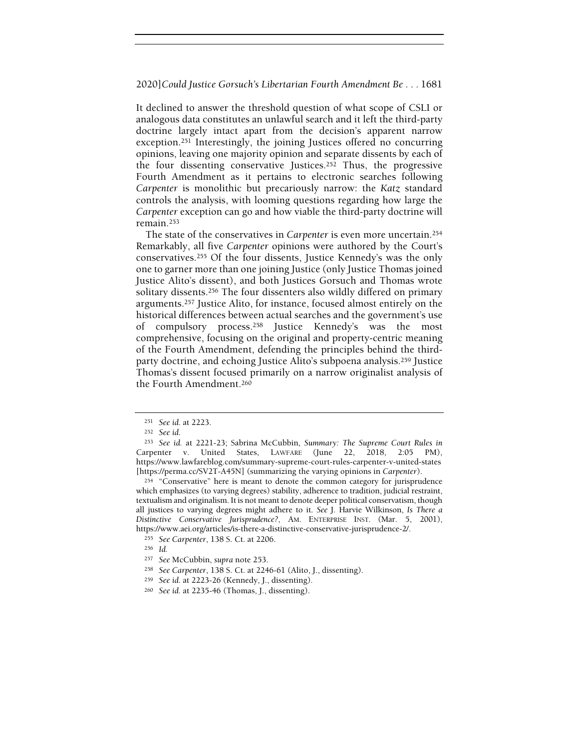It declined to answer the threshold question of what scope of CSLI or analogous data constitutes an unlawful search and it left the third-party doctrine largely intact apart from the decision's apparent narrow exception.[251] Interestingly, the joining Justices offered no concurring opinions, leaving one majority opinion and separate dissents by each of the four dissenting conservative Justices.[252] Thus, the progressive Fourth Amendment as it pertains to electronic searches following *Carpenter* is monolithic but precariously narrow: the *Katz* standard controls the analysis, with looming questions regarding how large the *Carpenter* exception can go and how viable the third-party doctrine will remain.[253]

The state of the conservatives in *Carpenter* is even more uncertain.[254] Remarkably, all five *Carpenter* opinions were authored by the Court's conservatives.[255] Of the four dissents, Justice Kennedy's was the only one to garner more than one joining Justice (only Justice Thomas joined Justice Alito's dissent), and both Justices Gorsuch and Thomas wrote solitary dissents.[256] The four dissenters also wildly differed on primary arguments.[257] Justice Alito, for instance, focused almost entirely on the historical differences between actual searches and the government's use of compulsory process.[258] Justice Kennedy's was the most comprehensive, focusing on the original and property-centric meaning of the Fourth Amendment, defending the principles behind the third-party doctrine, and echoing Justice Alito's subpoena analysis.[259] Justice Thomas's dissent focused primarily on a narrow originalist analysis of the Fourth Amendment.[260]

---

[251] *See id.* at 2223.

[252] *See id.*

[253] *See id.* at 2221-23; Sabrina McCubbin, *Summary: The Supreme Court Rules in* Carpenter v. United States, LAWFARE (June 22, 2018, 2:05 PM), https://www.lawfareblog.com/summary-supreme-court-rules-carpenter-v-united-states [https://perma.cc/SV2T-A45N] (summarizing the varying opinions in *Carpenter*).

[254] "Conservative" here is meant to denote the common category for jurisprudence which emphasizes (to varying degrees) stability, adherence to tradition, judicial restraint, textualism and originalism. It is not meant to denote deeper political conservatism, though all justices to varying degrees might adhere to it. *See* J. Harvie Wilkinson, *Is There a Distinctive Conservative Jurisprudence?*, AM. ENTERPRISE INST. (Mar. 5, 2001), https://www.aei.org/articles/is-there-a-distinctive-conservative-jurisprudence-2/.

[255] *See Carpenter*, 138 S. Ct. at 2206.

[256] *Id.*

[257] *See* McCubbin, *supra* note 253.

[258] *See Carpenter*, 138 S. Ct. at 2246-61 (Alito, J., dissenting).

[259] *See id.* at 2223-26 (Kennedy, J., dissenting).

[260] *See id.* at 2235-46 (Thomas, J., dissenting).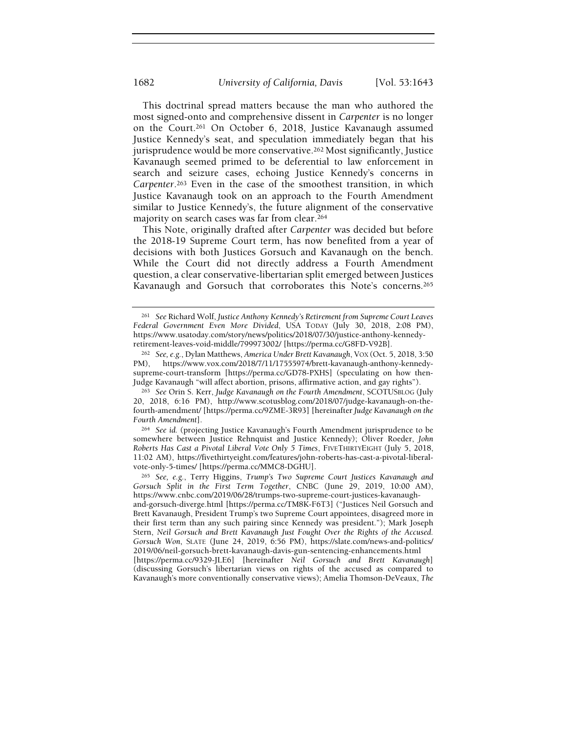This doctrinal spread matters because the man who authored the most signed-onto and comprehensive dissent in *Carpenter* is no longer on the Court.[261] On October 6, 2018, Justice Kavanaugh assumed Justice Kennedy's seat, and speculation immediately began that his jurisprudence would be more conservative.[262] Most significantly, Justice Kavanaugh seemed primed to be deferential to law enforcement in search and seizure cases, echoing Justice Kennedy's concerns in *Carpenter*.[263] Even in the case of the smoothest transition, in which Justice Kavanaugh took on an approach to the Fourth Amendment similar to Justice Kennedy's, the future alignment of the conservative majority on search cases was far from clear.[264]

This Note, originally drafted after *Carpenter* was decided but before the 2018-19 Supreme Court term, has now benefited from a year of decisions with both Justices Gorsuch and Kavanaugh on the bench. While the Court did not directly address a Fourth Amendment question, a clear conservative-libertarian split emerged between Justices Kavanaugh and Gorsuch that corroborates this Note's concerns.[265]

---

[261] *See* Richard Wolf, *Justice Anthony Kennedy's Retirement from Supreme Court Leaves Federal Government Even More Divided*, USA TODAY (July 30, 2018, 2:08 PM), https://www.usatoday.com/story/news/politics/2018/07/30/justice-anthony-kennedy-retirement-leaves-void-middle/799973002/ [https://perma.cc/G8FD-V92B].

[262] *See, e.g.*, Dylan Matthews, *America Under Brett Kavanaugh*, VOX (Oct. 5, 2018, 3:50 PM), https://www.vox.com/2018/7/11/17555974/brett-kavanaugh-anthony-kennedy-supreme-court-transform [https://perma.cc/GD78-PXHS] (speculating on how then-Judge Kavanaugh "will affect abortion, prisons, affirmative action, and gay rights").

[263] *See* Orin S. Kerr, *Judge Kavanaugh on the Fourth Amendment*, SCOTUSBLOG (July 20, 2018, 6:16 PM), http://www.scotusblog.com/2018/07/judge-kavanaugh-on-the-fourth-amendment/ [https://perma.cc/9ZME-3R93] [hereinafter *Judge Kavanaugh on the Fourth Amendment*].

[264] *See id.* (projecting Justice Kavanaugh's Fourth Amendment jurisprudence to be somewhere between Justice Rehnquist and Justice Kennedy); Oliver Roeder, *John Roberts Has Cast a Pivotal Liberal Vote Only 5 Times*, FIVETHIRTYEIGHT (July 5, 2018, 11:02 AM), https://fivethirtyeight.com/features/john-roberts-has-cast-a-pivotal-liberal-vote-only-5-times/ [https://perma.cc/MMC8-DGHU].

[265] *See, e.g.*, Terry Higgins, *Trump's Two Supreme Court Justices Kavanaugh and Gorsuch Split in the First Term Together*, CNBC (June 29, 2019, 10:00 AM), https://www.cnbc.com/2019/06/28/trumps-two-supreme-court-justices-kavanaugh-and-gorsuch-diverge.html [https://perma.cc/TM8K-F6T3] ("Justices Neil Gorsuch and Brett Kavanaugh, President Trump's two Supreme Court appointees, disagreed more in their first term than any such pairing since Kennedy was president."); Mark Joseph Stern, *Neil Gorsuch and Brett Kavanaugh Just Fought Over the Rights of the Accused. Gorsuch Won*, SLATE (June 24, 2019, 6:56 PM), https://slate.com/news-and-politics/2019/06/neil-gorsuch-brett-kavanaugh-davis-gun-sentencing-enhancements.html [https://perma.cc/9329-JLE6] [hereinafter *Neil Gorsuch and Brett Kavanaugh*] (discussing Gorsuch's libertarian views on rights of the accused as compared to Kavanaugh's more conventionally conservative views); Amelia Thomson-DeVeaux, *The*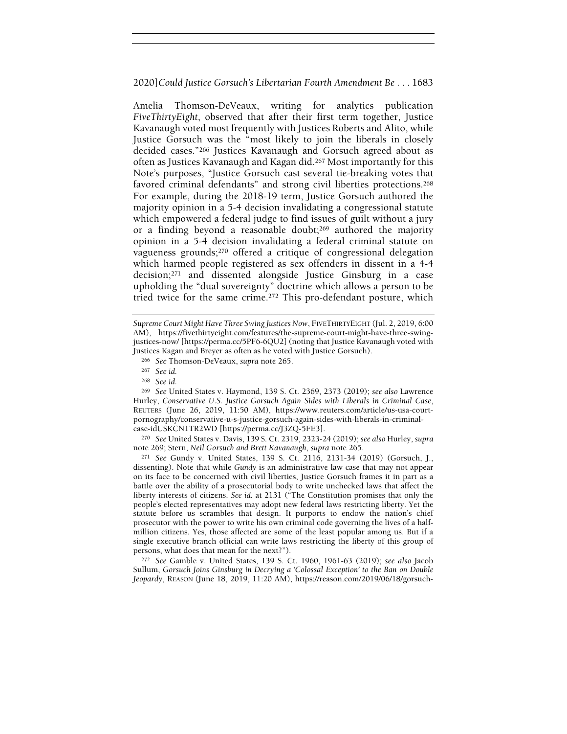Amelia Thomson-DeVeaux, writing for analytics publication *FiveThirtyEight*, observed that after their first term together, Justice Kavanaugh voted most frequently with Justices Roberts and Alito, while Justice Gorsuch was the "most likely to join the liberals in closely decided cases."[266] Justices Kavanaugh and Gorsuch agreed about as often as Justices Kavanaugh and Kagan did.[267] Most importantly for this Note's purposes, "Justice Gorsuch cast several tie-breaking votes that favored criminal defendants" and strong civil liberties protections.[268] For example, during the 2018-19 term, Justice Gorsuch authored the majority opinion in a 5-4 decision invalidating a congressional statute which empowered a federal judge to find issues of guilt without a jury or a finding beyond a reasonable doubt;[269] authored the majority opinion in a 5-4 decision invalidating a federal criminal statute on vagueness grounds;[270] offered a critique of congressional delegation which harmed people registered as sex offenders in dissent in a 4-4 decision;[271] and dissented alongside Justice Ginsburg in a case upholding the "dual sovereignty" doctrine which allows a person to be tried twice for the same crime.[272] This pro-defendant posture, which

---

*Supreme Court Might Have Three Swing Justices Now*, FIVETHIRTYEIGHT (Jul. 2, 2019, 6:00 AM), https://fivethirtyeight.com/features/the-supreme-court-might-have-three-swing-justices-now/ [https://perma.cc/5PF6-6QU2] (noting that Justice Kavanaugh voted with Justices Kagan and Breyer as often as he voted with Justice Gorsuch).

[266] *See* Thomson-DeVeaux, *supra* note 265.

[267] *See id.*

[268] *See id.*

[269] *See* United States v. Haymond, 139 S. Ct. 2369, 2373 (2019); *see also* Lawrence Hurley, *Conservative U.S. Justice Gorsuch Again Sides with Liberals in Criminal Case*, REUTERS (June 26, 2019, 11:50 AM), https://www.reuters.com/article/us-usa-court-pornography/conservative-u-s-justice-gorsuch-again-sides-with-liberals-in-criminal-case-idUSKCN1TR2WD [https://perma.cc/J3ZQ-5FE3].

[270] *See* United States v. Davis, 139 S. Ct. 2319, 2323-24 (2019); *see also* Hurley, *supra* note 269; Stern, *Neil Gorsuch and Brett Kavanaugh*, *supra* note 265.

[271] *See* Gundy v. United States, 139 S. Ct. 2116, 2131-34 (2019) (Gorsuch, J., dissenting). Note that while *Gundy* is an administrative law case that may not appear on its face to be concerned with civil liberties, Justice Gorsuch frames it in part as a battle over the ability of a prosecutorial body to write unchecked laws that affect the liberty interests of citizens. *See id.* at 2131 ("The Constitution promises that only the people's elected representatives may adopt new federal laws restricting liberty. Yet the statute before us scrambles that design. It purports to endow the nation's chief prosecutor with the power to write his own criminal code governing the lives of a half-million citizens. Yes, those affected are some of the least popular among us. But if a single executive branch official can write laws restricting the liberty of this group of persons, what does that mean for the next?").

[272] *See* Gamble v. United States, 139 S. Ct. 1960, 1961-63 (2019); *see also* Jacob Sullum, *Gorsuch Joins Ginsburg in Decrying a 'Colossal Exception' to the Ban on Double Jeopardy*, REASON (June 18, 2019, 11:20 AM), https://reason.com/2019/06/18/gorsuch-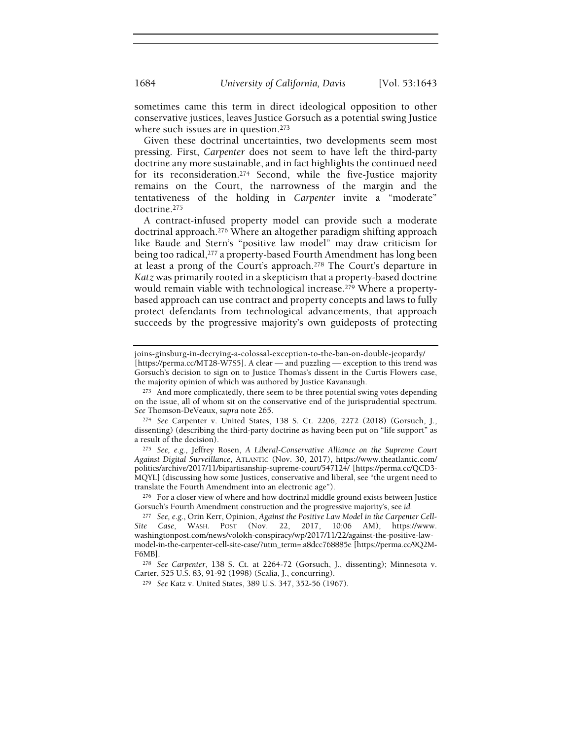sometimes came this term in direct ideological opposition to other conservative justices, leaves Justice Gorsuch as a potential swing Justice where such issues are in question.[273]

Given these doctrinal uncertainties, two developments seem most pressing. First, *Carpenter* does not seem to have left the third-party doctrine any more sustainable, and in fact highlights the continued need for its reconsideration.[274] Second, while the five-Justice majority remains on the Court, the narrowness of the margin and the tentativeness of the holding in *Carpenter* invite a "moderate" doctrine.[275]

A contract-infused property model can provide such a moderate doctrinal approach.[276] Where an altogether paradigm shifting approach like Baude and Stern's "positive law model" may draw criticism for being too radical,[277] a property-based Fourth Amendment has long been at least a prong of the Court's approach.[278] The Court's departure in *Katz* was primarily rooted in a skepticism that a property-based doctrine would remain viable with technological increase.[279] Where a property-based approach can use contract and property concepts and laws to fully protect defendants from technological advancements, that approach succeeds by the progressive majority's own guideposts of protecting

---

joins-ginsburg-in-decrying-a-colossal-exception-to-the-ban-on-double-jeopardy/ [https://perma.cc/MT28-W7S5]. A clear — and puzzling — exception to this trend was Gorsuch's decision to sign on to Justice Thomas's dissent in the Curtis Flowers case, the majority opinion of which was authored by Justice Kavanaugh.

[273] And more complicatedly, there seem to be three potential swing votes depending on the issue, all of whom sit on the conservative end of the jurisprudential spectrum. *See* Thomson-DeVeaux, *supra* note 265.

[274] *See* Carpenter v. United States, 138 S. Ct. 2206, 2272 (2018) (Gorsuch, J., dissenting) (describing the third-party doctrine as having been put on "life support" as a result of the decision).

[275] *See, e.g.*, Jeffrey Rosen, *A Liberal-Conservative Alliance on the Supreme Court Against Digital Surveillance*, ATLANTIC (Nov. 30, 2017), https://www.theatlantic.com/politics/archive/2017/11/bipartisanship-supreme-court/547124/ [https://perma.cc/QCD3-MQYL] (discussing how some Justices, conservative and liberal, see "the urgent need to translate the Fourth Amendment into an electronic age").

[276] For a closer view of where and how doctrinal middle ground exists between Justice Gorsuch's Fourth Amendment construction and the progressive majority's, see *id.*

[277] *See, e.g.*, Orin Kerr, Opinion, *Against the Positive Law Model in the Carpenter Cell-Site Case*, WASH. POST (Nov. 22, 2017, 10:06 AM), https://www.washingtonpost.com/news/volokh-conspiracy/wp/2017/11/22/against-the-positive-law-model-in-the-carpenter-cell-site-case/?utm_term=.a8dcc768885e [https://perma.cc/9Q2M-F6MB].

[278] *See Carpenter*, 138 S. Ct. at 2264-72 (Gorsuch, J., dissenting); Minnesota v. Carter, 525 U.S. 83, 91-92 (1998) (Scalia, J., concurring).

[279] *See* Katz v. United States, 389 U.S. 347, 352-56 (1967).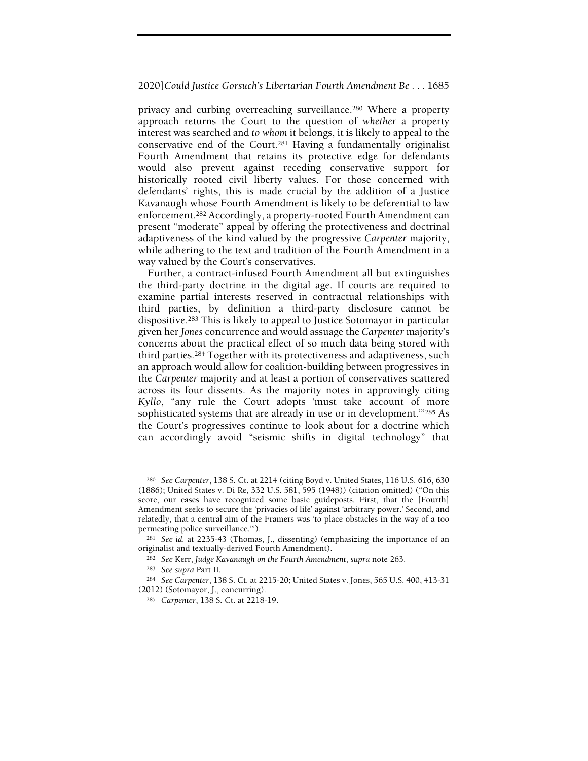privacy and curbing overreaching surveillance.[280] Where a property approach returns the Court to the question of *whether* a property interest was searched and *to whom* it belongs, it is likely to appeal to the conservative end of the Court.[281] Having a fundamentally originalist Fourth Amendment that retains its protective edge for defendants would also prevent against receding conservative support for historically rooted civil liberty values. For those concerned with defendants' rights, this is made crucial by the addition of a Justice Kavanaugh whose Fourth Amendment is likely to be deferential to law enforcement.[282] Accordingly, a property-rooted Fourth Amendment can present "moderate" appeal by offering the protectiveness and doctrinal adaptiveness of the kind valued by the progressive *Carpenter* majority, while adhering to the text and tradition of the Fourth Amendment in a way valued by the Court's conservatives.

Further, a contract-infused Fourth Amendment all but extinguishes the third-party doctrine in the digital age. If courts are required to examine partial interests reserved in contractual relationships with third parties, by definition a third-party disclosure cannot be dispositive.[283] This is likely to appeal to Justice Sotomayor in particular given her *Jones* concurrence and would assuage the *Carpenter* majority's concerns about the practical effect of so much data being stored with third parties.[284] Together with its protectiveness and adaptiveness, such an approach would allow for coalition-building between progressives in the *Carpenter* majority and at least a portion of conservatives scattered across its four dissents. As the majority notes in approvingly citing *Kyllo*, "any rule the Court adopts 'must take account of more sophisticated systems that are already in use or in development.'"[285] As the Court's progressives continue to look about for a doctrine which can accordingly avoid "seismic shifts in digital technology" that

---

[280] *See Carpenter*, 138 S. Ct. at 2214 (citing Boyd v. United States, 116 U.S. 616, 630 (1886); United States v. Di Re, 332 U.S. 581, 595 (1948)) (citation omitted) ("On this score, our cases have recognized some basic guideposts. First, that the [Fourth] Amendment seeks to secure the 'privacies of life' against 'arbitrary power.' Second, and relatedly, that a central aim of the Framers was 'to place obstacles in the way of a too permeating police surveillance.'").

[281] *See id.* at 2235-43 (Thomas, J., dissenting) (emphasizing the importance of an originalist and textually-derived Fourth Amendment).

[282] *See* Kerr, *Judge Kavanaugh on the Fourth Amendment*, *supra* note 263.

[283] *See supra* Part II.

[284] *See Carpenter*, 138 S. Ct. at 2215-20; United States v. Jones, 565 U.S. 400, 413-31 (2012) (Sotomayor, J., concurring).

[285] *Carpenter*, 138 S. Ct. at 2218-19.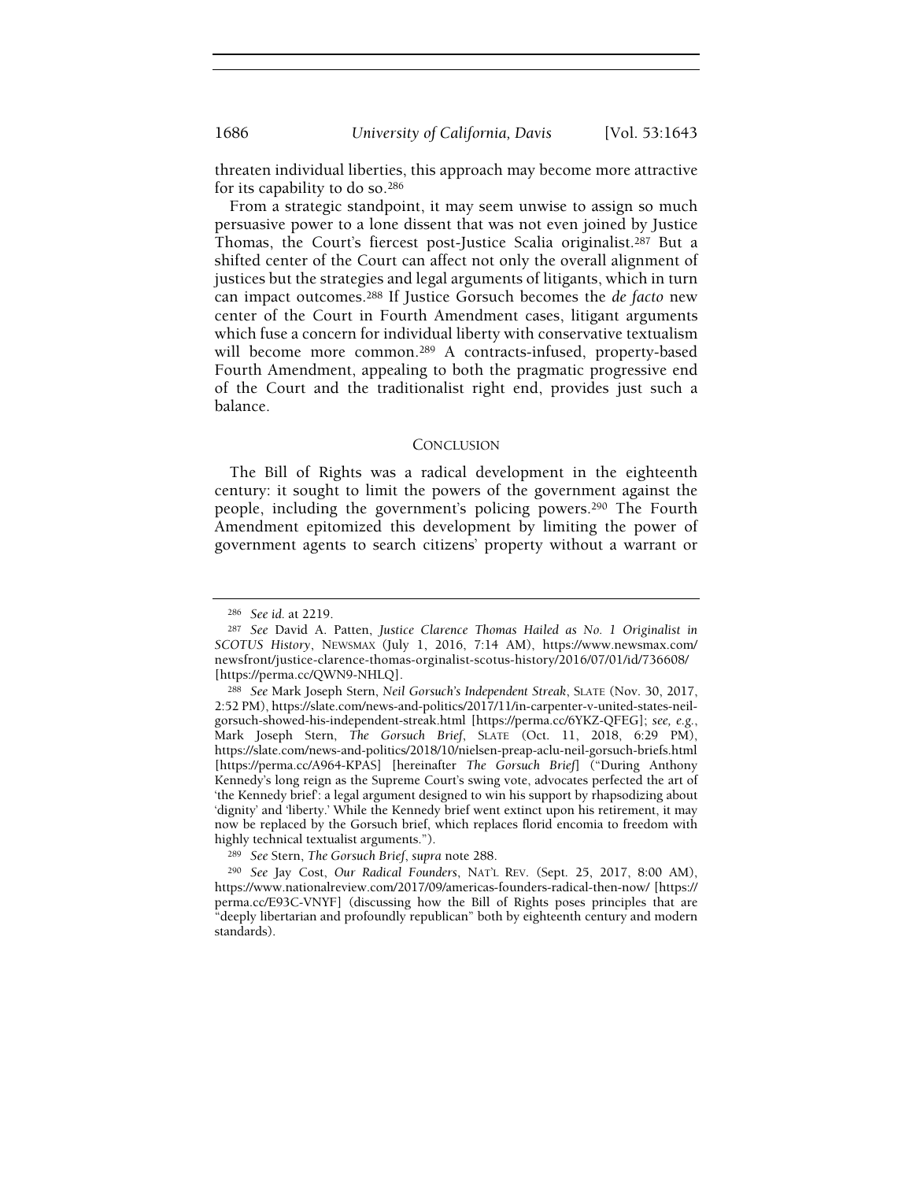threaten individual liberties, this approach may become more attractive for its capability to do so.[286]

From a strategic standpoint, it may seem unwise to assign so much persuasive power to a lone dissent that was not even joined by Justice Thomas, the Court's fiercest post-Justice Scalia originalist.[287] But a shifted center of the Court can affect not only the overall alignment of justices but the strategies and legal arguments of litigants, which in turn can impact outcomes.[288] If Justice Gorsuch becomes the *de facto* new center of the Court in Fourth Amendment cases, litigant arguments which fuse a concern for individual liberty with conservative textualism will become more common.[289] A contracts-infused, property-based Fourth Amendment, appealing to both the pragmatic progressive end of the Court and the traditionalist right end, provides just such a balance.

## CONCLUSION

The Bill of Rights was a radical development in the eighteenth century: it sought to limit the powers of the government against the people, including the government's policing powers.[290] The Fourth Amendment epitomized this development by limiting the power of government agents to search citizens' property without a warrant or

---

[286] *See id.* at 2219.

[287] *See* David A. Patten, *Justice Clarence Thomas Hailed as No. 1 Originalist in SCOTUS History*, NEWSMAX (July 1, 2016, 7:14 AM), https://www.newsmax.com/newsfront/justice-clarence-thomas-orginalist-scotus-history/2016/07/01/id/736608/ [https://perma.cc/QWN9-NHLQ].

[288] *See* Mark Joseph Stern, *Neil Gorsuch's Independent Streak*, SLATE (Nov. 30, 2017, 2:52 PM), https://slate.com/news-and-politics/2017/11/in-carpenter-v-united-states-neil-gorsuch-showed-his-independent-streak.html [https://perma.cc/6YKZ-QFEG]; *see, e.g.*, Mark Joseph Stern, *The Gorsuch Brief*, SLATE (Oct. 11, 2018, 6:29 PM), https://slate.com/news-and-politics/2018/10/nielsen-preap-aclu-neil-gorsuch-briefs.html [https://perma.cc/A964-KPAS] [hereinafter *The Gorsuch Brief*] ("During Anthony Kennedy's long reign as the Supreme Court's swing vote, advocates perfected the art of 'the Kennedy brief': a legal argument designed to win his support by rhapsodizing about 'dignity' and 'liberty.' While the Kennedy brief went extinct upon his retirement, it may now be replaced by the Gorsuch brief, which replaces florid encomia to freedom with highly technical textualist arguments.").

[289] *See* Stern, *The Gorsuch Brief*, *supra* note 288.

[290] *See* Jay Cost, *Our Radical Founders*, NAT'L REV. (Sept. 25, 2017, 8:00 AM), https://www.nationalreview.com/2017/09/americas-founders-radical-then-now/ [https://perma.cc/E93C-VNYF] (discussing how the Bill of Rights poses principles that are "deeply libertarian and profoundly republican" both by eighteenth century and modern standards).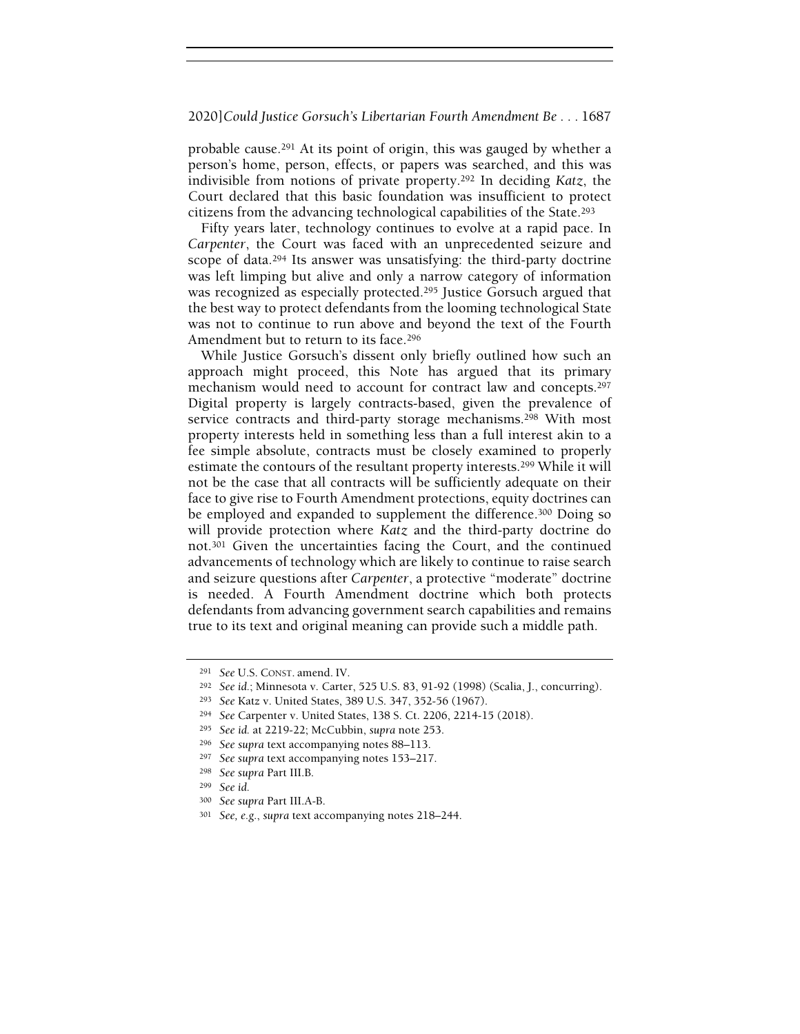probable cause.[291] At its point of origin, this was gauged by whether a person's home, person, effects, or papers was searched, and this was indivisible from notions of private property.[292] In deciding *Katz*, the Court declared that this basic foundation was insufficient to protect citizens from the advancing technological capabilities of the State.[293]

Fifty years later, technology continues to evolve at a rapid pace. In *Carpenter*, the Court was faced with an unprecedented seizure and scope of data.[294] Its answer was unsatisfying: the third-party doctrine was left limping but alive and only a narrow category of information was recognized as especially protected.[295] Justice Gorsuch argued that the best way to protect defendants from the looming technological State was not to continue to run above and beyond the text of the Fourth Amendment but to return to its face.[296]

While Justice Gorsuch's dissent only briefly outlined how such an approach might proceed, this Note has argued that its primary mechanism would need to account for contract law and concepts.[297] Digital property is largely contracts-based, given the prevalence of service contracts and third-party storage mechanisms.[298] With most property interests held in something less than a full interest akin to a fee simple absolute, contracts must be closely examined to properly estimate the contours of the resultant property interests.[299] While it will not be the case that all contracts will be sufficiently adequate on their face to give rise to Fourth Amendment protections, equity doctrines can be employed and expanded to supplement the difference.[300] Doing so will provide protection where *Katz* and the third-party doctrine do not.[301] Given the uncertainties facing the Court, and the continued advancements of technology which are likely to continue to raise search and seizure questions after *Carpenter*, a protective "moderate" doctrine is needed. A Fourth Amendment doctrine which both protects defendants from advancing government search capabilities and remains true to its text and original meaning can provide such a middle path.

---

[291] *See* U.S. CONST. amend. IV.

[292] *See id.*; Minnesota v. Carter, 525 U.S. 83, 91-92 (1998) (Scalia, J., concurring).

[293] *See* Katz v. United States, 389 U.S. 347, 352-56 (1967).

[294] *See* Carpenter v. United States, 138 S. Ct. 2206, 2214-15 (2018).

[295] *See id.* at 2219-22; McCubbin, *supra* note 253.

[296] *See supra* text accompanying notes 88–113.

[297] *See supra* text accompanying notes 153–217.

[298] *See supra* Part III.B.

[299] *See id.*

[300] *See supra* Part III.A-B.

[301] *See, e.g.*, *supra* text accompanying notes 218–244.